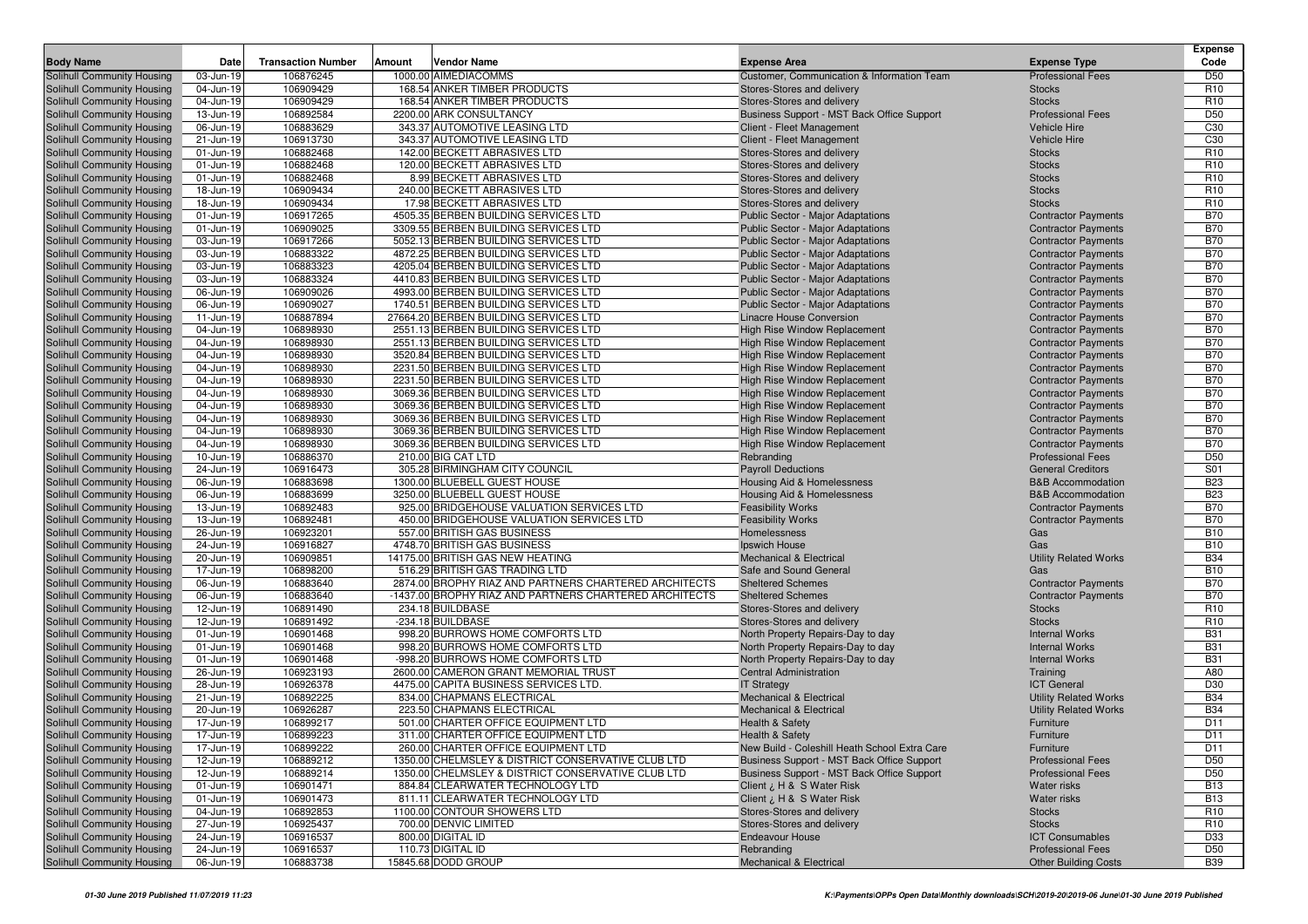| Body Name | Date | Transaction Number | Amount | Vendor Name | Expense Area | Expense Type | Expense Code |
|---|---|---|---|---|---|---|---|
| Solihull Community Housing | 03-Jun-19 | 106876245 | 1000.00 | AIMEDIACOMMS | Customer, Communication & Information Team | Professional Fees | D50 |
| Solihull Community Housing | 04-Jun-19 | 106909429 | 168.54 | ANKER TIMBER PRODUCTS | Stores-Stores and delivery | Stocks | R10 |
| Solihull Community Housing | 04-Jun-19 | 106909429 | 168.54 | ANKER TIMBER PRODUCTS | Stores-Stores and delivery | Stocks | R10 |
| Solihull Community Housing | 13-Jun-19 | 106892584 | 2200.00 | ARK CONSULTANCY | Business Support - MST Back Office Support | Professional Fees | D50 |
| Solihull Community Housing | 06-Jun-19 | 106883629 | 343.37 | AUTOMOTIVE LEASING LTD | Client - Fleet Management | Vehicle Hire | C30 |
| Solihull Community Housing | 21-Jun-19 | 106913730 | 343.37 | AUTOMOTIVE LEASING LTD | Client - Fleet Management | Vehicle Hire | C30 |
| Solihull Community Housing | 01-Jun-19 | 106882468 | 142.00 | BECKETT ABRASIVES LTD | Stores-Stores and delivery | Stocks | R10 |
| Solihull Community Housing | 01-Jun-19 | 106882468 | 120.00 | BECKETT ABRASIVES LTD | Stores-Stores and delivery | Stocks | R10 |
| Solihull Community Housing | 01-Jun-19 | 106882468 | 8.99 | BECKETT ABRASIVES LTD | Stores-Stores and delivery | Stocks | R10 |
| Solihull Community Housing | 18-Jun-19 | 106909434 | 240.00 | BECKETT ABRASIVES LTD | Stores-Stores and delivery | Stocks | R10 |
| Solihull Community Housing | 18-Jun-19 | 106909434 | 17.98 | BECKETT ABRASIVES LTD | Stores-Stores and delivery | Stocks | R10 |
| Solihull Community Housing | 01-Jun-19 | 106917265 | 4505.35 | BERBEN BUILDING SERVICES LTD | Public Sector - Major Adaptations | Contractor Payments | B70 |
| Solihull Community Housing | 01-Jun-19 | 106909025 | 3309.55 | BERBEN BUILDING SERVICES LTD | Public Sector - Major Adaptations | Contractor Payments | B70 |
| Solihull Community Housing | 03-Jun-19 | 106917266 | 5052.13 | BERBEN BUILDING SERVICES LTD | Public Sector - Major Adaptations | Contractor Payments | B70 |
| Solihull Community Housing | 03-Jun-19 | 106883322 | 4872.25 | BERBEN BUILDING SERVICES LTD | Public Sector - Major Adaptations | Contractor Payments | B70 |
| Solihull Community Housing | 03-Jun-19 | 106883323 | 4205.04 | BERBEN BUILDING SERVICES LTD | Public Sector - Major Adaptations | Contractor Payments | B70 |
| Solihull Community Housing | 03-Jun-19 | 106883324 | 4410.83 | BERBEN BUILDING SERVICES LTD | Public Sector - Major Adaptations | Contractor Payments | B70 |
| Solihull Community Housing | 06-Jun-19 | 106909026 | 4993.00 | BERBEN BUILDING SERVICES LTD | Public Sector - Major Adaptations | Contractor Payments | B70 |
| Solihull Community Housing | 06-Jun-19 | 106909027 | 1740.51 | BERBEN BUILDING SERVICES LTD | Public Sector - Major Adaptations | Contractor Payments | B70 |
| Solihull Community Housing | 11-Jun-19 | 106887894 | 27664.20 | BERBEN BUILDING SERVICES LTD | Linacre House Conversion | Contractor Payments | B70 |
| Solihull Community Housing | 04-Jun-19 | 106898930 | 2551.13 | BERBEN BUILDING SERVICES LTD | High Rise Window Replacement | Contractor Payments | B70 |
| Solihull Community Housing | 04-Jun-19 | 106898930 | 2551.13 | BERBEN BUILDING SERVICES LTD | High Rise Window Replacement | Contractor Payments | B70 |
| Solihull Community Housing | 04-Jun-19 | 106898930 | 3520.84 | BERBEN BUILDING SERVICES LTD | High Rise Window Replacement | Contractor Payments | B70 |
| Solihull Community Housing | 04-Jun-19 | 106898930 | 2231.50 | BERBEN BUILDING SERVICES LTD | High Rise Window Replacement | Contractor Payments | B70 |
| Solihull Community Housing | 04-Jun-19 | 106898930 | 2231.50 | BERBEN BUILDING SERVICES LTD | High Rise Window Replacement | Contractor Payments | B70 |
| Solihull Community Housing | 04-Jun-19 | 106898930 | 3069.36 | BERBEN BUILDING SERVICES LTD | High Rise Window Replacement | Contractor Payments | B70 |
| Solihull Community Housing | 04-Jun-19 | 106898930 | 3069.36 | BERBEN BUILDING SERVICES LTD | High Rise Window Replacement | Contractor Payments | B70 |
| Solihull Community Housing | 04-Jun-19 | 106898930 | 3069.36 | BERBEN BUILDING SERVICES LTD | High Rise Window Replacement | Contractor Payments | B70 |
| Solihull Community Housing | 04-Jun-19 | 106898930 | 3069.36 | BERBEN BUILDING SERVICES LTD | High Rise Window Replacement | Contractor Payments | B70 |
| Solihull Community Housing | 04-Jun-19 | 106898930 | 3069.36 | BERBEN BUILDING SERVICES LTD | High Rise Window Replacement | Contractor Payments | B70 |
| Solihull Community Housing | 10-Jun-19 | 106886370 | 210.00 | BIG CAT LTD | Rebranding | Professional Fees | D50 |
| Solihull Community Housing | 24-Jun-19 | 106916473 | 305.28 | BIRMINGHAM CITY COUNCIL | Payroll Deductions | General Creditors | S01 |
| Solihull Community Housing | 06-Jun-19 | 106883698 | 1300.00 | BLUEBELL GUEST HOUSE | Housing Aid & Homelessness | B&B Accommodation | B23 |
| Solihull Community Housing | 06-Jun-19 | 106883699 | 3250.00 | BLUEBELL GUEST HOUSE | Housing Aid & Homelessness | B&B Accommodation | B23 |
| Solihull Community Housing | 13-Jun-19 | 106892483 | 925.00 | BRIDGEHOUSE VALUATION SERVICES LTD | Feasibility Works | Contractor Payments | B70 |
| Solihull Community Housing | 13-Jun-19 | 106892481 | 450.00 | BRIDGEHOUSE VALUATION SERVICES LTD | Feasibility Works | Contractor Payments | B70 |
| Solihull Community Housing | 26-Jun-19 | 106923201 | 557.00 | BRITISH GAS BUSINESS | Homelessness | Gas | B10 |
| Solihull Community Housing | 24-Jun-19 | 106916827 | 4748.70 | BRITISH GAS BUSINESS | Ipswich House | Gas | B10 |
| Solihull Community Housing | 20-Jun-19 | 106909851 | 14175.00 | BRITISH GAS NEW HEATING | Mechanical & Electrical | Utility Related Works | B34 |
| Solihull Community Housing | 17-Jun-19 | 106898200 | 516.29 | BRITISH GAS TRADING LTD | Safe and Sound General | Gas | B10 |
| Solihull Community Housing | 06-Jun-19 | 106883640 | 2874.00 | BROPHY RIAZ AND PARTNERS CHARTERED ARCHITECTS | Sheltered Schemes | Contractor Payments | B70 |
| Solihull Community Housing | 06-Jun-19 | 106883640 | -1437.00 | BROPHY RIAZ AND PARTNERS CHARTERED ARCHITECTS | Sheltered Schemes | Contractor Payments | B70 |
| Solihull Community Housing | 12-Jun-19 | 106891490 | 234.18 | BUILDBASE | Stores-Stores and delivery | Stocks | R10 |
| Solihull Community Housing | 12-Jun-19 | 106891492 | -234.18 | BUILDBASE | Stores-Stores and delivery | Stocks | R10 |
| Solihull Community Housing | 01-Jun-19 | 106901468 | 998.20 | BURROWS HOME COMFORTS LTD | North Property Repairs-Day to day | Internal Works | B31 |
| Solihull Community Housing | 01-Jun-19 | 106901468 | 998.20 | BURROWS HOME COMFORTS LTD | North Property Repairs-Day to day | Internal Works | B31 |
| Solihull Community Housing | 01-Jun-19 | 106901468 | -998.20 | BURROWS HOME COMFORTS LTD | North Property Repairs-Day to day | Internal Works | B31 |
| Solihull Community Housing | 26-Jun-19 | 106923193 | 2600.00 | CAMERON GRANT MEMORIAL TRUST | Central Administration | Training | A80 |
| Solihull Community Housing | 28-Jun-19 | 106926378 | 4475.00 | CAPITA BUSINESS SERVICES LTD. | IT Strategy | ICT General | D30 |
| Solihull Community Housing | 21-Jun-19 | 106892225 | 834.00 | CHAPMANS ELECTRICAL | Mechanical & Electrical | Utility Related Works | B34 |
| Solihull Community Housing | 20-Jun-19 | 106926287 | 223.50 | CHAPMANS ELECTRICAL | Mechanical & Electrical | Utility Related Works | B34 |
| Solihull Community Housing | 17-Jun-19 | 106899217 | 501.00 | CHARTER OFFICE EQUIPMENT LTD | Health & Safety | Furniture | D11 |
| Solihull Community Housing | 17-Jun-19 | 106899223 | 311.00 | CHARTER OFFICE EQUIPMENT LTD | Health & Safety | Furniture | D11 |
| Solihull Community Housing | 17-Jun-19 | 106899222 | 260.00 | CHARTER OFFICE EQUIPMENT LTD | New Build - Coleshill Heath School Extra Care | Furniture | D11 |
| Solihull Community Housing | 12-Jun-19 | 106889212 | 1350.00 | CHELMSLEY & DISTRICT CONSERVATIVE CLUB LTD | Business Support - MST Back Office Support | Professional Fees | D50 |
| Solihull Community Housing | 12-Jun-19 | 106889214 | 1350.00 | CHELMSLEY & DISTRICT CONSERVATIVE CLUB LTD | Business Support - MST Back Office Support | Professional Fees | D50 |
| Solihull Community Housing | 01-Jun-19 | 106901471 | 884.84 | CLEARWATER TECHNOLOGY LTD | Client ¿ H & S Water Risk | Water risks | B13 |
| Solihull Community Housing | 01-Jun-19 | 106901473 | 811.11 | CLEARWATER TECHNOLOGY LTD | Client ¿ H & S Water Risk | Water risks | B13 |
| Solihull Community Housing | 04-Jun-19 | 106892853 | 1100.00 | CONTOUR SHOWERS LTD | Stores-Stores and delivery | Stocks | R10 |
| Solihull Community Housing | 27-Jun-19 | 106925437 | 700.00 | DENVIC LIMITED | Stores-Stores and delivery | Stocks | R10 |
| Solihull Community Housing | 24-Jun-19 | 106916537 | 800.00 | DIGITAL ID | Endeavour House | ICT Consumables | D33 |
| Solihull Community Housing | 24-Jun-19 | 106916537 | 110.73 | DIGITAL ID | Rebranding | Professional Fees | D50 |
| Solihull Community Housing | 06-Jun-19 | 106883738 | 15845.68 | DODD GROUP | Mechanical & Electrical | Other Building Costs | B39 |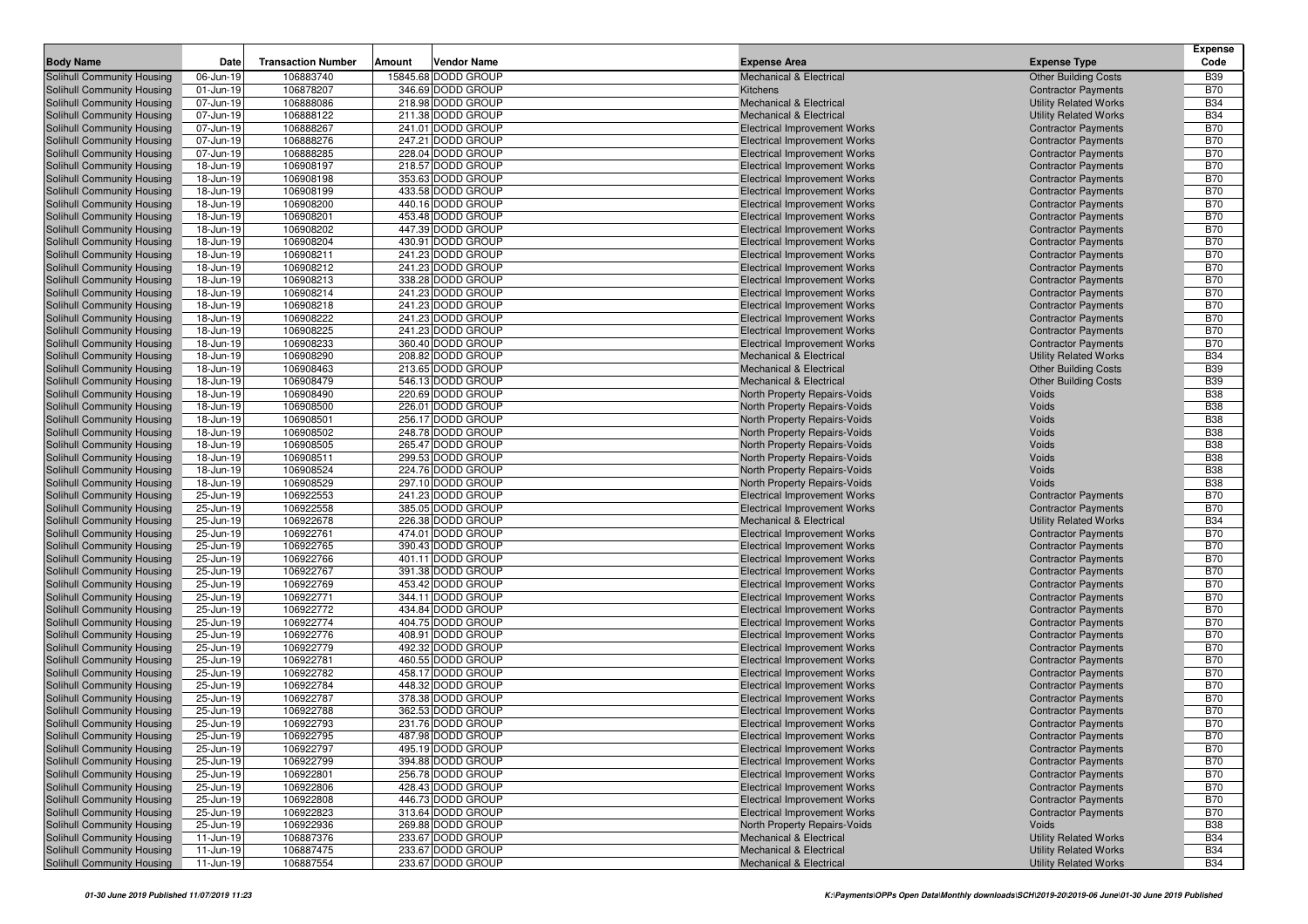| Body Name | Date | Transaction Number | Amount | Vendor Name | Expense Area | Expense Type | Expense Code |
|---|---|---|---|---|---|---|---|
| Solihull Community Housing | 06-Jun-19 | 106883740 | 15845.68 | DODD GROUP | Mechanical & Electrical | Other Building Costs | B39 |
| Solihull Community Housing | 01-Jun-19 | 106878207 | 346.69 | DODD GROUP | Kitchens | Contractor Payments | B70 |
| Solihull Community Housing | 07-Jun-19 | 106888086 | 218.98 | DODD GROUP | Mechanical & Electrical | Utility Related Works | B34 |
| Solihull Community Housing | 07-Jun-19 | 106888122 | 211.38 | DODD GROUP | Mechanical & Electrical | Utility Related Works | B34 |
| Solihull Community Housing | 07-Jun-19 | 106888267 | 241.01 | DODD GROUP | Electrical Improvement Works | Contractor Payments | B70 |
| Solihull Community Housing | 07-Jun-19 | 106888276 | 247.21 | DODD GROUP | Electrical Improvement Works | Contractor Payments | B70 |
| Solihull Community Housing | 07-Jun-19 | 106888285 | 228.04 | DODD GROUP | Electrical Improvement Works | Contractor Payments | B70 |
| Solihull Community Housing | 18-Jun-19 | 106908197 | 218.57 | DODD GROUP | Electrical Improvement Works | Contractor Payments | B70 |
| Solihull Community Housing | 18-Jun-19 | 106908198 | 353.63 | DODD GROUP | Electrical Improvement Works | Contractor Payments | B70 |
| Solihull Community Housing | 18-Jun-19 | 106908199 | 433.58 | DODD GROUP | Electrical Improvement Works | Contractor Payments | B70 |
| Solihull Community Housing | 18-Jun-19 | 106908200 | 440.16 | DODD GROUP | Electrical Improvement Works | Contractor Payments | B70 |
| Solihull Community Housing | 18-Jun-19 | 106908201 | 453.48 | DODD GROUP | Electrical Improvement Works | Contractor Payments | B70 |
| Solihull Community Housing | 18-Jun-19 | 106908202 | 447.39 | DODD GROUP | Electrical Improvement Works | Contractor Payments | B70 |
| Solihull Community Housing | 18-Jun-19 | 106908204 | 430.91 | DODD GROUP | Electrical Improvement Works | Contractor Payments | B70 |
| Solihull Community Housing | 18-Jun-19 | 106908211 | 241.23 | DODD GROUP | Electrical Improvement Works | Contractor Payments | B70 |
| Solihull Community Housing | 18-Jun-19 | 106908212 | 241.23 | DODD GROUP | Electrical Improvement Works | Contractor Payments | B70 |
| Solihull Community Housing | 18-Jun-19 | 106908213 | 338.28 | DODD GROUP | Electrical Improvement Works | Contractor Payments | B70 |
| Solihull Community Housing | 18-Jun-19 | 106908214 | 241.23 | DODD GROUP | Electrical Improvement Works | Contractor Payments | B70 |
| Solihull Community Housing | 18-Jun-19 | 106908218 | 241.23 | DODD GROUP | Electrical Improvement Works | Contractor Payments | B70 |
| Solihull Community Housing | 18-Jun-19 | 106908222 | 241.23 | DODD GROUP | Electrical Improvement Works | Contractor Payments | B70 |
| Solihull Community Housing | 18-Jun-19 | 106908225 | 241.23 | DODD GROUP | Electrical Improvement Works | Contractor Payments | B70 |
| Solihull Community Housing | 18-Jun-19 | 106908233 | 360.40 | DODD GROUP | Electrical Improvement Works | Contractor Payments | B70 |
| Solihull Community Housing | 18-Jun-19 | 106908290 | 208.82 | DODD GROUP | Mechanical & Electrical | Utility Related Works | B34 |
| Solihull Community Housing | 18-Jun-19 | 106908463 | 213.65 | DODD GROUP | Mechanical & Electrical | Other Building Costs | B39 |
| Solihull Community Housing | 18-Jun-19 | 106908479 | 546.13 | DODD GROUP | Mechanical & Electrical | Other Building Costs | B39 |
| Solihull Community Housing | 18-Jun-19 | 106908490 | 220.69 | DODD GROUP | North Property Repairs-Voids | Voids | B38 |
| Solihull Community Housing | 18-Jun-19 | 106908500 | 226.01 | DODD GROUP | North Property Repairs-Voids | Voids | B38 |
| Solihull Community Housing | 18-Jun-19 | 106908501 | 256.17 | DODD GROUP | North Property Repairs-Voids | Voids | B38 |
| Solihull Community Housing | 18-Jun-19 | 106908502 | 248.78 | DODD GROUP | North Property Repairs-Voids | Voids | B38 |
| Solihull Community Housing | 18-Jun-19 | 106908505 | 265.47 | DODD GROUP | North Property Repairs-Voids | Voids | B38 |
| Solihull Community Housing | 18-Jun-19 | 106908511 | 299.53 | DODD GROUP | North Property Repairs-Voids | Voids | B38 |
| Solihull Community Housing | 18-Jun-19 | 106908524 | 224.76 | DODD GROUP | North Property Repairs-Voids | Voids | B38 |
| Solihull Community Housing | 18-Jun-19 | 106908529 | 297.10 | DODD GROUP | North Property Repairs-Voids | Voids | B38 |
| Solihull Community Housing | 25-Jun-19 | 106922553 | 241.23 | DODD GROUP | Electrical Improvement Works | Contractor Payments | B70 |
| Solihull Community Housing | 25-Jun-19 | 106922558 | 385.05 | DODD GROUP | Electrical Improvement Works | Contractor Payments | B70 |
| Solihull Community Housing | 25-Jun-19 | 106922678 | 226.38 | DODD GROUP | Mechanical & Electrical | Utility Related Works | B34 |
| Solihull Community Housing | 25-Jun-19 | 106922761 | 474.01 | DODD GROUP | Electrical Improvement Works | Contractor Payments | B70 |
| Solihull Community Housing | 25-Jun-19 | 106922765 | 390.43 | DODD GROUP | Electrical Improvement Works | Contractor Payments | B70 |
| Solihull Community Housing | 25-Jun-19 | 106922766 | 401.11 | DODD GROUP | Electrical Improvement Works | Contractor Payments | B70 |
| Solihull Community Housing | 25-Jun-19 | 106922767 | 391.38 | DODD GROUP | Electrical Improvement Works | Contractor Payments | B70 |
| Solihull Community Housing | 25-Jun-19 | 106922769 | 453.42 | DODD GROUP | Electrical Improvement Works | Contractor Payments | B70 |
| Solihull Community Housing | 25-Jun-19 | 106922771 | 344.11 | DODD GROUP | Electrical Improvement Works | Contractor Payments | B70 |
| Solihull Community Housing | 25-Jun-19 | 106922772 | 434.84 | DODD GROUP | Electrical Improvement Works | Contractor Payments | B70 |
| Solihull Community Housing | 25-Jun-19 | 106922774 | 404.75 | DODD GROUP | Electrical Improvement Works | Contractor Payments | B70 |
| Solihull Community Housing | 25-Jun-19 | 106922776 | 408.91 | DODD GROUP | Electrical Improvement Works | Contractor Payments | B70 |
| Solihull Community Housing | 25-Jun-19 | 106922779 | 492.32 | DODD GROUP | Electrical Improvement Works | Contractor Payments | B70 |
| Solihull Community Housing | 25-Jun-19 | 106922781 | 460.55 | DODD GROUP | Electrical Improvement Works | Contractor Payments | B70 |
| Solihull Community Housing | 25-Jun-19 | 106922782 | 458.17 | DODD GROUP | Electrical Improvement Works | Contractor Payments | B70 |
| Solihull Community Housing | 25-Jun-19 | 106922784 | 448.32 | DODD GROUP | Electrical Improvement Works | Contractor Payments | B70 |
| Solihull Community Housing | 25-Jun-19 | 106922787 | 378.38 | DODD GROUP | Electrical Improvement Works | Contractor Payments | B70 |
| Solihull Community Housing | 25-Jun-19 | 106922788 | 362.53 | DODD GROUP | Electrical Improvement Works | Contractor Payments | B70 |
| Solihull Community Housing | 25-Jun-19 | 106922793 | 231.76 | DODD GROUP | Electrical Improvement Works | Contractor Payments | B70 |
| Solihull Community Housing | 25-Jun-19 | 106922795 | 487.98 | DODD GROUP | Electrical Improvement Works | Contractor Payments | B70 |
| Solihull Community Housing | 25-Jun-19 | 106922797 | 495.19 | DODD GROUP | Electrical Improvement Works | Contractor Payments | B70 |
| Solihull Community Housing | 25-Jun-19 | 106922799 | 394.88 | DODD GROUP | Electrical Improvement Works | Contractor Payments | B70 |
| Solihull Community Housing | 25-Jun-19 | 106922801 | 256.78 | DODD GROUP | Electrical Improvement Works | Contractor Payments | B70 |
| Solihull Community Housing | 25-Jun-19 | 106922806 | 428.43 | DODD GROUP | Electrical Improvement Works | Contractor Payments | B70 |
| Solihull Community Housing | 25-Jun-19 | 106922808 | 446.73 | DODD GROUP | Electrical Improvement Works | Contractor Payments | B70 |
| Solihull Community Housing | 25-Jun-19 | 106922823 | 313.64 | DODD GROUP | Electrical Improvement Works | Contractor Payments | B70 |
| Solihull Community Housing | 25-Jun-19 | 106922936 | 269.88 | DODD GROUP | North Property Repairs-Voids | Voids | B38 |
| Solihull Community Housing | 11-Jun-19 | 106887376 | 233.67 | DODD GROUP | Mechanical & Electrical | Utility Related Works | B34 |
| Solihull Community Housing | 11-Jun-19 | 106887475 | 233.67 | DODD GROUP | Mechanical & Electrical | Utility Related Works | B34 |
| Solihull Community Housing | 11-Jun-19 | 106887554 | 233.67 | DODD GROUP | Mechanical & Electrical | Utility Related Works | B34 |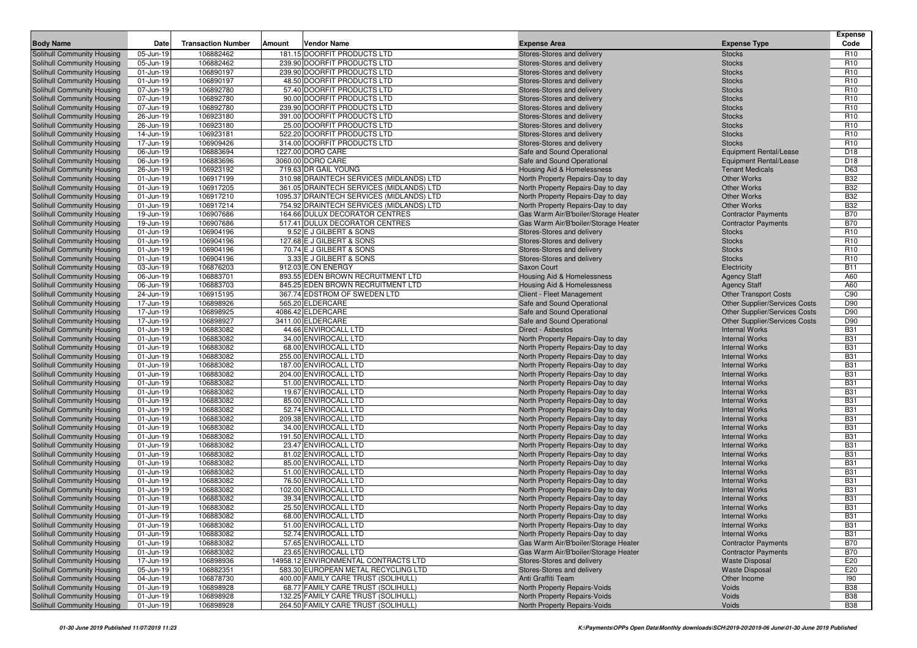| Body Name | Date | Transaction Number | Amount | Vendor Name | Expense Area | Expense Type | Expense Code |
|---|---|---|---|---|---|---|---|
| Solihull Community Housing | 05-Jun-19 | 106882462 | 181.15 | DOORFIT PRODUCTS LTD | Stores-Stores and delivery | Stocks | R10 |
| Solihull Community Housing | 05-Jun-19 | 106882462 | 239.90 | DOORFIT PRODUCTS LTD | Stores-Stores and delivery | Stocks | R10 |
| Solihull Community Housing | 01-Jun-19 | 106890197 | 239.90 | DOORFIT PRODUCTS LTD | Stores-Stores and delivery | Stocks | R10 |
| Solihull Community Housing | 01-Jun-19 | 106890197 | 48.50 | DOORFIT PRODUCTS LTD | Stores-Stores and delivery | Stocks | R10 |
| Solihull Community Housing | 07-Jun-19 | 106892780 | 57.40 | DOORFIT PRODUCTS LTD | Stores-Stores and delivery | Stocks | R10 |
| Solihull Community Housing | 07-Jun-19 | 106892780 | 90.00 | DOORFIT PRODUCTS LTD | Stores-Stores and delivery | Stocks | R10 |
| Solihull Community Housing | 07-Jun-19 | 106892780 | 239.90 | DOORFIT PRODUCTS LTD | Stores-Stores and delivery | Stocks | R10 |
| Solihull Community Housing | 26-Jun-19 | 106923180 | 391.00 | DOORFIT PRODUCTS LTD | Stores-Stores and delivery | Stocks | R10 |
| Solihull Community Housing | 26-Jun-19 | 106923180 | 25.00 | DOORFIT PRODUCTS LTD | Stores-Stores and delivery | Stocks | R10 |
| Solihull Community Housing | 14-Jun-19 | 106923181 | 522.20 | DOORFIT PRODUCTS LTD | Stores-Stores and delivery | Stocks | R10 |
| Solihull Community Housing | 17-Jun-19 | 106909426 | 314.00 | DOORFIT PRODUCTS LTD | Stores-Stores and delivery | Stocks | R10 |
| Solihull Community Housing | 06-Jun-19 | 106883694 | 1227.00 | DORO CARE | Safe and Sound Operational | Equipment Rental/Lease | D18 |
| Solihull Community Housing | 06-Jun-19 | 106883696 | 3060.00 | DORO CARE | Safe and Sound Operational | Equipment Rental/Lease | D18 |
| Solihull Community Housing | 26-Jun-19 | 106923192 | 719.63 | DR GAIL YOUNG | Housing Aid & Homelessness | Tenant Medicals | D63 |
| Solihull Community Housing | 01-Jun-19 | 106917199 | 310.98 | DRAINTECH SERVICES (MIDLANDS) LTD | North Property Repairs-Day to day | Other Works | B32 |
| Solihull Community Housing | 01-Jun-19 | 106917205 | 361.05 | DRAINTECH SERVICES (MIDLANDS) LTD | North Property Repairs-Day to day | Other Works | B32 |
| Solihull Community Housing | 01-Jun-19 | 106917210 | 1095.37 | DRAINTECH SERVICES (MIDLANDS) LTD | North Property Repairs-Day to day | Other Works | B32 |
| Solihull Community Housing | 01-Jun-19 | 106917214 | 754.92 | DRAINTECH SERVICES (MIDLANDS) LTD | North Property Repairs-Day to day | Other Works | B32 |
| Solihull Community Housing | 19-Jun-19 | 106907686 | 164.66 | DULUX DECORATOR CENTRES | Gas Warm Air/B'boiler/Storage Heater | Contractor Payments | B70 |
| Solihull Community Housing | 19-Jun-19 | 106907686 | 517.41 | DULUX DECORATOR CENTRES | Gas Warm Air/B'boiler/Storage Heater | Contractor Payments | B70 |
| Solihull Community Housing | 01-Jun-19 | 106904196 | 9.52 | E J GILBERT & SONS | Stores-Stores and delivery | Stocks | R10 |
| Solihull Community Housing | 01-Jun-19 | 106904196 | 127.68 | E J GILBERT & SONS | Stores-Stores and delivery | Stocks | R10 |
| Solihull Community Housing | 01-Jun-19 | 106904196 | 70.74 | E J GILBERT & SONS | Stores-Stores and delivery | Stocks | R10 |
| Solihull Community Housing | 01-Jun-19 | 106904196 | 3.33 | E J GILBERT & SONS | Stores-Stores and delivery | Stocks | R10 |
| Solihull Community Housing | 03-Jun-19 | 106876203 | 912.03 | E.ON ENERGY | Saxon Court | Electricity | B11 |
| Solihull Community Housing | 06-Jun-19 | 106883701 | 893.55 | EDEN BROWN RECRUITMENT LTD | Housing Aid & Homelessness | Agency Staff | A60 |
| Solihull Community Housing | 06-Jun-19 | 106883703 | 845.25 | EDEN BROWN RECRUITMENT LTD | Housing Aid & Homelessness | Agency Staff | A60 |
| Solihull Community Housing | 24-Jun-19 | 106915195 | 367.74 | EDSTROM OF SWEDEN LTD | Client - Fleet Management | Other Transport Costs | C90 |
| Solihull Community Housing | 17-Jun-19 | 106898926 | 565.20 | ELDERCARE | Safe and Sound Operational | Other Supplier/Services Costs | D90 |
| Solihull Community Housing | 17-Jun-19 | 106898925 | 4086.42 | ELDERCARE | Safe and Sound Operational | Other Supplier/Services Costs | D90 |
| Solihull Community Housing | 17-Jun-19 | 106898927 | 3411.00 | ELDERCARE | Safe and Sound Operational | Other Supplier/Services Costs | D90 |
| Solihull Community Housing | 01-Jun-19 | 106883082 | 44.66 | ENVIROCALL LTD | Direct - Asbestos | Internal Works | B31 |
| Solihull Community Housing | 01-Jun-19 | 106883082 | 34.00 | ENVIROCALL LTD | North Property Repairs-Day to day | Internal Works | B31 |
| Solihull Community Housing | 01-Jun-19 | 106883082 | 68.00 | ENVIROCALL LTD | North Property Repairs-Day to day | Internal Works | B31 |
| Solihull Community Housing | 01-Jun-19 | 106883082 | 255.00 | ENVIROCALL LTD | North Property Repairs-Day to day | Internal Works | B31 |
| Solihull Community Housing | 01-Jun-19 | 106883082 | 187.00 | ENVIROCALL LTD | North Property Repairs-Day to day | Internal Works | B31 |
| Solihull Community Housing | 01-Jun-19 | 106883082 | 204.00 | ENVIROCALL LTD | North Property Repairs-Day to day | Internal Works | B31 |
| Solihull Community Housing | 01-Jun-19 | 106883082 | 51.00 | ENVIROCALL LTD | North Property Repairs-Day to day | Internal Works | B31 |
| Solihull Community Housing | 01-Jun-19 | 106883082 | 19.67 | ENVIROCALL LTD | North Property Repairs-Day to day | Internal Works | B31 |
| Solihull Community Housing | 01-Jun-19 | 106883082 | 85.00 | ENVIROCALL LTD | North Property Repairs-Day to day | Internal Works | B31 |
| Solihull Community Housing | 01-Jun-19 | 106883082 | 52.74 | ENVIROCALL LTD | North Property Repairs-Day to day | Internal Works | B31 |
| Solihull Community Housing | 01-Jun-19 | 106883082 | 209.38 | ENVIROCALL LTD | North Property Repairs-Day to day | Internal Works | B31 |
| Solihull Community Housing | 01-Jun-19 | 106883082 | 34.00 | ENVIROCALL LTD | North Property Repairs-Day to day | Internal Works | B31 |
| Solihull Community Housing | 01-Jun-19 | 106883082 | 191.50 | ENVIROCALL LTD | North Property Repairs-Day to day | Internal Works | B31 |
| Solihull Community Housing | 01-Jun-19 | 106883082 | 23.47 | ENVIROCALL LTD | North Property Repairs-Day to day | Internal Works | B31 |
| Solihull Community Housing | 01-Jun-19 | 106883082 | 81.02 | ENVIROCALL LTD | North Property Repairs-Day to day | Internal Works | B31 |
| Solihull Community Housing | 01-Jun-19 | 106883082 | 85.00 | ENVIROCALL LTD | North Property Repairs-Day to day | Internal Works | B31 |
| Solihull Community Housing | 01-Jun-19 | 106883082 | 51.00 | ENVIROCALL LTD | North Property Repairs-Day to day | Internal Works | B31 |
| Solihull Community Housing | 01-Jun-19 | 106883082 | 76.50 | ENVIROCALL LTD | North Property Repairs-Day to day | Internal Works | B31 |
| Solihull Community Housing | 01-Jun-19 | 106883082 | 102.00 | ENVIROCALL LTD | North Property Repairs-Day to day | Internal Works | B31 |
| Solihull Community Housing | 01-Jun-19 | 106883082 | 39.34 | ENVIROCALL LTD | North Property Repairs-Day to day | Internal Works | B31 |
| Solihull Community Housing | 01-Jun-19 | 106883082 | 25.50 | ENVIROCALL LTD | North Property Repairs-Day to day | Internal Works | B31 |
| Solihull Community Housing | 01-Jun-19 | 106883082 | 68.00 | ENVIROCALL LTD | North Property Repairs-Day to day | Internal Works | B31 |
| Solihull Community Housing | 01-Jun-19 | 106883082 | 51.00 | ENVIROCALL LTD | North Property Repairs-Day to day | Internal Works | B31 |
| Solihull Community Housing | 01-Jun-19 | 106883082 | 52.74 | ENVIROCALL LTD | North Property Repairs-Day to day | Internal Works | B31 |
| Solihull Community Housing | 01-Jun-19 | 106883082 | 57.65 | ENVIROCALL LTD | Gas Warm Air/B'boiler/Storage Heater | Contractor Payments | B70 |
| Solihull Community Housing | 01-Jun-19 | 106883082 | 23.65 | ENVIROCALL LTD | Gas Warm Air/B'boiler/Storage Heater | Contractor Payments | B70 |
| Solihull Community Housing | 17-Jun-19 | 106898936 | 14958.12 | ENVIRONMENTAL CONTRACTS LTD | Stores-Stores and delivery | Waste Disposal | E20 |
| Solihull Community Housing | 05-Jun-19 | 106882351 | 583.30 | EUROPEAN METAL RECYCLING LTD | Stores-Stores and delivery | Waste Disposal | E20 |
| Solihull Community Housing | 04-Jun-19 | 106878730 | 400.00 | FAMILY CARE TRUST (SOLIHULL) | Anti Graffiti Team | Other Income | I90 |
| Solihull Community Housing | 01-Jun-19 | 106898928 | 68.77 | FAMILY CARE TRUST (SOLIHULL) | North Property Repairs-Voids | Voids | B38 |
| Solihull Community Housing | 01-Jun-19 | 106898928 | 132.25 | FAMILY CARE TRUST (SOLIHULL) | North Property Repairs-Voids | Voids | B38 |
| Solihull Community Housing | 01-Jun-19 | 106898928 | 264.50 | FAMILY CARE TRUST (SOLIHULL) | North Property Repairs-Voids | Voids | B38 |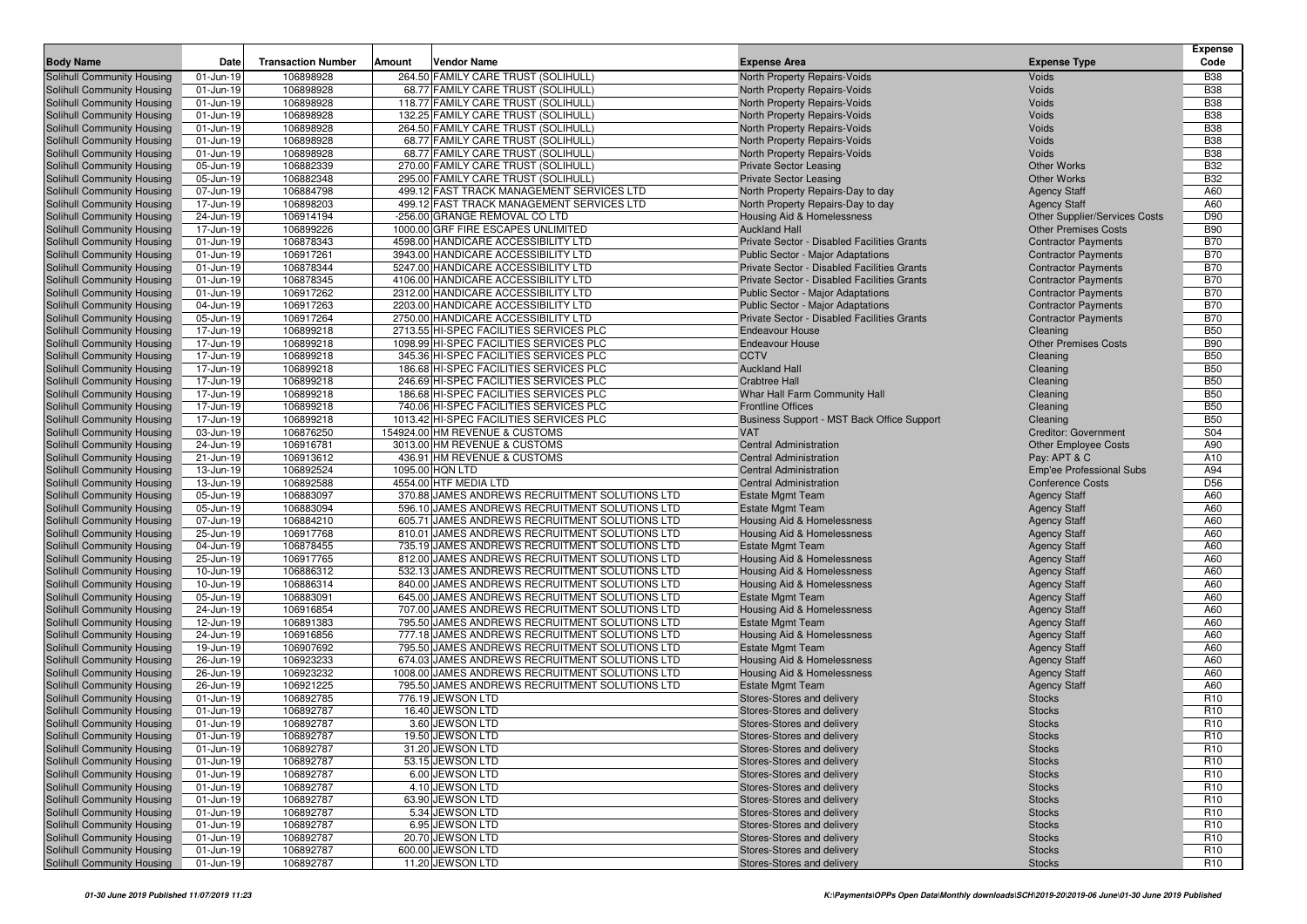| Body Name | Date | Transaction Number | Amount | Vendor Name | Expense Area | Expense Type | Expense Code |
|---|---|---|---|---|---|---|---|
| Solihull Community Housing | 01-Jun-19 | 106898928 | 264.50 | FAMILY CARE TRUST (SOLIHULL) | North Property Repairs-Voids | Voids | B38 |
| Solihull Community Housing | 01-Jun-19 | 106898928 | 68.77 | FAMILY CARE TRUST (SOLIHULL) | North Property Repairs-Voids | Voids | B38 |
| Solihull Community Housing | 01-Jun-19 | 106898928 | 118.77 | FAMILY CARE TRUST (SOLIHULL) | North Property Repairs-Voids | Voids | B38 |
| Solihull Community Housing | 01-Jun-19 | 106898928 | 132.25 | FAMILY CARE TRUST (SOLIHULL) | North Property Repairs-Voids | Voids | B38 |
| Solihull Community Housing | 01-Jun-19 | 106898928 | 264.50 | FAMILY CARE TRUST (SOLIHULL) | North Property Repairs-Voids | Voids | B38 |
| Solihull Community Housing | 01-Jun-19 | 106898928 | 68.77 | FAMILY CARE TRUST (SOLIHULL) | North Property Repairs-Voids | Voids | B38 |
| Solihull Community Housing | 01-Jun-19 | 106898928 | 68.77 | FAMILY CARE TRUST (SOLIHULL) | North Property Repairs-Voids | Voids | B38 |
| Solihull Community Housing | 05-Jun-19 | 106882339 | 270.00 | FAMILY CARE TRUST (SOLIHULL) | Private Sector Leasing | Other Works | B32 |
| Solihull Community Housing | 05-Jun-19 | 106882348 | 295.00 | FAMILY CARE TRUST (SOLIHULL) | Private Sector Leasing | Other Works | B32 |
| Solihull Community Housing | 07-Jun-19 | 106884798 | 499.12 | FAST TRACK MANAGEMENT SERVICES LTD | North Property Repairs-Day to day | Agency Staff | A60 |
| Solihull Community Housing | 17-Jun-19 | 106898203 | 499.12 | FAST TRACK MANAGEMENT SERVICES LTD | North Property Repairs-Day to day | Agency Staff | A60 |
| Solihull Community Housing | 24-Jun-19 | 106914194 | -256.00 | GRANGE REMOVAL CO LTD | Housing Aid & Homelessness | Other Supplier/Services Costs | D90 |
| Solihull Community Housing | 17-Jun-19 | 106899226 | 1000.00 | GRF FIRE ESCAPES UNLIMITED | Auckland Hall | Other Premises Costs | B90 |
| Solihull Community Housing | 01-Jun-19 | 106878343 | 4598.00 | HANDICARE ACCESSIBILITY LTD | Private Sector - Disabled Facilities Grants | Contractor Payments | B70 |
| Solihull Community Housing | 01-Jun-19 | 106917261 | 3943.00 | HANDICARE ACCESSIBILITY LTD | Public Sector - Major Adaptations | Contractor Payments | B70 |
| Solihull Community Housing | 01-Jun-19 | 106878344 | 5247.00 | HANDICARE ACCESSIBILITY LTD | Private Sector - Disabled Facilities Grants | Contractor Payments | B70 |
| Solihull Community Housing | 01-Jun-19 | 106878345 | 4106.00 | HANDICARE ACCESSIBILITY LTD | Private Sector - Disabled Facilities Grants | Contractor Payments | B70 |
| Solihull Community Housing | 01-Jun-19 | 106917262 | 2312.00 | HANDICARE ACCESSIBILITY LTD | Public Sector - Major Adaptations | Contractor Payments | B70 |
| Solihull Community Housing | 04-Jun-19 | 106917263 | 2203.00 | HANDICARE ACCESSIBILITY LTD | Public Sector - Major Adaptations | Contractor Payments | B70 |
| Solihull Community Housing | 05-Jun-19 | 106917264 | 2750.00 | HANDICARE ACCESSIBILITY LTD | Private Sector - Disabled Facilities Grants | Contractor Payments | B70 |
| Solihull Community Housing | 17-Jun-19 | 106899218 | 2713.55 | HI-SPEC FACILITIES SERVICES PLC | Endeavour House | Cleaning | B50 |
| Solihull Community Housing | 17-Jun-19 | 106899218 | 1098.99 | HI-SPEC FACILITIES SERVICES PLC | Endeavour House | Other Premises Costs | B90 |
| Solihull Community Housing | 17-Jun-19 | 106899218 | 345.36 | HI-SPEC FACILITIES SERVICES PLC | CCTV | Cleaning | B50 |
| Solihull Community Housing | 17-Jun-19 | 106899218 | 186.68 | HI-SPEC FACILITIES SERVICES PLC | Auckland Hall | Cleaning | B50 |
| Solihull Community Housing | 17-Jun-19 | 106899218 | 246.69 | HI-SPEC FACILITIES SERVICES PLC | Crabtree Hall | Cleaning | B50 |
| Solihull Community Housing | 17-Jun-19 | 106899218 | 186.68 | HI-SPEC FACILITIES SERVICES PLC | Whar Hall Farm Community Hall | Cleaning | B50 |
| Solihull Community Housing | 17-Jun-19 | 106899218 | 740.06 | HI-SPEC FACILITIES SERVICES PLC | Frontline Offices | Cleaning | B50 |
| Solihull Community Housing | 17-Jun-19 | 106899218 | 1013.42 | HI-SPEC FACILITIES SERVICES PLC | Business Support - MST Back Office Support | Cleaning | B50 |
| Solihull Community Housing | 03-Jun-19 | 106876250 | 154924.00 | HM REVENUE & CUSTOMS | VAT | Creditor: Government | S04 |
| Solihull Community Housing | 24-Jun-19 | 106916781 | 3013.00 | HM REVENUE & CUSTOMS | Central Administration | Other Employee Costs | A90 |
| Solihull Community Housing | 21-Jun-19 | 106913612 | 436.91 | HM REVENUE & CUSTOMS | Central Administration | Pay: APT & C | A10 |
| Solihull Community Housing | 13-Jun-19 | 106892524 | 1095.00 | HQN LTD | Central Administration | Emp'ee Professional Subs | A94 |
| Solihull Community Housing | 13-Jun-19 | 106892588 | 4554.00 | HTF MEDIA LTD | Central Administration | Conference Costs | D56 |
| Solihull Community Housing | 05-Jun-19 | 106883097 | 370.88 | JAMES ANDREWS RECRUITMENT SOLUTIONS LTD | Estate Mgmt Team | Agency Staff | A60 |
| Solihull Community Housing | 05-Jun-19 | 106883094 | 596.10 | JAMES ANDREWS RECRUITMENT SOLUTIONS LTD | Estate Mgmt Team | Agency Staff | A60 |
| Solihull Community Housing | 07-Jun-19 | 106884210 | 605.71 | JAMES ANDREWS RECRUITMENT SOLUTIONS LTD | Housing Aid & Homelessness | Agency Staff | A60 |
| Solihull Community Housing | 25-Jun-19 | 106917768 | 810.01 | JAMES ANDREWS RECRUITMENT SOLUTIONS LTD | Housing Aid & Homelessness | Agency Staff | A60 |
| Solihull Community Housing | 04-Jun-19 | 106878455 | 735.19 | JAMES ANDREWS RECRUITMENT SOLUTIONS LTD | Estate Mgmt Team | Agency Staff | A60 |
| Solihull Community Housing | 25-Jun-19 | 106917765 | 812.00 | JAMES ANDREWS RECRUITMENT SOLUTIONS LTD | Housing Aid & Homelessness | Agency Staff | A60 |
| Solihull Community Housing | 10-Jun-19 | 106886312 | 532.13 | JAMES ANDREWS RECRUITMENT SOLUTIONS LTD | Housing Aid & Homelessness | Agency Staff | A60 |
| Solihull Community Housing | 10-Jun-19 | 106886314 | 840.00 | JAMES ANDREWS RECRUITMENT SOLUTIONS LTD | Housing Aid & Homelessness | Agency Staff | A60 |
| Solihull Community Housing | 05-Jun-19 | 106883091 | 645.00 | JAMES ANDREWS RECRUITMENT SOLUTIONS LTD | Estate Mgmt Team | Agency Staff | A60 |
| Solihull Community Housing | 24-Jun-19 | 106916854 | 707.00 | JAMES ANDREWS RECRUITMENT SOLUTIONS LTD | Housing Aid & Homelessness | Agency Staff | A60 |
| Solihull Community Housing | 12-Jun-19 | 106891383 | 795.50 | JAMES ANDREWS RECRUITMENT SOLUTIONS LTD | Estate Mgmt Team | Agency Staff | A60 |
| Solihull Community Housing | 24-Jun-19 | 106916856 | 777.18 | JAMES ANDREWS RECRUITMENT SOLUTIONS LTD | Housing Aid & Homelessness | Agency Staff | A60 |
| Solihull Community Housing | 19-Jun-19 | 106907692 | 795.50 | JAMES ANDREWS RECRUITMENT SOLUTIONS LTD | Estate Mgmt Team | Agency Staff | A60 |
| Solihull Community Housing | 26-Jun-19 | 106923233 | 674.03 | JAMES ANDREWS RECRUITMENT SOLUTIONS LTD | Housing Aid & Homelessness | Agency Staff | A60 |
| Solihull Community Housing | 26-Jun-19 | 106923232 | 1008.00 | JAMES ANDREWS RECRUITMENT SOLUTIONS LTD | Housing Aid & Homelessness | Agency Staff | A60 |
| Solihull Community Housing | 26-Jun-19 | 106921225 | 795.50 | JAMES ANDREWS RECRUITMENT SOLUTIONS LTD | Estate Mgmt Team | Agency Staff | A60 |
| Solihull Community Housing | 01-Jun-19 | 106892785 | 776.19 | JEWSON LTD | Stores-Stores and delivery | Stocks | R10 |
| Solihull Community Housing | 01-Jun-19 | 106892787 | 16.40 | JEWSON LTD | Stores-Stores and delivery | Stocks | R10 |
| Solihull Community Housing | 01-Jun-19 | 106892787 | 3.60 | JEWSON LTD | Stores-Stores and delivery | Stocks | R10 |
| Solihull Community Housing | 01-Jun-19 | 106892787 | 19.50 | JEWSON LTD | Stores-Stores and delivery | Stocks | R10 |
| Solihull Community Housing | 01-Jun-19 | 106892787 | 31.20 | JEWSON LTD | Stores-Stores and delivery | Stocks | R10 |
| Solihull Community Housing | 01-Jun-19 | 106892787 | 53.15 | JEWSON LTD | Stores-Stores and delivery | Stocks | R10 |
| Solihull Community Housing | 01-Jun-19 | 106892787 | 6.00 | JEWSON LTD | Stores-Stores and delivery | Stocks | R10 |
| Solihull Community Housing | 01-Jun-19 | 106892787 | 4.10 | JEWSON LTD | Stores-Stores and delivery | Stocks | R10 |
| Solihull Community Housing | 01-Jun-19 | 106892787 | 63.90 | JEWSON LTD | Stores-Stores and delivery | Stocks | R10 |
| Solihull Community Housing | 01-Jun-19 | 106892787 | 5.34 | JEWSON LTD | Stores-Stores and delivery | Stocks | R10 |
| Solihull Community Housing | 01-Jun-19 | 106892787 | 6.95 | JEWSON LTD | Stores-Stores and delivery | Stocks | R10 |
| Solihull Community Housing | 01-Jun-19 | 106892787 | 20.70 | JEWSON LTD | Stores-Stores and delivery | Stocks | R10 |
| Solihull Community Housing | 01-Jun-19 | 106892787 | 600.00 | JEWSON LTD | Stores-Stores and delivery | Stocks | R10 |
| Solihull Community Housing | 01-Jun-19 | 106892787 | 11.20 | JEWSON LTD | Stores-Stores and delivery | Stocks | R10 |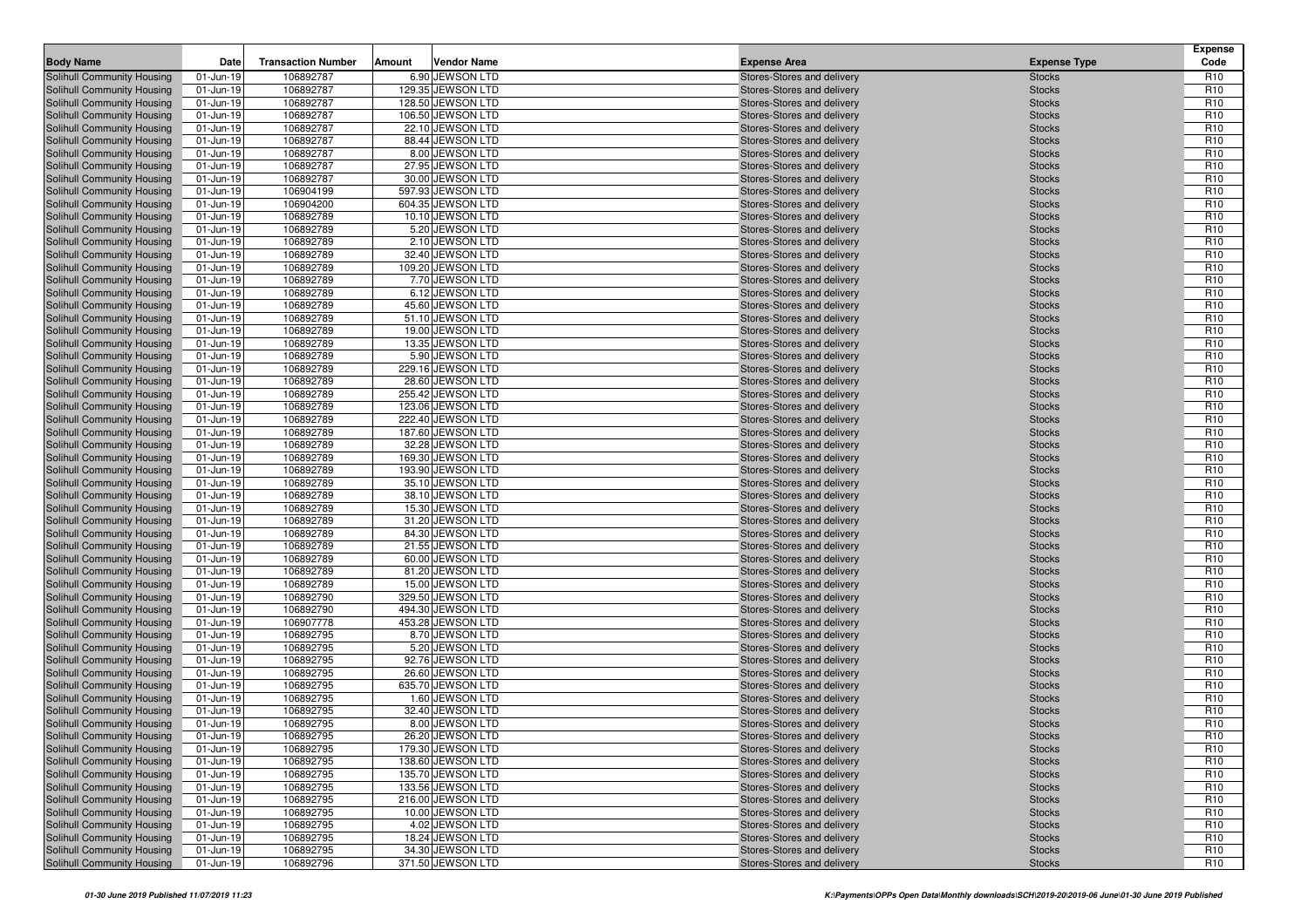| Body Name | Date | Transaction Number | Amount | Vendor Name | Expense Area | Expense Type | Expense Code |
|---|---|---|---|---|---|---|---|
| Solihull Community Housing | 01-Jun-19 | 106892787 | 6.90 | JEWSON LTD | Stores-Stores and delivery | Stocks | R10 |
| Solihull Community Housing | 01-Jun-19 | 106892787 | 129.35 | JEWSON LTD | Stores-Stores and delivery | Stocks | R10 |
| Solihull Community Housing | 01-Jun-19 | 106892787 | 128.50 | JEWSON LTD | Stores-Stores and delivery | Stocks | R10 |
| Solihull Community Housing | 01-Jun-19 | 106892787 | 106.50 | JEWSON LTD | Stores-Stores and delivery | Stocks | R10 |
| Solihull Community Housing | 01-Jun-19 | 106892787 | 22.10 | JEWSON LTD | Stores-Stores and delivery | Stocks | R10 |
| Solihull Community Housing | 01-Jun-19 | 106892787 | 88.44 | JEWSON LTD | Stores-Stores and delivery | Stocks | R10 |
| Solihull Community Housing | 01-Jun-19 | 106892787 | 8.00 | JEWSON LTD | Stores-Stores and delivery | Stocks | R10 |
| Solihull Community Housing | 01-Jun-19 | 106892787 | 27.95 | JEWSON LTD | Stores-Stores and delivery | Stocks | R10 |
| Solihull Community Housing | 01-Jun-19 | 106892787 | 30.00 | JEWSON LTD | Stores-Stores and delivery | Stocks | R10 |
| Solihull Community Housing | 01-Jun-19 | 106904199 | 597.93 | JEWSON LTD | Stores-Stores and delivery | Stocks | R10 |
| Solihull Community Housing | 01-Jun-19 | 106904200 | 604.35 | JEWSON LTD | Stores-Stores and delivery | Stocks | R10 |
| Solihull Community Housing | 01-Jun-19 | 106892789 | 10.10 | JEWSON LTD | Stores-Stores and delivery | Stocks | R10 |
| Solihull Community Housing | 01-Jun-19 | 106892789 | 5.20 | JEWSON LTD | Stores-Stores and delivery | Stocks | R10 |
| Solihull Community Housing | 01-Jun-19 | 106892789 | 2.10 | JEWSON LTD | Stores-Stores and delivery | Stocks | R10 |
| Solihull Community Housing | 01-Jun-19 | 106892789 | 32.40 | JEWSON LTD | Stores-Stores and delivery | Stocks | R10 |
| Solihull Community Housing | 01-Jun-19 | 106892789 | 109.20 | JEWSON LTD | Stores-Stores and delivery | Stocks | R10 |
| Solihull Community Housing | 01-Jun-19 | 106892789 | 7.70 | JEWSON LTD | Stores-Stores and delivery | Stocks | R10 |
| Solihull Community Housing | 01-Jun-19 | 106892789 | 6.12 | JEWSON LTD | Stores-Stores and delivery | Stocks | R10 |
| Solihull Community Housing | 01-Jun-19 | 106892789 | 45.60 | JEWSON LTD | Stores-Stores and delivery | Stocks | R10 |
| Solihull Community Housing | 01-Jun-19 | 106892789 | 51.10 | JEWSON LTD | Stores-Stores and delivery | Stocks | R10 |
| Solihull Community Housing | 01-Jun-19 | 106892789 | 19.00 | JEWSON LTD | Stores-Stores and delivery | Stocks | R10 |
| Solihull Community Housing | 01-Jun-19 | 106892789 | 13.35 | JEWSON LTD | Stores-Stores and delivery | Stocks | R10 |
| Solihull Community Housing | 01-Jun-19 | 106892789 | 5.90 | JEWSON LTD | Stores-Stores and delivery | Stocks | R10 |
| Solihull Community Housing | 01-Jun-19 | 106892789 | 229.16 | JEWSON LTD | Stores-Stores and delivery | Stocks | R10 |
| Solihull Community Housing | 01-Jun-19 | 106892789 | 28.60 | JEWSON LTD | Stores-Stores and delivery | Stocks | R10 |
| Solihull Community Housing | 01-Jun-19 | 106892789 | 255.42 | JEWSON LTD | Stores-Stores and delivery | Stocks | R10 |
| Solihull Community Housing | 01-Jun-19 | 106892789 | 123.06 | JEWSON LTD | Stores-Stores and delivery | Stocks | R10 |
| Solihull Community Housing | 01-Jun-19 | 106892789 | 222.40 | JEWSON LTD | Stores-Stores and delivery | Stocks | R10 |
| Solihull Community Housing | 01-Jun-19 | 106892789 | 187.60 | JEWSON LTD | Stores-Stores and delivery | Stocks | R10 |
| Solihull Community Housing | 01-Jun-19 | 106892789 | 32.28 | JEWSON LTD | Stores-Stores and delivery | Stocks | R10 |
| Solihull Community Housing | 01-Jun-19 | 106892789 | 169.30 | JEWSON LTD | Stores-Stores and delivery | Stocks | R10 |
| Solihull Community Housing | 01-Jun-19 | 106892789 | 193.90 | JEWSON LTD | Stores-Stores and delivery | Stocks | R10 |
| Solihull Community Housing | 01-Jun-19 | 106892789 | 35.10 | JEWSON LTD | Stores-Stores and delivery | Stocks | R10 |
| Solihull Community Housing | 01-Jun-19 | 106892789 | 38.10 | JEWSON LTD | Stores-Stores and delivery | Stocks | R10 |
| Solihull Community Housing | 01-Jun-19 | 106892789 | 15.30 | JEWSON LTD | Stores-Stores and delivery | Stocks | R10 |
| Solihull Community Housing | 01-Jun-19 | 106892789 | 31.20 | JEWSON LTD | Stores-Stores and delivery | Stocks | R10 |
| Solihull Community Housing | 01-Jun-19 | 106892789 | 84.30 | JEWSON LTD | Stores-Stores and delivery | Stocks | R10 |
| Solihull Community Housing | 01-Jun-19 | 106892789 | 21.55 | JEWSON LTD | Stores-Stores and delivery | Stocks | R10 |
| Solihull Community Housing | 01-Jun-19 | 106892789 | 60.00 | JEWSON LTD | Stores-Stores and delivery | Stocks | R10 |
| Solihull Community Housing | 01-Jun-19 | 106892789 | 81.20 | JEWSON LTD | Stores-Stores and delivery | Stocks | R10 |
| Solihull Community Housing | 01-Jun-19 | 106892789 | 15.00 | JEWSON LTD | Stores-Stores and delivery | Stocks | R10 |
| Solihull Community Housing | 01-Jun-19 | 106892790 | 329.50 | JEWSON LTD | Stores-Stores and delivery | Stocks | R10 |
| Solihull Community Housing | 01-Jun-19 | 106892790 | 494.30 | JEWSON LTD | Stores-Stores and delivery | Stocks | R10 |
| Solihull Community Housing | 01-Jun-19 | 106907778 | 453.28 | JEWSON LTD | Stores-Stores and delivery | Stocks | R10 |
| Solihull Community Housing | 01-Jun-19 | 106892795 | 8.70 | JEWSON LTD | Stores-Stores and delivery | Stocks | R10 |
| Solihull Community Housing | 01-Jun-19 | 106892795 | 5.20 | JEWSON LTD | Stores-Stores and delivery | Stocks | R10 |
| Solihull Community Housing | 01-Jun-19 | 106892795 | 92.76 | JEWSON LTD | Stores-Stores and delivery | Stocks | R10 |
| Solihull Community Housing | 01-Jun-19 | 106892795 | 26.60 | JEWSON LTD | Stores-Stores and delivery | Stocks | R10 |
| Solihull Community Housing | 01-Jun-19 | 106892795 | 635.70 | JEWSON LTD | Stores-Stores and delivery | Stocks | R10 |
| Solihull Community Housing | 01-Jun-19 | 106892795 | 1.60 | JEWSON LTD | Stores-Stores and delivery | Stocks | R10 |
| Solihull Community Housing | 01-Jun-19 | 106892795 | 32.40 | JEWSON LTD | Stores-Stores and delivery | Stocks | R10 |
| Solihull Community Housing | 01-Jun-19 | 106892795 | 8.00 | JEWSON LTD | Stores-Stores and delivery | Stocks | R10 |
| Solihull Community Housing | 01-Jun-19 | 106892795 | 26.20 | JEWSON LTD | Stores-Stores and delivery | Stocks | R10 |
| Solihull Community Housing | 01-Jun-19 | 106892795 | 179.30 | JEWSON LTD | Stores-Stores and delivery | Stocks | R10 |
| Solihull Community Housing | 01-Jun-19 | 106892795 | 138.60 | JEWSON LTD | Stores-Stores and delivery | Stocks | R10 |
| Solihull Community Housing | 01-Jun-19 | 106892795 | 135.70 | JEWSON LTD | Stores-Stores and delivery | Stocks | R10 |
| Solihull Community Housing | 01-Jun-19 | 106892795 | 133.56 | JEWSON LTD | Stores-Stores and delivery | Stocks | R10 |
| Solihull Community Housing | 01-Jun-19 | 106892795 | 216.00 | JEWSON LTD | Stores-Stores and delivery | Stocks | R10 |
| Solihull Community Housing | 01-Jun-19 | 106892795 | 10.00 | JEWSON LTD | Stores-Stores and delivery | Stocks | R10 |
| Solihull Community Housing | 01-Jun-19 | 106892795 | 4.02 | JEWSON LTD | Stores-Stores and delivery | Stocks | R10 |
| Solihull Community Housing | 01-Jun-19 | 106892795 | 18.24 | JEWSON LTD | Stores-Stores and delivery | Stocks | R10 |
| Solihull Community Housing | 01-Jun-19 | 106892795 | 34.30 | JEWSON LTD | Stores-Stores and delivery | Stocks | R10 |
| Solihull Community Housing | 01-Jun-19 | 106892796 | 371.50 | JEWSON LTD | Stores-Stores and delivery | Stocks | R10 |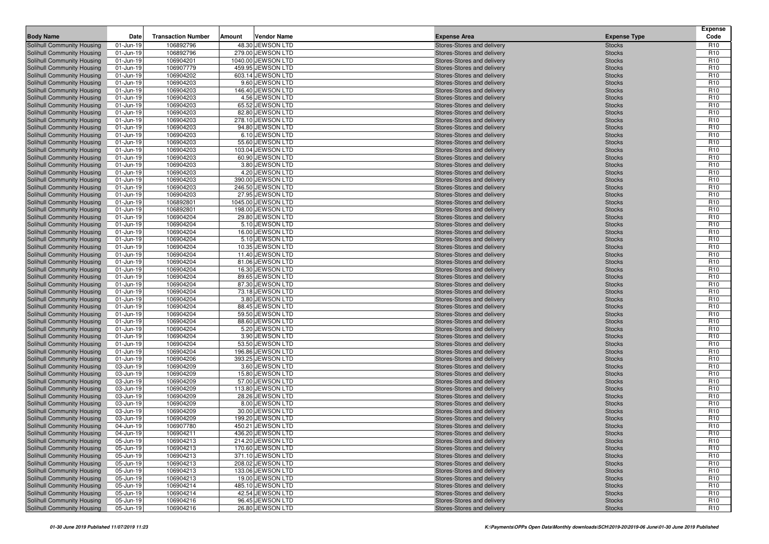| Body Name | Date | Transaction Number | Amount | Vendor Name | Expense Area | Expense Type | Expense Code |
|---|---|---|---|---|---|---|---|
| Solihull Community Housing | 01-Jun-19 | 106892796 | 48.30 | JEWSON LTD | Stores-Stores and delivery | Stocks | R10 |
| Solihull Community Housing | 01-Jun-19 | 106892796 | 279.00 | JEWSON LTD | Stores-Stores and delivery | Stocks | R10 |
| Solihull Community Housing | 01-Jun-19 | 106904201 | 1040.00 | JEWSON LTD | Stores-Stores and delivery | Stocks | R10 |
| Solihull Community Housing | 01-Jun-19 | 106907779 | 459.95 | JEWSON LTD | Stores-Stores and delivery | Stocks | R10 |
| Solihull Community Housing | 01-Jun-19 | 106904202 | 603.14 | JEWSON LTD | Stores-Stores and delivery | Stocks | R10 |
| Solihull Community Housing | 01-Jun-19 | 106904203 | 9.60 | JEWSON LTD | Stores-Stores and delivery | Stocks | R10 |
| Solihull Community Housing | 01-Jun-19 | 106904203 | 146.40 | JEWSON LTD | Stores-Stores and delivery | Stocks | R10 |
| Solihull Community Housing | 01-Jun-19 | 106904203 | 4.56 | JEWSON LTD | Stores-Stores and delivery | Stocks | R10 |
| Solihull Community Housing | 01-Jun-19 | 106904203 | 65.52 | JEWSON LTD | Stores-Stores and delivery | Stocks | R10 |
| Solihull Community Housing | 01-Jun-19 | 106904203 | 82.80 | JEWSON LTD | Stores-Stores and delivery | Stocks | R10 |
| Solihull Community Housing | 01-Jun-19 | 106904203 | 278.10 | JEWSON LTD | Stores-Stores and delivery | Stocks | R10 |
| Solihull Community Housing | 01-Jun-19 | 106904203 | 94.80 | JEWSON LTD | Stores-Stores and delivery | Stocks | R10 |
| Solihull Community Housing | 01-Jun-19 | 106904203 | 6.10 | JEWSON LTD | Stores-Stores and delivery | Stocks | R10 |
| Solihull Community Housing | 01-Jun-19 | 106904203 | 55.60 | JEWSON LTD | Stores-Stores and delivery | Stocks | R10 |
| Solihull Community Housing | 01-Jun-19 | 106904203 | 103.04 | JEWSON LTD | Stores-Stores and delivery | Stocks | R10 |
| Solihull Community Housing | 01-Jun-19 | 106904203 | 60.90 | JEWSON LTD | Stores-Stores and delivery | Stocks | R10 |
| Solihull Community Housing | 01-Jun-19 | 106904203 | 3.80 | JEWSON LTD | Stores-Stores and delivery | Stocks | R10 |
| Solihull Community Housing | 01-Jun-19 | 106904203 | 4.20 | JEWSON LTD | Stores-Stores and delivery | Stocks | R10 |
| Solihull Community Housing | 01-Jun-19 | 106904203 | 390.00 | JEWSON LTD | Stores-Stores and delivery | Stocks | R10 |
| Solihull Community Housing | 01-Jun-19 | 106904203 | 246.50 | JEWSON LTD | Stores-Stores and delivery | Stocks | R10 |
| Solihull Community Housing | 01-Jun-19 | 106904203 | 27.95 | JEWSON LTD | Stores-Stores and delivery | Stocks | R10 |
| Solihull Community Housing | 01-Jun-19 | 106892801 | 1045.00 | JEWSON LTD | Stores-Stores and delivery | Stocks | R10 |
| Solihull Community Housing | 01-Jun-19 | 106892801 | 198.00 | JEWSON LTD | Stores-Stores and delivery | Stocks | R10 |
| Solihull Community Housing | 01-Jun-19 | 106904204 | 29.80 | JEWSON LTD | Stores-Stores and delivery | Stocks | R10 |
| Solihull Community Housing | 01-Jun-19 | 106904204 | 5.10 | JEWSON LTD | Stores-Stores and delivery | Stocks | R10 |
| Solihull Community Housing | 01-Jun-19 | 106904204 | 16.00 | JEWSON LTD | Stores-Stores and delivery | Stocks | R10 |
| Solihull Community Housing | 01-Jun-19 | 106904204 | 5.10 | JEWSON LTD | Stores-Stores and delivery | Stocks | R10 |
| Solihull Community Housing | 01-Jun-19 | 106904204 | 10.35 | JEWSON LTD | Stores-Stores and delivery | Stocks | R10 |
| Solihull Community Housing | 01-Jun-19 | 106904204 | 11.40 | JEWSON LTD | Stores-Stores and delivery | Stocks | R10 |
| Solihull Community Housing | 01-Jun-19 | 106904204 | 81.06 | JEWSON LTD | Stores-Stores and delivery | Stocks | R10 |
| Solihull Community Housing | 01-Jun-19 | 106904204 | 16.30 | JEWSON LTD | Stores-Stores and delivery | Stocks | R10 |
| Solihull Community Housing | 01-Jun-19 | 106904204 | 89.65 | JEWSON LTD | Stores-Stores and delivery | Stocks | R10 |
| Solihull Community Housing | 01-Jun-19 | 106904204 | 87.30 | JEWSON LTD | Stores-Stores and delivery | Stocks | R10 |
| Solihull Community Housing | 01-Jun-19 | 106904204 | 73.18 | JEWSON LTD | Stores-Stores and delivery | Stocks | R10 |
| Solihull Community Housing | 01-Jun-19 | 106904204 | 3.80 | JEWSON LTD | Stores-Stores and delivery | Stocks | R10 |
| Solihull Community Housing | 01-Jun-19 | 106904204 | 88.45 | JEWSON LTD | Stores-Stores and delivery | Stocks | R10 |
| Solihull Community Housing | 01-Jun-19 | 106904204 | 59.50 | JEWSON LTD | Stores-Stores and delivery | Stocks | R10 |
| Solihull Community Housing | 01-Jun-19 | 106904204 | 88.60 | JEWSON LTD | Stores-Stores and delivery | Stocks | R10 |
| Solihull Community Housing | 01-Jun-19 | 106904204 | 5.20 | JEWSON LTD | Stores-Stores and delivery | Stocks | R10 |
| Solihull Community Housing | 01-Jun-19 | 106904204 | 3.90 | JEWSON LTD | Stores-Stores and delivery | Stocks | R10 |
| Solihull Community Housing | 01-Jun-19 | 106904204 | 53.50 | JEWSON LTD | Stores-Stores and delivery | Stocks | R10 |
| Solihull Community Housing | 01-Jun-19 | 106904204 | 196.86 | JEWSON LTD | Stores-Stores and delivery | Stocks | R10 |
| Solihull Community Housing | 01-Jun-19 | 106904206 | 393.25 | JEWSON LTD | Stores-Stores and delivery | Stocks | R10 |
| Solihull Community Housing | 03-Jun-19 | 106904209 | 3.60 | JEWSON LTD | Stores-Stores and delivery | Stocks | R10 |
| Solihull Community Housing | 03-Jun-19 | 106904209 | 15.80 | JEWSON LTD | Stores-Stores and delivery | Stocks | R10 |
| Solihull Community Housing | 03-Jun-19 | 106904209 | 57.00 | JEWSON LTD | Stores-Stores and delivery | Stocks | R10 |
| Solihull Community Housing | 03-Jun-19 | 106904209 | 113.80 | JEWSON LTD | Stores-Stores and delivery | Stocks | R10 |
| Solihull Community Housing | 03-Jun-19 | 106904209 | 28.26 | JEWSON LTD | Stores-Stores and delivery | Stocks | R10 |
| Solihull Community Housing | 03-Jun-19 | 106904209 | 8.00 | JEWSON LTD | Stores-Stores and delivery | Stocks | R10 |
| Solihull Community Housing | 03-Jun-19 | 106904209 | 30.00 | JEWSON LTD | Stores-Stores and delivery | Stocks | R10 |
| Solihull Community Housing | 03-Jun-19 | 106904209 | 199.20 | JEWSON LTD | Stores-Stores and delivery | Stocks | R10 |
| Solihull Community Housing | 04-Jun-19 | 106907780 | 450.21 | JEWSON LTD | Stores-Stores and delivery | Stocks | R10 |
| Solihull Community Housing | 04-Jun-19 | 106904211 | 436.20 | JEWSON LTD | Stores-Stores and delivery | Stocks | R10 |
| Solihull Community Housing | 05-Jun-19 | 106904213 | 214.20 | JEWSON LTD | Stores-Stores and delivery | Stocks | R10 |
| Solihull Community Housing | 05-Jun-19 | 106904213 | 170.60 | JEWSON LTD | Stores-Stores and delivery | Stocks | R10 |
| Solihull Community Housing | 05-Jun-19 | 106904213 | 371.10 | JEWSON LTD | Stores-Stores and delivery | Stocks | R10 |
| Solihull Community Housing | 05-Jun-19 | 106904213 | 208.02 | JEWSON LTD | Stores-Stores and delivery | Stocks | R10 |
| Solihull Community Housing | 05-Jun-19 | 106904213 | 133.06 | JEWSON LTD | Stores-Stores and delivery | Stocks | R10 |
| Solihull Community Housing | 05-Jun-19 | 106904213 | 19.00 | JEWSON LTD | Stores-Stores and delivery | Stocks | R10 |
| Solihull Community Housing | 05-Jun-19 | 106904214 | 485.10 | JEWSON LTD | Stores-Stores and delivery | Stocks | R10 |
| Solihull Community Housing | 05-Jun-19 | 106904214 | 42.54 | JEWSON LTD | Stores-Stores and delivery | Stocks | R10 |
| Solihull Community Housing | 05-Jun-19 | 106904216 | 96.45 | JEWSON LTD | Stores-Stores and delivery | Stocks | R10 |
| Solihull Community Housing | 05-Jun-19 | 106904216 | 26.80 | JEWSON LTD | Stores-Stores and delivery | Stocks | R10 |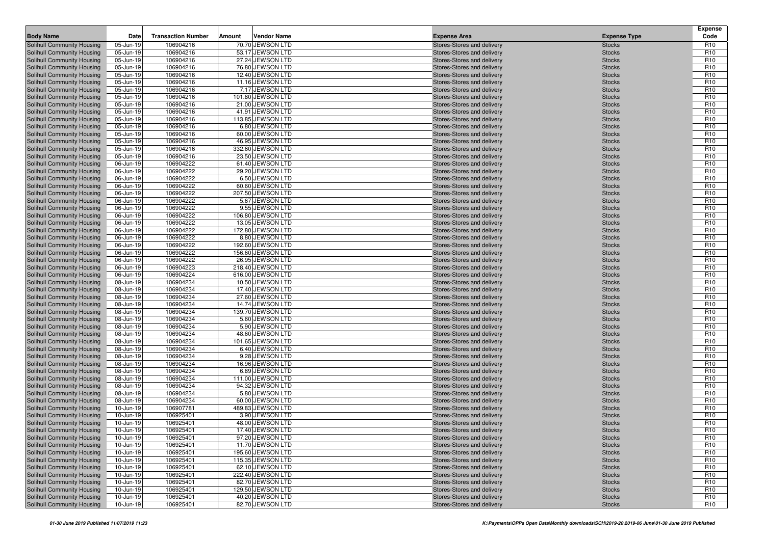| Body Name | Date | Transaction Number | Amount | Vendor Name | Expense Area | Expense Type | Expense Code |
|---|---|---|---|---|---|---|---|
| Solihull Community Housing | 05-Jun-19 | 106904216 | 70.70 | JEWSON LTD | Stores-Stores and delivery | Stocks | R10 |
| Solihull Community Housing | 05-Jun-19 | 106904216 | 53.17 | JEWSON LTD | Stores-Stores and delivery | Stocks | R10 |
| Solihull Community Housing | 05-Jun-19 | 106904216 | 27.24 | JEWSON LTD | Stores-Stores and delivery | Stocks | R10 |
| Solihull Community Housing | 05-Jun-19 | 106904216 | 76.80 | JEWSON LTD | Stores-Stores and delivery | Stocks | R10 |
| Solihull Community Housing | 05-Jun-19 | 106904216 | 12.40 | JEWSON LTD | Stores-Stores and delivery | Stocks | R10 |
| Solihull Community Housing | 05-Jun-19 | 106904216 | 11.16 | JEWSON LTD | Stores-Stores and delivery | Stocks | R10 |
| Solihull Community Housing | 05-Jun-19 | 106904216 | 7.17 | JEWSON LTD | Stores-Stores and delivery | Stocks | R10 |
| Solihull Community Housing | 05-Jun-19 | 106904216 | 101.80 | JEWSON LTD | Stores-Stores and delivery | Stocks | R10 |
| Solihull Community Housing | 05-Jun-19 | 106904216 | 21.00 | JEWSON LTD | Stores-Stores and delivery | Stocks | R10 |
| Solihull Community Housing | 05-Jun-19 | 106904216 | 41.91 | JEWSON LTD | Stores-Stores and delivery | Stocks | R10 |
| Solihull Community Housing | 05-Jun-19 | 106904216 | 113.85 | JEWSON LTD | Stores-Stores and delivery | Stocks | R10 |
| Solihull Community Housing | 05-Jun-19 | 106904216 | 6.80 | JEWSON LTD | Stores-Stores and delivery | Stocks | R10 |
| Solihull Community Housing | 05-Jun-19 | 106904216 | 60.00 | JEWSON LTD | Stores-Stores and delivery | Stocks | R10 |
| Solihull Community Housing | 05-Jun-19 | 106904216 | 46.95 | JEWSON LTD | Stores-Stores and delivery | Stocks | R10 |
| Solihull Community Housing | 05-Jun-19 | 106904216 | 332.60 | JEWSON LTD | Stores-Stores and delivery | Stocks | R10 |
| Solihull Community Housing | 05-Jun-19 | 106904216 | 23.50 | JEWSON LTD | Stores-Stores and delivery | Stocks | R10 |
| Solihull Community Housing | 06-Jun-19 | 106904222 | 61.40 | JEWSON LTD | Stores-Stores and delivery | Stocks | R10 |
| Solihull Community Housing | 06-Jun-19 | 106904222 | 29.20 | JEWSON LTD | Stores-Stores and delivery | Stocks | R10 |
| Solihull Community Housing | 06-Jun-19 | 106904222 | 6.50 | JEWSON LTD | Stores-Stores and delivery | Stocks | R10 |
| Solihull Community Housing | 06-Jun-19 | 106904222 | 60.60 | JEWSON LTD | Stores-Stores and delivery | Stocks | R10 |
| Solihull Community Housing | 06-Jun-19 | 106904222 | 207.50 | JEWSON LTD | Stores-Stores and delivery | Stocks | R10 |
| Solihull Community Housing | 06-Jun-19 | 106904222 | 5.67 | JEWSON LTD | Stores-Stores and delivery | Stocks | R10 |
| Solihull Community Housing | 06-Jun-19 | 106904222 | 9.55 | JEWSON LTD | Stores-Stores and delivery | Stocks | R10 |
| Solihull Community Housing | 06-Jun-19 | 106904222 | 106.80 | JEWSON LTD | Stores-Stores and delivery | Stocks | R10 |
| Solihull Community Housing | 06-Jun-19 | 106904222 | 13.05 | JEWSON LTD | Stores-Stores and delivery | Stocks | R10 |
| Solihull Community Housing | 06-Jun-19 | 106904222 | 172.80 | JEWSON LTD | Stores-Stores and delivery | Stocks | R10 |
| Solihull Community Housing | 06-Jun-19 | 106904222 | 8.80 | JEWSON LTD | Stores-Stores and delivery | Stocks | R10 |
| Solihull Community Housing | 06-Jun-19 | 106904222 | 192.60 | JEWSON LTD | Stores-Stores and delivery | Stocks | R10 |
| Solihull Community Housing | 06-Jun-19 | 106904222 | 156.60 | JEWSON LTD | Stores-Stores and delivery | Stocks | R10 |
| Solihull Community Housing | 06-Jun-19 | 106904222 | 26.95 | JEWSON LTD | Stores-Stores and delivery | Stocks | R10 |
| Solihull Community Housing | 06-Jun-19 | 106904223 | 218.40 | JEWSON LTD | Stores-Stores and delivery | Stocks | R10 |
| Solihull Community Housing | 06-Jun-19 | 106904224 | 616.00 | JEWSON LTD | Stores-Stores and delivery | Stocks | R10 |
| Solihull Community Housing | 08-Jun-19 | 106904234 | 10.50 | JEWSON LTD | Stores-Stores and delivery | Stocks | R10 |
| Solihull Community Housing | 08-Jun-19 | 106904234 | 17.40 | JEWSON LTD | Stores-Stores and delivery | Stocks | R10 |
| Solihull Community Housing | 08-Jun-19 | 106904234 | 27.60 | JEWSON LTD | Stores-Stores and delivery | Stocks | R10 |
| Solihull Community Housing | 08-Jun-19 | 106904234 | 14.74 | JEWSON LTD | Stores-Stores and delivery | Stocks | R10 |
| Solihull Community Housing | 08-Jun-19 | 106904234 | 139.70 | JEWSON LTD | Stores-Stores and delivery | Stocks | R10 |
| Solihull Community Housing | 08-Jun-19 | 106904234 | 5.60 | JEWSON LTD | Stores-Stores and delivery | Stocks | R10 |
| Solihull Community Housing | 08-Jun-19 | 106904234 | 5.90 | JEWSON LTD | Stores-Stores and delivery | Stocks | R10 |
| Solihull Community Housing | 08-Jun-19 | 106904234 | 48.60 | JEWSON LTD | Stores-Stores and delivery | Stocks | R10 |
| Solihull Community Housing | 08-Jun-19 | 106904234 | 101.65 | JEWSON LTD | Stores-Stores and delivery | Stocks | R10 |
| Solihull Community Housing | 08-Jun-19 | 106904234 | 6.40 | JEWSON LTD | Stores-Stores and delivery | Stocks | R10 |
| Solihull Community Housing | 08-Jun-19 | 106904234 | 9.28 | JEWSON LTD | Stores-Stores and delivery | Stocks | R10 |
| Solihull Community Housing | 08-Jun-19 | 106904234 | 16.96 | JEWSON LTD | Stores-Stores and delivery | Stocks | R10 |
| Solihull Community Housing | 08-Jun-19 | 106904234 | 6.89 | JEWSON LTD | Stores-Stores and delivery | Stocks | R10 |
| Solihull Community Housing | 08-Jun-19 | 106904234 | 111.00 | JEWSON LTD | Stores-Stores and delivery | Stocks | R10 |
| Solihull Community Housing | 08-Jun-19 | 106904234 | 94.32 | JEWSON LTD | Stores-Stores and delivery | Stocks | R10 |
| Solihull Community Housing | 08-Jun-19 | 106904234 | 5.80 | JEWSON LTD | Stores-Stores and delivery | Stocks | R10 |
| Solihull Community Housing | 08-Jun-19 | 106904234 | 60.00 | JEWSON LTD | Stores-Stores and delivery | Stocks | R10 |
| Solihull Community Housing | 10-Jun-19 | 106907781 | 489.83 | JEWSON LTD | Stores-Stores and delivery | Stocks | R10 |
| Solihull Community Housing | 10-Jun-19 | 106925401 | 3.90 | JEWSON LTD | Stores-Stores and delivery | Stocks | R10 |
| Solihull Community Housing | 10-Jun-19 | 106925401 | 48.00 | JEWSON LTD | Stores-Stores and delivery | Stocks | R10 |
| Solihull Community Housing | 10-Jun-19 | 106925401 | 17.40 | JEWSON LTD | Stores-Stores and delivery | Stocks | R10 |
| Solihull Community Housing | 10-Jun-19 | 106925401 | 97.20 | JEWSON LTD | Stores-Stores and delivery | Stocks | R10 |
| Solihull Community Housing | 10-Jun-19 | 106925401 | 11.70 | JEWSON LTD | Stores-Stores and delivery | Stocks | R10 |
| Solihull Community Housing | 10-Jun-19 | 106925401 | 195.60 | JEWSON LTD | Stores-Stores and delivery | Stocks | R10 |
| Solihull Community Housing | 10-Jun-19 | 106925401 | 115.35 | JEWSON LTD | Stores-Stores and delivery | Stocks | R10 |
| Solihull Community Housing | 10-Jun-19 | 106925401 | 62.10 | JEWSON LTD | Stores-Stores and delivery | Stocks | R10 |
| Solihull Community Housing | 10-Jun-19 | 106925401 | 222.40 | JEWSON LTD | Stores-Stores and delivery | Stocks | R10 |
| Solihull Community Housing | 10-Jun-19 | 106925401 | 82.70 | JEWSON LTD | Stores-Stores and delivery | Stocks | R10 |
| Solihull Community Housing | 10-Jun-19 | 106925401 | 129.50 | JEWSON LTD | Stores-Stores and delivery | Stocks | R10 |
| Solihull Community Housing | 10-Jun-19 | 106925401 | 40.20 | JEWSON LTD | Stores-Stores and delivery | Stocks | R10 |
| Solihull Community Housing | 10-Jun-19 | 106925401 | 82.70 | JEWSON LTD | Stores-Stores and delivery | Stocks | R10 |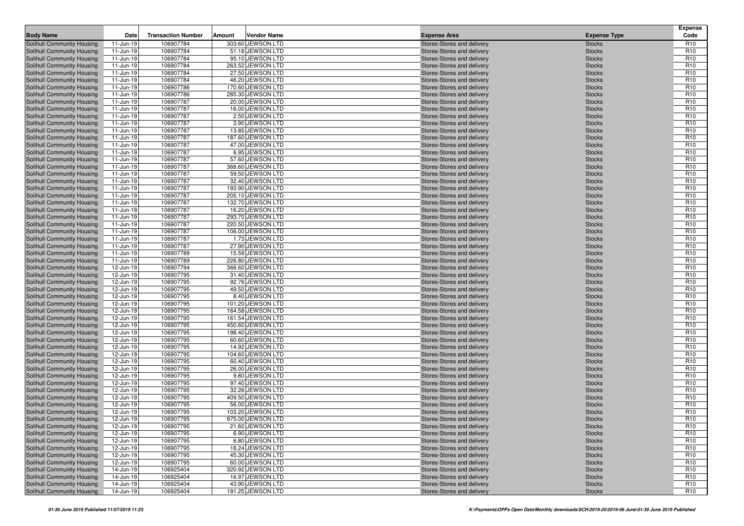| Body Name | Date | Transaction Number | Amount | Vendor Name | Expense Area | Expense Type | Expense Code |
|---|---|---|---|---|---|---|---|
| Solihull Community Housing | 11-Jun-19 | 106907784 | 303.60 | JEWSON LTD | Stores-Stores and delivery | Stocks | R10 |
| Solihull Community Housing | 11-Jun-19 | 106907784 | 51.18 | JEWSON LTD | Stores-Stores and delivery | Stocks | R10 |
| Solihull Community Housing | 11-Jun-19 | 106907784 | 95.10 | JEWSON LTD | Stores-Stores and delivery | Stocks | R10 |
| Solihull Community Housing | 11-Jun-19 | 106907784 | 263.52 | JEWSON LTD | Stores-Stores and delivery | Stocks | R10 |
| Solihull Community Housing | 11-Jun-19 | 106907784 | 27.50 | JEWSON LTD | Stores-Stores and delivery | Stocks | R10 |
| Solihull Community Housing | 11-Jun-19 | 106907784 | 46.20 | JEWSON LTD | Stores-Stores and delivery | Stocks | R10 |
| Solihull Community Housing | 11-Jun-19 | 106907786 | 170.60 | JEWSON LTD | Stores-Stores and delivery | Stocks | R10 |
| Solihull Community Housing | 11-Jun-19 | 106907786 | 285.30 | JEWSON LTD | Stores-Stores and delivery | Stocks | R10 |
| Solihull Community Housing | 11-Jun-19 | 106907787 | 20.00 | JEWSON LTD | Stores-Stores and delivery | Stocks | R10 |
| Solihull Community Housing | 11-Jun-19 | 106907787 | 16.00 | JEWSON LTD | Stores-Stores and delivery | Stocks | R10 |
| Solihull Community Housing | 11-Jun-19 | 106907787 | 2.50 | JEWSON LTD | Stores-Stores and delivery | Stocks | R10 |
| Solihull Community Housing | 11-Jun-19 | 106907787 | 3.90 | JEWSON LTD | Stores-Stores and delivery | Stocks | R10 |
| Solihull Community Housing | 11-Jun-19 | 106907787 | 13.85 | JEWSON LTD | Stores-Stores and delivery | Stocks | R10 |
| Solihull Community Housing | 11-Jun-19 | 106907787 | 187.60 | JEWSON LTD | Stores-Stores and delivery | Stocks | R10 |
| Solihull Community Housing | 11-Jun-19 | 106907787 | 47.00 | JEWSON LTD | Stores-Stores and delivery | Stocks | R10 |
| Solihull Community Housing | 11-Jun-19 | 106907787 | 6.95 | JEWSON LTD | Stores-Stores and delivery | Stocks | R10 |
| Solihull Community Housing | 11-Jun-19 | 106907787 | 57.60 | JEWSON LTD | Stores-Stores and delivery | Stocks | R10 |
| Solihull Community Housing | 11-Jun-19 | 106907787 | 366.60 | JEWSON LTD | Stores-Stores and delivery | Stocks | R10 |
| Solihull Community Housing | 11-Jun-19 | 106907787 | 59.50 | JEWSON LTD | Stores-Stores and delivery | Stocks | R10 |
| Solihull Community Housing | 11-Jun-19 | 106907787 | 32.40 | JEWSON LTD | Stores-Stores and delivery | Stocks | R10 |
| Solihull Community Housing | 11-Jun-19 | 106907787 | 193.90 | JEWSON LTD | Stores-Stores and delivery | Stocks | R10 |
| Solihull Community Housing | 11-Jun-19 | 106907787 | 205.10 | JEWSON LTD | Stores-Stores and delivery | Stocks | R10 |
| Solihull Community Housing | 11-Jun-19 | 106907787 | 132.70 | JEWSON LTD | Stores-Stores and delivery | Stocks | R10 |
| Solihull Community Housing | 11-Jun-19 | 106907787 | 16.20 | JEWSON LTD | Stores-Stores and delivery | Stocks | R10 |
| Solihull Community Housing | 11-Jun-19 | 106907787 | 293.70 | JEWSON LTD | Stores-Stores and delivery | Stocks | R10 |
| Solihull Community Housing | 11-Jun-19 | 106907787 | 220.50 | JEWSON LTD | Stores-Stores and delivery | Stocks | R10 |
| Solihull Community Housing | 11-Jun-19 | 106907787 | 106.00 | JEWSON LTD | Stores-Stores and delivery | Stocks | R10 |
| Solihull Community Housing | 11-Jun-19 | 106907787 | 1.73 | JEWSON LTD | Stores-Stores and delivery | Stocks | R10 |
| Solihull Community Housing | 11-Jun-19 | 106907787 | 27.90 | JEWSON LTD | Stores-Stores and delivery | Stocks | R10 |
| Solihull Community Housing | 11-Jun-19 | 106907789 | 15.59 | JEWSON LTD | Stores-Stores and delivery | Stocks | R10 |
| Solihull Community Housing | 11-Jun-19 | 106907789 | 226.80 | JEWSON LTD | Stores-Stores and delivery | Stocks | R10 |
| Solihull Community Housing | 12-Jun-19 | 106907794 | 366.60 | JEWSON LTD | Stores-Stores and delivery | Stocks | R10 |
| Solihull Community Housing | 12-Jun-19 | 106907795 | 31.40 | JEWSON LTD | Stores-Stores and delivery | Stocks | R10 |
| Solihull Community Housing | 12-Jun-19 | 106907795 | 92.76 | JEWSON LTD | Stores-Stores and delivery | Stocks | R10 |
| Solihull Community Housing | 12-Jun-19 | 106907795 | 49.50 | JEWSON LTD | Stores-Stores and delivery | Stocks | R10 |
| Solihull Community Housing | 12-Jun-19 | 106907795 | 8.40 | JEWSON LTD | Stores-Stores and delivery | Stocks | R10 |
| Solihull Community Housing | 12-Jun-19 | 106907795 | 101.20 | JEWSON LTD | Stores-Stores and delivery | Stocks | R10 |
| Solihull Community Housing | 12-Jun-19 | 106907795 | 164.58 | JEWSON LTD | Stores-Stores and delivery | Stocks | R10 |
| Solihull Community Housing | 12-Jun-19 | 106907795 | 161.54 | JEWSON LTD | Stores-Stores and delivery | Stocks | R10 |
| Solihull Community Housing | 12-Jun-19 | 106907795 | 450.60 | JEWSON LTD | Stores-Stores and delivery | Stocks | R10 |
| Solihull Community Housing | 12-Jun-19 | 106907795 | 198.40 | JEWSON LTD | Stores-Stores and delivery | Stocks | R10 |
| Solihull Community Housing | 12-Jun-19 | 106907795 | 60.60 | JEWSON LTD | Stores-Stores and delivery | Stocks | R10 |
| Solihull Community Housing | 12-Jun-19 | 106907795 | 14.92 | JEWSON LTD | Stores-Stores and delivery | Stocks | R10 |
| Solihull Community Housing | 12-Jun-19 | 106907795 | 104.60 | JEWSON LTD | Stores-Stores and delivery | Stocks | R10 |
| Solihull Community Housing | 12-Jun-19 | 106907795 | 60.40 | JEWSON LTD | Stores-Stores and delivery | Stocks | R10 |
| Solihull Community Housing | 12-Jun-19 | 106907795 | 26.00 | JEWSON LTD | Stores-Stores and delivery | Stocks | R10 |
| Solihull Community Housing | 12-Jun-19 | 106907795 | 9.80 | JEWSON LTD | Stores-Stores and delivery | Stocks | R10 |
| Solihull Community Housing | 12-Jun-19 | 106907795 | 97.40 | JEWSON LTD | Stores-Stores and delivery | Stocks | R10 |
| Solihull Community Housing | 12-Jun-19 | 106907795 | 32.26 | JEWSON LTD | Stores-Stores and delivery | Stocks | R10 |
| Solihull Community Housing | 12-Jun-19 | 106907795 | 409.50 | JEWSON LTD | Stores-Stores and delivery | Stocks | R10 |
| Solihull Community Housing | 12-Jun-19 | 106907795 | 56.00 | JEWSON LTD | Stores-Stores and delivery | Stocks | R10 |
| Solihull Community Housing | 12-Jun-19 | 106907795 | 103.20 | JEWSON LTD | Stores-Stores and delivery | Stocks | R10 |
| Solihull Community Housing | 12-Jun-19 | 106907795 | 975.00 | JEWSON LTD | Stores-Stores and delivery | Stocks | R10 |
| Solihull Community Housing | 12-Jun-19 | 106907795 | 21.60 | JEWSON LTD | Stores-Stores and delivery | Stocks | R10 |
| Solihull Community Housing | 12-Jun-19 | 106907795 | 6.90 | JEWSON LTD | Stores-Stores and delivery | Stocks | R10 |
| Solihull Community Housing | 12-Jun-19 | 106907795 | 6.80 | JEWSON LTD | Stores-Stores and delivery | Stocks | R10 |
| Solihull Community Housing | 12-Jun-19 | 106907795 | 18.24 | JEWSON LTD | Stores-Stores and delivery | Stocks | R10 |
| Solihull Community Housing | 12-Jun-19 | 106907795 | 45.30 | JEWSON LTD | Stores-Stores and delivery | Stocks | R10 |
| Solihull Community Housing | 12-Jun-19 | 106907795 | 60.00 | JEWSON LTD | Stores-Stores and delivery | Stocks | R10 |
| Solihull Community Housing | 14-Jun-19 | 106925404 | 320.92 | JEWSON LTD | Stores-Stores and delivery | Stocks | R10 |
| Solihull Community Housing | 14-Jun-19 | 106925404 | 16.97 | JEWSON LTD | Stores-Stores and delivery | Stocks | R10 |
| Solihull Community Housing | 14-Jun-19 | 106925404 | 43.90 | JEWSON LTD | Stores-Stores and delivery | Stocks | R10 |
| Solihull Community Housing | 14-Jun-19 | 106925404 | 191.25 | JEWSON LTD | Stores-Stores and delivery | Stocks | R10 |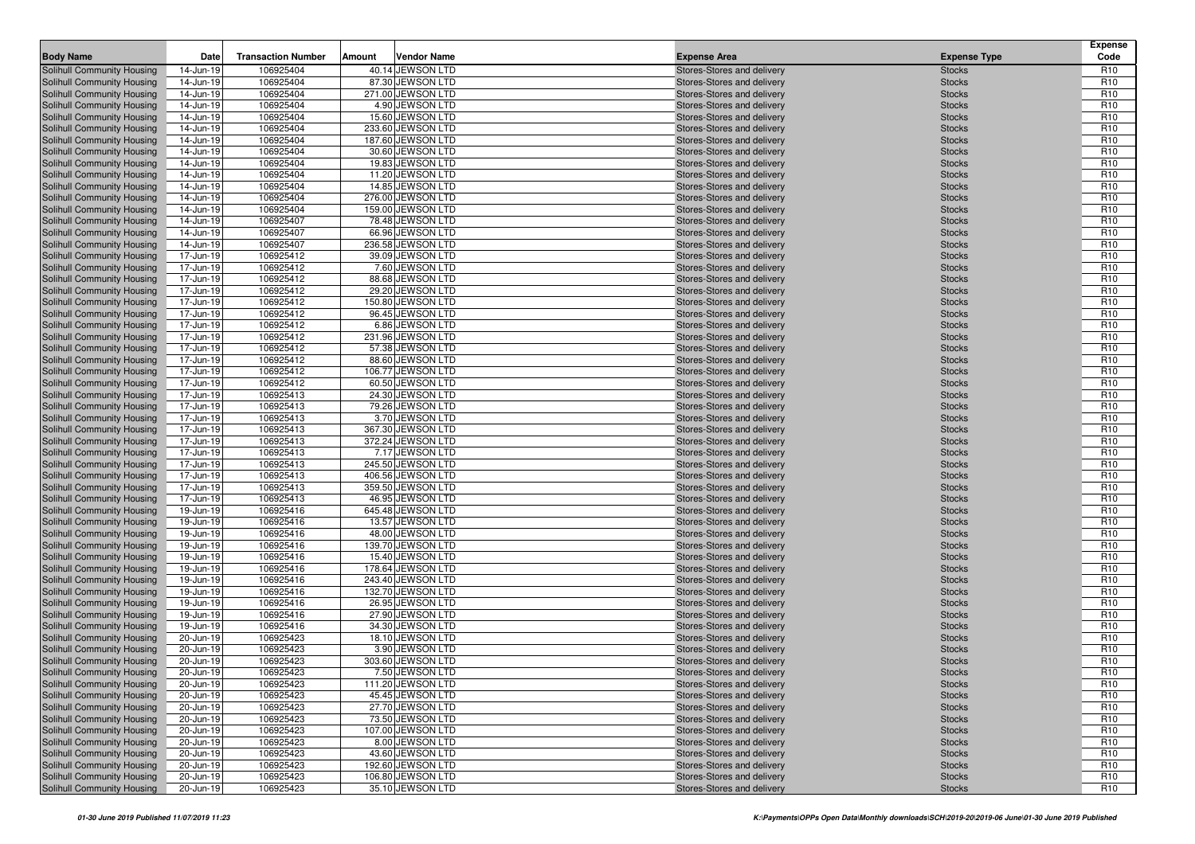| Body Name | Date | Transaction Number | Amount | Vendor Name | Expense Area | Expense Type | Expense Code |
|---|---|---|---|---|---|---|---|
| Solihull Community Housing | 14-Jun-19 | 106925404 | 40.14 | JEWSON LTD | Stores-Stores and delivery | Stocks | R10 |
| Solihull Community Housing | 14-Jun-19 | 106925404 | 87.30 | JEWSON LTD | Stores-Stores and delivery | Stocks | R10 |
| Solihull Community Housing | 14-Jun-19 | 106925404 | 271.00 | JEWSON LTD | Stores-Stores and delivery | Stocks | R10 |
| Solihull Community Housing | 14-Jun-19 | 106925404 | 4.90 | JEWSON LTD | Stores-Stores and delivery | Stocks | R10 |
| Solihull Community Housing | 14-Jun-19 | 106925404 | 15.60 | JEWSON LTD | Stores-Stores and delivery | Stocks | R10 |
| Solihull Community Housing | 14-Jun-19 | 106925404 | 233.60 | JEWSON LTD | Stores-Stores and delivery | Stocks | R10 |
| Solihull Community Housing | 14-Jun-19 | 106925404 | 187.60 | JEWSON LTD | Stores-Stores and delivery | Stocks | R10 |
| Solihull Community Housing | 14-Jun-19 | 106925404 | 30.60 | JEWSON LTD | Stores-Stores and delivery | Stocks | R10 |
| Solihull Community Housing | 14-Jun-19 | 106925404 | 19.83 | JEWSON LTD | Stores-Stores and delivery | Stocks | R10 |
| Solihull Community Housing | 14-Jun-19 | 106925404 | 11.20 | JEWSON LTD | Stores-Stores and delivery | Stocks | R10 |
| Solihull Community Housing | 14-Jun-19 | 106925404 | 14.85 | JEWSON LTD | Stores-Stores and delivery | Stocks | R10 |
| Solihull Community Housing | 14-Jun-19 | 106925404 | 276.00 | JEWSON LTD | Stores-Stores and delivery | Stocks | R10 |
| Solihull Community Housing | 14-Jun-19 | 106925404 | 159.00 | JEWSON LTD | Stores-Stores and delivery | Stocks | R10 |
| Solihull Community Housing | 14-Jun-19 | 106925407 | 78.48 | JEWSON LTD | Stores-Stores and delivery | Stocks | R10 |
| Solihull Community Housing | 14-Jun-19 | 106925407 | 66.96 | JEWSON LTD | Stores-Stores and delivery | Stocks | R10 |
| Solihull Community Housing | 14-Jun-19 | 106925407 | 236.58 | JEWSON LTD | Stores-Stores and delivery | Stocks | R10 |
| Solihull Community Housing | 17-Jun-19 | 106925412 | 39.09 | JEWSON LTD | Stores-Stores and delivery | Stocks | R10 |
| Solihull Community Housing | 17-Jun-19 | 106925412 | 7.60 | JEWSON LTD | Stores-Stores and delivery | Stocks | R10 |
| Solihull Community Housing | 17-Jun-19 | 106925412 | 88.68 | JEWSON LTD | Stores-Stores and delivery | Stocks | R10 |
| Solihull Community Housing | 17-Jun-19 | 106925412 | 29.20 | JEWSON LTD | Stores-Stores and delivery | Stocks | R10 |
| Solihull Community Housing | 17-Jun-19 | 106925412 | 150.80 | JEWSON LTD | Stores-Stores and delivery | Stocks | R10 |
| Solihull Community Housing | 17-Jun-19 | 106925412 | 96.45 | JEWSON LTD | Stores-Stores and delivery | Stocks | R10 |
| Solihull Community Housing | 17-Jun-19 | 106925412 | 6.86 | JEWSON LTD | Stores-Stores and delivery | Stocks | R10 |
| Solihull Community Housing | 17-Jun-19 | 106925412 | 231.96 | JEWSON LTD | Stores-Stores and delivery | Stocks | R10 |
| Solihull Community Housing | 17-Jun-19 | 106925412 | 57.38 | JEWSON LTD | Stores-Stores and delivery | Stocks | R10 |
| Solihull Community Housing | 17-Jun-19 | 106925412 | 88.60 | JEWSON LTD | Stores-Stores and delivery | Stocks | R10 |
| Solihull Community Housing | 17-Jun-19 | 106925412 | 106.77 | JEWSON LTD | Stores-Stores and delivery | Stocks | R10 |
| Solihull Community Housing | 17-Jun-19 | 106925412 | 60.50 | JEWSON LTD | Stores-Stores and delivery | Stocks | R10 |
| Solihull Community Housing | 17-Jun-19 | 106925413 | 24.30 | JEWSON LTD | Stores-Stores and delivery | Stocks | R10 |
| Solihull Community Housing | 17-Jun-19 | 106925413 | 79.26 | JEWSON LTD | Stores-Stores and delivery | Stocks | R10 |
| Solihull Community Housing | 17-Jun-19 | 106925413 | 3.70 | JEWSON LTD | Stores-Stores and delivery | Stocks | R10 |
| Solihull Community Housing | 17-Jun-19 | 106925413 | 367.30 | JEWSON LTD | Stores-Stores and delivery | Stocks | R10 |
| Solihull Community Housing | 17-Jun-19 | 106925413 | 372.24 | JEWSON LTD | Stores-Stores and delivery | Stocks | R10 |
| Solihull Community Housing | 17-Jun-19 | 106925413 | 7.17 | JEWSON LTD | Stores-Stores and delivery | Stocks | R10 |
| Solihull Community Housing | 17-Jun-19 | 106925413 | 245.50 | JEWSON LTD | Stores-Stores and delivery | Stocks | R10 |
| Solihull Community Housing | 17-Jun-19 | 106925413 | 406.56 | JEWSON LTD | Stores-Stores and delivery | Stocks | R10 |
| Solihull Community Housing | 17-Jun-19 | 106925413 | 359.50 | JEWSON LTD | Stores-Stores and delivery | Stocks | R10 |
| Solihull Community Housing | 17-Jun-19 | 106925413 | 46.95 | JEWSON LTD | Stores-Stores and delivery | Stocks | R10 |
| Solihull Community Housing | 19-Jun-19 | 106925416 | 645.48 | JEWSON LTD | Stores-Stores and delivery | Stocks | R10 |
| Solihull Community Housing | 19-Jun-19 | 106925416 | 13.57 | JEWSON LTD | Stores-Stores and delivery | Stocks | R10 |
| Solihull Community Housing | 19-Jun-19 | 106925416 | 48.00 | JEWSON LTD | Stores-Stores and delivery | Stocks | R10 |
| Solihull Community Housing | 19-Jun-19 | 106925416 | 139.70 | JEWSON LTD | Stores-Stores and delivery | Stocks | R10 |
| Solihull Community Housing | 19-Jun-19 | 106925416 | 15.40 | JEWSON LTD | Stores-Stores and delivery | Stocks | R10 |
| Solihull Community Housing | 19-Jun-19 | 106925416 | 178.64 | JEWSON LTD | Stores-Stores and delivery | Stocks | R10 |
| Solihull Community Housing | 19-Jun-19 | 106925416 | 243.40 | JEWSON LTD | Stores-Stores and delivery | Stocks | R10 |
| Solihull Community Housing | 19-Jun-19 | 106925416 | 132.70 | JEWSON LTD | Stores-Stores and delivery | Stocks | R10 |
| Solihull Community Housing | 19-Jun-19 | 106925416 | 26.95 | JEWSON LTD | Stores-Stores and delivery | Stocks | R10 |
| Solihull Community Housing | 19-Jun-19 | 106925416 | 27.90 | JEWSON LTD | Stores-Stores and delivery | Stocks | R10 |
| Solihull Community Housing | 19-Jun-19 | 106925416 | 34.30 | JEWSON LTD | Stores-Stores and delivery | Stocks | R10 |
| Solihull Community Housing | 20-Jun-19 | 106925423 | 18.10 | JEWSON LTD | Stores-Stores and delivery | Stocks | R10 |
| Solihull Community Housing | 20-Jun-19 | 106925423 | 3.90 | JEWSON LTD | Stores-Stores and delivery | Stocks | R10 |
| Solihull Community Housing | 20-Jun-19 | 106925423 | 303.60 | JEWSON LTD | Stores-Stores and delivery | Stocks | R10 |
| Solihull Community Housing | 20-Jun-19 | 106925423 | 7.50 | JEWSON LTD | Stores-Stores and delivery | Stocks | R10 |
| Solihull Community Housing | 20-Jun-19 | 106925423 | 111.20 | JEWSON LTD | Stores-Stores and delivery | Stocks | R10 |
| Solihull Community Housing | 20-Jun-19 | 106925423 | 45.45 | JEWSON LTD | Stores-Stores and delivery | Stocks | R10 |
| Solihull Community Housing | 20-Jun-19 | 106925423 | 27.70 | JEWSON LTD | Stores-Stores and delivery | Stocks | R10 |
| Solihull Community Housing | 20-Jun-19 | 106925423 | 73.50 | JEWSON LTD | Stores-Stores and delivery | Stocks | R10 |
| Solihull Community Housing | 20-Jun-19 | 106925423 | 107.00 | JEWSON LTD | Stores-Stores and delivery | Stocks | R10 |
| Solihull Community Housing | 20-Jun-19 | 106925423 | 8.00 | JEWSON LTD | Stores-Stores and delivery | Stocks | R10 |
| Solihull Community Housing | 20-Jun-19 | 106925423 | 43.60 | JEWSON LTD | Stores-Stores and delivery | Stocks | R10 |
| Solihull Community Housing | 20-Jun-19 | 106925423 | 192.60 | JEWSON LTD | Stores-Stores and delivery | Stocks | R10 |
| Solihull Community Housing | 20-Jun-19 | 106925423 | 106.80 | JEWSON LTD | Stores-Stores and delivery | Stocks | R10 |
| Solihull Community Housing | 20-Jun-19 | 106925423 | 35.10 | JEWSON LTD | Stores-Stores and delivery | Stocks | R10 |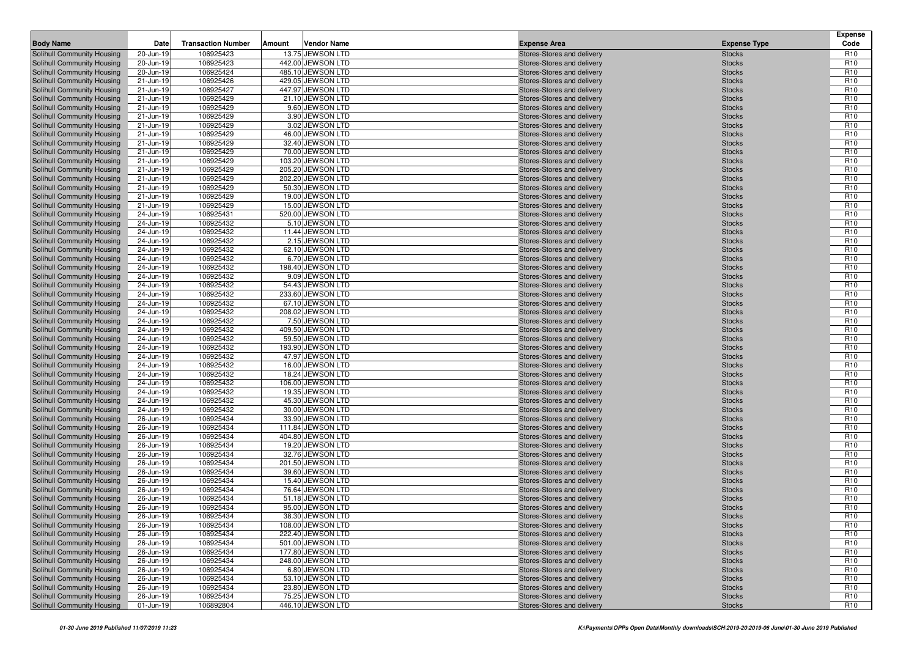| Body Name | Date | Transaction Number | Amount | Vendor Name | Expense Area | Expense Type | Expense Code |
|---|---|---|---|---|---|---|---|
| Solihull Community Housing | 20-Jun-19 | 106925423 | 13.75 | JEWSON LTD | Stores-Stores and delivery | Stocks | R10 |
| Solihull Community Housing | 20-Jun-19 | 106925423 | 442.00 | JEWSON LTD | Stores-Stores and delivery | Stocks | R10 |
| Solihull Community Housing | 20-Jun-19 | 106925424 | 485.10 | JEWSON LTD | Stores-Stores and delivery | Stocks | R10 |
| Solihull Community Housing | 21-Jun-19 | 106925426 | 429.05 | JEWSON LTD | Stores-Stores and delivery | Stocks | R10 |
| Solihull Community Housing | 21-Jun-19 | 106925427 | 447.97 | JEWSON LTD | Stores-Stores and delivery | Stocks | R10 |
| Solihull Community Housing | 21-Jun-19 | 106925429 | 21.10 | JEWSON LTD | Stores-Stores and delivery | Stocks | R10 |
| Solihull Community Housing | 21-Jun-19 | 106925429 | 9.60 | JEWSON LTD | Stores-Stores and delivery | Stocks | R10 |
| Solihull Community Housing | 21-Jun-19 | 106925429 | 3.90 | JEWSON LTD | Stores-Stores and delivery | Stocks | R10 |
| Solihull Community Housing | 21-Jun-19 | 106925429 | 3.02 | JEWSON LTD | Stores-Stores and delivery | Stocks | R10 |
| Solihull Community Housing | 21-Jun-19 | 106925429 | 46.00 | JEWSON LTD | Stores-Stores and delivery | Stocks | R10 |
| Solihull Community Housing | 21-Jun-19 | 106925429 | 32.40 | JEWSON LTD | Stores-Stores and delivery | Stocks | R10 |
| Solihull Community Housing | 21-Jun-19 | 106925429 | 70.00 | JEWSON LTD | Stores-Stores and delivery | Stocks | R10 |
| Solihull Community Housing | 21-Jun-19 | 106925429 | 103.20 | JEWSON LTD | Stores-Stores and delivery | Stocks | R10 |
| Solihull Community Housing | 21-Jun-19 | 106925429 | 205.20 | JEWSON LTD | Stores-Stores and delivery | Stocks | R10 |
| Solihull Community Housing | 21-Jun-19 | 106925429 | 202.20 | JEWSON LTD | Stores-Stores and delivery | Stocks | R10 |
| Solihull Community Housing | 21-Jun-19 | 106925429 | 50.30 | JEWSON LTD | Stores-Stores and delivery | Stocks | R10 |
| Solihull Community Housing | 21-Jun-19 | 106925429 | 19.00 | JEWSON LTD | Stores-Stores and delivery | Stocks | R10 |
| Solihull Community Housing | 21-Jun-19 | 106925429 | 15.00 | JEWSON LTD | Stores-Stores and delivery | Stocks | R10 |
| Solihull Community Housing | 24-Jun-19 | 106925431 | 520.00 | JEWSON LTD | Stores-Stores and delivery | Stocks | R10 |
| Solihull Community Housing | 24-Jun-19 | 106925432 | 5.10 | JEWSON LTD | Stores-Stores and delivery | Stocks | R10 |
| Solihull Community Housing | 24-Jun-19 | 106925432 | 11.44 | JEWSON LTD | Stores-Stores and delivery | Stocks | R10 |
| Solihull Community Housing | 24-Jun-19 | 106925432 | 2.15 | JEWSON LTD | Stores-Stores and delivery | Stocks | R10 |
| Solihull Community Housing | 24-Jun-19 | 106925432 | 62.10 | JEWSON LTD | Stores-Stores and delivery | Stocks | R10 |
| Solihull Community Housing | 24-Jun-19 | 106925432 | 6.70 | JEWSON LTD | Stores-Stores and delivery | Stocks | R10 |
| Solihull Community Housing | 24-Jun-19 | 106925432 | 198.40 | JEWSON LTD | Stores-Stores and delivery | Stocks | R10 |
| Solihull Community Housing | 24-Jun-19 | 106925432 | 9.09 | JEWSON LTD | Stores-Stores and delivery | Stocks | R10 |
| Solihull Community Housing | 24-Jun-19 | 106925432 | 54.43 | JEWSON LTD | Stores-Stores and delivery | Stocks | R10 |
| Solihull Community Housing | 24-Jun-19 | 106925432 | 233.60 | JEWSON LTD | Stores-Stores and delivery | Stocks | R10 |
| Solihull Community Housing | 24-Jun-19 | 106925432 | 67.10 | JEWSON LTD | Stores-Stores and delivery | Stocks | R10 |
| Solihull Community Housing | 24-Jun-19 | 106925432 | 208.02 | JEWSON LTD | Stores-Stores and delivery | Stocks | R10 |
| Solihull Community Housing | 24-Jun-19 | 106925432 | 7.50 | JEWSON LTD | Stores-Stores and delivery | Stocks | R10 |
| Solihull Community Housing | 24-Jun-19 | 106925432 | 409.50 | JEWSON LTD | Stores-Stores and delivery | Stocks | R10 |
| Solihull Community Housing | 24-Jun-19 | 106925432 | 59.50 | JEWSON LTD | Stores-Stores and delivery | Stocks | R10 |
| Solihull Community Housing | 24-Jun-19 | 106925432 | 193.90 | JEWSON LTD | Stores-Stores and delivery | Stocks | R10 |
| Solihull Community Housing | 24-Jun-19 | 106925432 | 47.97 | JEWSON LTD | Stores-Stores and delivery | Stocks | R10 |
| Solihull Community Housing | 24-Jun-19 | 106925432 | 16.00 | JEWSON LTD | Stores-Stores and delivery | Stocks | R10 |
| Solihull Community Housing | 24-Jun-19 | 106925432 | 18.24 | JEWSON LTD | Stores-Stores and delivery | Stocks | R10 |
| Solihull Community Housing | 24-Jun-19 | 106925432 | 106.00 | JEWSON LTD | Stores-Stores and delivery | Stocks | R10 |
| Solihull Community Housing | 24-Jun-19 | 106925432 | 19.35 | JEWSON LTD | Stores-Stores and delivery | Stocks | R10 |
| Solihull Community Housing | 24-Jun-19 | 106925432 | 45.30 | JEWSON LTD | Stores-Stores and delivery | Stocks | R10 |
| Solihull Community Housing | 24-Jun-19 | 106925432 | 30.00 | JEWSON LTD | Stores-Stores and delivery | Stocks | R10 |
| Solihull Community Housing | 26-Jun-19 | 106925434 | 33.90 | JEWSON LTD | Stores-Stores and delivery | Stocks | R10 |
| Solihull Community Housing | 26-Jun-19 | 106925434 | 111.84 | JEWSON LTD | Stores-Stores and delivery | Stocks | R10 |
| Solihull Community Housing | 26-Jun-19 | 106925434 | 404.80 | JEWSON LTD | Stores-Stores and delivery | Stocks | R10 |
| Solihull Community Housing | 26-Jun-19 | 106925434 | 19.20 | JEWSON LTD | Stores-Stores and delivery | Stocks | R10 |
| Solihull Community Housing | 26-Jun-19 | 106925434 | 32.76 | JEWSON LTD | Stores-Stores and delivery | Stocks | R10 |
| Solihull Community Housing | 26-Jun-19 | 106925434 | 201.50 | JEWSON LTD | Stores-Stores and delivery | Stocks | R10 |
| Solihull Community Housing | 26-Jun-19 | 106925434 | 39.60 | JEWSON LTD | Stores-Stores and delivery | Stocks | R10 |
| Solihull Community Housing | 26-Jun-19 | 106925434 | 15.40 | JEWSON LTD | Stores-Stores and delivery | Stocks | R10 |
| Solihull Community Housing | 26-Jun-19 | 106925434 | 76.64 | JEWSON LTD | Stores-Stores and delivery | Stocks | R10 |
| Solihull Community Housing | 26-Jun-19 | 106925434 | 51.18 | JEWSON LTD | Stores-Stores and delivery | Stocks | R10 |
| Solihull Community Housing | 26-Jun-19 | 106925434 | 95.00 | JEWSON LTD | Stores-Stores and delivery | Stocks | R10 |
| Solihull Community Housing | 26-Jun-19 | 106925434 | 38.30 | JEWSON LTD | Stores-Stores and delivery | Stocks | R10 |
| Solihull Community Housing | 26-Jun-19 | 106925434 | 108.00 | JEWSON LTD | Stores-Stores and delivery | Stocks | R10 |
| Solihull Community Housing | 26-Jun-19 | 106925434 | 222.40 | JEWSON LTD | Stores-Stores and delivery | Stocks | R10 |
| Solihull Community Housing | 26-Jun-19 | 106925434 | 501.00 | JEWSON LTD | Stores-Stores and delivery | Stocks | R10 |
| Solihull Community Housing | 26-Jun-19 | 106925434 | 177.80 | JEWSON LTD | Stores-Stores and delivery | Stocks | R10 |
| Solihull Community Housing | 26-Jun-19 | 106925434 | 248.00 | JEWSON LTD | Stores-Stores and delivery | Stocks | R10 |
| Solihull Community Housing | 26-Jun-19 | 106925434 | 6.80 | JEWSON LTD | Stores-Stores and delivery | Stocks | R10 |
| Solihull Community Housing | 26-Jun-19 | 106925434 | 53.10 | JEWSON LTD | Stores-Stores and delivery | Stocks | R10 |
| Solihull Community Housing | 26-Jun-19 | 106925434 | 23.80 | JEWSON LTD | Stores-Stores and delivery | Stocks | R10 |
| Solihull Community Housing | 26-Jun-19 | 106925434 | 75.25 | JEWSON LTD | Stores-Stores and delivery | Stocks | R10 |
| Solihull Community Housing | 01-Jun-19 | 106892804 | 446.10 | JEWSON LTD | Stores-Stores and delivery | Stocks | R10 |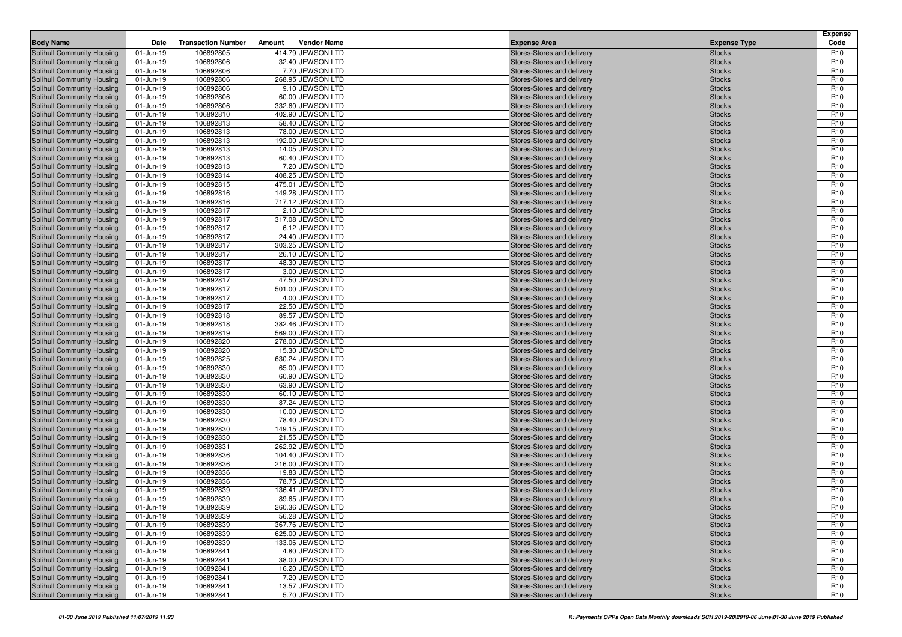| Body Name | Date | Transaction Number | Amount | Vendor Name | Expense Area | Expense Type | Expense Code |
|---|---|---|---|---|---|---|---|
| Solihull Community Housing | 01-Jun-19 | 106892805 | 414.79 | JEWSON LTD | Stores-Stores and delivery | Stocks | R10 |
| Solihull Community Housing | 01-Jun-19 | 106892806 | 32.40 | JEWSON LTD | Stores-Stores and delivery | Stocks | R10 |
| Solihull Community Housing | 01-Jun-19 | 106892806 | 7.70 | JEWSON LTD | Stores-Stores and delivery | Stocks | R10 |
| Solihull Community Housing | 01-Jun-19 | 106892806 | 268.95 | JEWSON LTD | Stores-Stores and delivery | Stocks | R10 |
| Solihull Community Housing | 01-Jun-19 | 106892806 | 9.10 | JEWSON LTD | Stores-Stores and delivery | Stocks | R10 |
| Solihull Community Housing | 01-Jun-19 | 106892806 | 60.00 | JEWSON LTD | Stores-Stores and delivery | Stocks | R10 |
| Solihull Community Housing | 01-Jun-19 | 106892806 | 332.60 | JEWSON LTD | Stores-Stores and delivery | Stocks | R10 |
| Solihull Community Housing | 01-Jun-19 | 106892810 | 402.90 | JEWSON LTD | Stores-Stores and delivery | Stocks | R10 |
| Solihull Community Housing | 01-Jun-19 | 106892813 | 58.40 | JEWSON LTD | Stores-Stores and delivery | Stocks | R10 |
| Solihull Community Housing | 01-Jun-19 | 106892813 | 78.00 | JEWSON LTD | Stores-Stores and delivery | Stocks | R10 |
| Solihull Community Housing | 01-Jun-19 | 106892813 | 192.00 | JEWSON LTD | Stores-Stores and delivery | Stocks | R10 |
| Solihull Community Housing | 01-Jun-19 | 106892813 | 14.05 | JEWSON LTD | Stores-Stores and delivery | Stocks | R10 |
| Solihull Community Housing | 01-Jun-19 | 106892813 | 60.40 | JEWSON LTD | Stores-Stores and delivery | Stocks | R10 |
| Solihull Community Housing | 01-Jun-19 | 106892813 | 7.20 | JEWSON LTD | Stores-Stores and delivery | Stocks | R10 |
| Solihull Community Housing | 01-Jun-19 | 106892814 | 408.25 | JEWSON LTD | Stores-Stores and delivery | Stocks | R10 |
| Solihull Community Housing | 01-Jun-19 | 106892815 | 475.01 | JEWSON LTD | Stores-Stores and delivery | Stocks | R10 |
| Solihull Community Housing | 01-Jun-19 | 106892816 | 149.28 | JEWSON LTD | Stores-Stores and delivery | Stocks | R10 |
| Solihull Community Housing | 01-Jun-19 | 106892816 | 717.12 | JEWSON LTD | Stores-Stores and delivery | Stocks | R10 |
| Solihull Community Housing | 01-Jun-19 | 106892817 | 2.10 | JEWSON LTD | Stores-Stores and delivery | Stocks | R10 |
| Solihull Community Housing | 01-Jun-19 | 106892817 | 317.08 | JEWSON LTD | Stores-Stores and delivery | Stocks | R10 |
| Solihull Community Housing | 01-Jun-19 | 106892817 | 6.12 | JEWSON LTD | Stores-Stores and delivery | Stocks | R10 |
| Solihull Community Housing | 01-Jun-19 | 106892817 | 24.40 | JEWSON LTD | Stores-Stores and delivery | Stocks | R10 |
| Solihull Community Housing | 01-Jun-19 | 106892817 | 303.25 | JEWSON LTD | Stores-Stores and delivery | Stocks | R10 |
| Solihull Community Housing | 01-Jun-19 | 106892817 | 26.10 | JEWSON LTD | Stores-Stores and delivery | Stocks | R10 |
| Solihull Community Housing | 01-Jun-19 | 106892817 | 48.30 | JEWSON LTD | Stores-Stores and delivery | Stocks | R10 |
| Solihull Community Housing | 01-Jun-19 | 106892817 | 3.00 | JEWSON LTD | Stores-Stores and delivery | Stocks | R10 |
| Solihull Community Housing | 01-Jun-19 | 106892817 | 47.50 | JEWSON LTD | Stores-Stores and delivery | Stocks | R10 |
| Solihull Community Housing | 01-Jun-19 | 106892817 | 501.00 | JEWSON LTD | Stores-Stores and delivery | Stocks | R10 |
| Solihull Community Housing | 01-Jun-19 | 106892817 | 4.00 | JEWSON LTD | Stores-Stores and delivery | Stocks | R10 |
| Solihull Community Housing | 01-Jun-19 | 106892817 | 22.50 | JEWSON LTD | Stores-Stores and delivery | Stocks | R10 |
| Solihull Community Housing | 01-Jun-19 | 106892818 | 89.57 | JEWSON LTD | Stores-Stores and delivery | Stocks | R10 |
| Solihull Community Housing | 01-Jun-19 | 106892818 | 382.46 | JEWSON LTD | Stores-Stores and delivery | Stocks | R10 |
| Solihull Community Housing | 01-Jun-19 | 106892819 | 569.00 | JEWSON LTD | Stores-Stores and delivery | Stocks | R10 |
| Solihull Community Housing | 01-Jun-19 | 106892820 | 278.00 | JEWSON LTD | Stores-Stores and delivery | Stocks | R10 |
| Solihull Community Housing | 01-Jun-19 | 106892820 | 15.30 | JEWSON LTD | Stores-Stores and delivery | Stocks | R10 |
| Solihull Community Housing | 01-Jun-19 | 106892825 | 630.24 | JEWSON LTD | Stores-Stores and delivery | Stocks | R10 |
| Solihull Community Housing | 01-Jun-19 | 106892830 | 65.00 | JEWSON LTD | Stores-Stores and delivery | Stocks | R10 |
| Solihull Community Housing | 01-Jun-19 | 106892830 | 60.90 | JEWSON LTD | Stores-Stores and delivery | Stocks | R10 |
| Solihull Community Housing | 01-Jun-19 | 106892830 | 63.90 | JEWSON LTD | Stores-Stores and delivery | Stocks | R10 |
| Solihull Community Housing | 01-Jun-19 | 106892830 | 60.10 | JEWSON LTD | Stores-Stores and delivery | Stocks | R10 |
| Solihull Community Housing | 01-Jun-19 | 106892830 | 87.24 | JEWSON LTD | Stores-Stores and delivery | Stocks | R10 |
| Solihull Community Housing | 01-Jun-19 | 106892830 | 10.00 | JEWSON LTD | Stores-Stores and delivery | Stocks | R10 |
| Solihull Community Housing | 01-Jun-19 | 106892830 | 78.40 | JEWSON LTD | Stores-Stores and delivery | Stocks | R10 |
| Solihull Community Housing | 01-Jun-19 | 106892830 | 149.15 | JEWSON LTD | Stores-Stores and delivery | Stocks | R10 |
| Solihull Community Housing | 01-Jun-19 | 106892830 | 21.55 | JEWSON LTD | Stores-Stores and delivery | Stocks | R10 |
| Solihull Community Housing | 01-Jun-19 | 106892831 | 262.92 | JEWSON LTD | Stores-Stores and delivery | Stocks | R10 |
| Solihull Community Housing | 01-Jun-19 | 106892836 | 104.40 | JEWSON LTD | Stores-Stores and delivery | Stocks | R10 |
| Solihull Community Housing | 01-Jun-19 | 106892836 | 216.00 | JEWSON LTD | Stores-Stores and delivery | Stocks | R10 |
| Solihull Community Housing | 01-Jun-19 | 106892836 | 19.83 | JEWSON LTD | Stores-Stores and delivery | Stocks | R10 |
| Solihull Community Housing | 01-Jun-19 | 106892836 | 78.75 | JEWSON LTD | Stores-Stores and delivery | Stocks | R10 |
| Solihull Community Housing | 01-Jun-19 | 106892839 | 136.41 | JEWSON LTD | Stores-Stores and delivery | Stocks | R10 |
| Solihull Community Housing | 01-Jun-19 | 106892839 | 89.65 | JEWSON LTD | Stores-Stores and delivery | Stocks | R10 |
| Solihull Community Housing | 01-Jun-19 | 106892839 | 260.36 | JEWSON LTD | Stores-Stores and delivery | Stocks | R10 |
| Solihull Community Housing | 01-Jun-19 | 106892839 | 56.28 | JEWSON LTD | Stores-Stores and delivery | Stocks | R10 |
| Solihull Community Housing | 01-Jun-19 | 106892839 | 367.76 | JEWSON LTD | Stores-Stores and delivery | Stocks | R10 |
| Solihull Community Housing | 01-Jun-19 | 106892839 | 625.00 | JEWSON LTD | Stores-Stores and delivery | Stocks | R10 |
| Solihull Community Housing | 01-Jun-19 | 106892839 | 133.06 | JEWSON LTD | Stores-Stores and delivery | Stocks | R10 |
| Solihull Community Housing | 01-Jun-19 | 106892841 | 4.80 | JEWSON LTD | Stores-Stores and delivery | Stocks | R10 |
| Solihull Community Housing | 01-Jun-19 | 106892841 | 38.00 | JEWSON LTD | Stores-Stores and delivery | Stocks | R10 |
| Solihull Community Housing | 01-Jun-19 | 106892841 | 16.20 | JEWSON LTD | Stores-Stores and delivery | Stocks | R10 |
| Solihull Community Housing | 01-Jun-19 | 106892841 | 7.20 | JEWSON LTD | Stores-Stores and delivery | Stocks | R10 |
| Solihull Community Housing | 01-Jun-19 | 106892841 | 13.57 | JEWSON LTD | Stores-Stores and delivery | Stocks | R10 |
| Solihull Community Housing | 01-Jun-19 | 106892841 | 5.70 | JEWSON LTD | Stores-Stores and delivery | Stocks | R10 |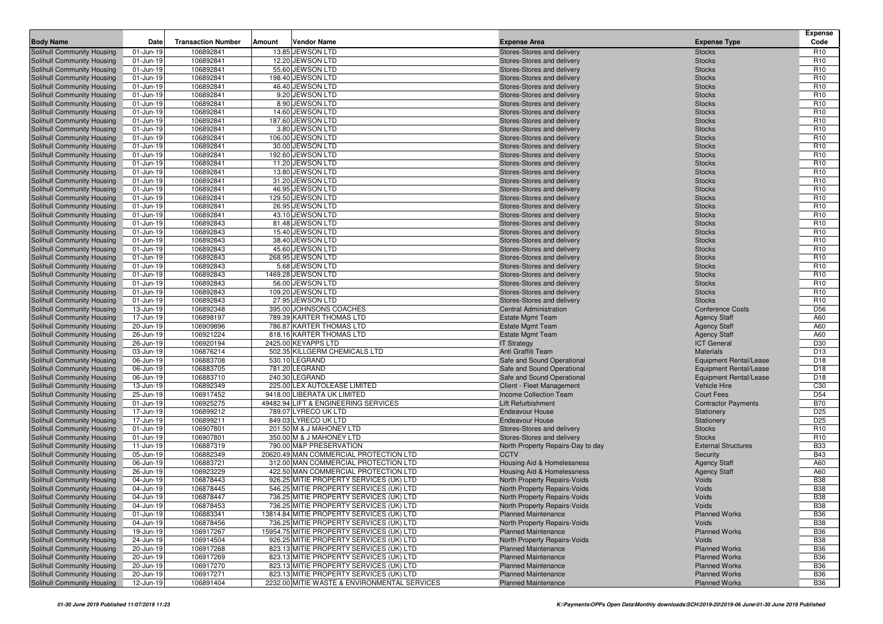| Body Name | Date | Transaction Number | Amount | Vendor Name | Expense Area | Expense Type | Expense Code |
|---|---|---|---|---|---|---|---|
| Solihull Community Housing | 01-Jun-19 | 106892841 | 13.85 | JEWSON LTD | Stores-Stores and delivery | Stocks | R10 |
| Solihull Community Housing | 01-Jun-19 | 106892841 | 12.20 | JEWSON LTD | Stores-Stores and delivery | Stocks | R10 |
| Solihull Community Housing | 01-Jun-19 | 106892841 | 55.60 | JEWSON LTD | Stores-Stores and delivery | Stocks | R10 |
| Solihull Community Housing | 01-Jun-19 | 106892841 | 198.40 | JEWSON LTD | Stores-Stores and delivery | Stocks | R10 |
| Solihull Community Housing | 01-Jun-19 | 106892841 | 46.40 | JEWSON LTD | Stores-Stores and delivery | Stocks | R10 |
| Solihull Community Housing | 01-Jun-19 | 106892841 | 9.20 | JEWSON LTD | Stores-Stores and delivery | Stocks | R10 |
| Solihull Community Housing | 01-Jun-19 | 106892841 | 8.90 | JEWSON LTD | Stores-Stores and delivery | Stocks | R10 |
| Solihull Community Housing | 01-Jun-19 | 106892841 | 14.60 | JEWSON LTD | Stores-Stores and delivery | Stocks | R10 |
| Solihull Community Housing | 01-Jun-19 | 106892841 | 187.60 | JEWSON LTD | Stores-Stores and delivery | Stocks | R10 |
| Solihull Community Housing | 01-Jun-19 | 106892841 | 3.80 | JEWSON LTD | Stores-Stores and delivery | Stocks | R10 |
| Solihull Community Housing | 01-Jun-19 | 106892841 | 106.00 | JEWSON LTD | Stores-Stores and delivery | Stocks | R10 |
| Solihull Community Housing | 01-Jun-19 | 106892841 | 30.00 | JEWSON LTD | Stores-Stores and delivery | Stocks | R10 |
| Solihull Community Housing | 01-Jun-19 | 106892841 | 192.60 | JEWSON LTD | Stores-Stores and delivery | Stocks | R10 |
| Solihull Community Housing | 01-Jun-19 | 106892841 | 11.20 | JEWSON LTD | Stores-Stores and delivery | Stocks | R10 |
| Solihull Community Housing | 01-Jun-19 | 106892841 | 13.80 | JEWSON LTD | Stores-Stores and delivery | Stocks | R10 |
| Solihull Community Housing | 01-Jun-19 | 106892841 | 31.20 | JEWSON LTD | Stores-Stores and delivery | Stocks | R10 |
| Solihull Community Housing | 01-Jun-19 | 106892841 | 46.95 | JEWSON LTD | Stores-Stores and delivery | Stocks | R10 |
| Solihull Community Housing | 01-Jun-19 | 106892841 | 129.50 | JEWSON LTD | Stores-Stores and delivery | Stocks | R10 |
| Solihull Community Housing | 01-Jun-19 | 106892841 | 26.95 | JEWSON LTD | Stores-Stores and delivery | Stocks | R10 |
| Solihull Community Housing | 01-Jun-19 | 106892841 | 43.10 | JEWSON LTD | Stores-Stores and delivery | Stocks | R10 |
| Solihull Community Housing | 01-Jun-19 | 106892843 | 81.48 | JEWSON LTD | Stores-Stores and delivery | Stocks | R10 |
| Solihull Community Housing | 01-Jun-19 | 106892843 | 15.40 | JEWSON LTD | Stores-Stores and delivery | Stocks | R10 |
| Solihull Community Housing | 01-Jun-19 | 106892843 | 38.40 | JEWSON LTD | Stores-Stores and delivery | Stocks | R10 |
| Solihull Community Housing | 01-Jun-19 | 106892843 | 45.60 | JEWSON LTD | Stores-Stores and delivery | Stocks | R10 |
| Solihull Community Housing | 01-Jun-19 | 106892843 | 268.95 | JEWSON LTD | Stores-Stores and delivery | Stocks | R10 |
| Solihull Community Housing | 01-Jun-19 | 106892843 | 5.68 | JEWSON LTD | Stores-Stores and delivery | Stocks | R10 |
| Solihull Community Housing | 01-Jun-19 | 106892843 | 1469.28 | JEWSON LTD | Stores-Stores and delivery | Stocks | R10 |
| Solihull Community Housing | 01-Jun-19 | 106892843 | 56.00 | JEWSON LTD | Stores-Stores and delivery | Stocks | R10 |
| Solihull Community Housing | 01-Jun-19 | 106892843 | 109.20 | JEWSON LTD | Stores-Stores and delivery | Stocks | R10 |
| Solihull Community Housing | 01-Jun-19 | 106892843 | 27.95 | JEWSON LTD | Stores-Stores and delivery | Stocks | R10 |
| Solihull Community Housing | 13-Jun-19 | 106892348 | 395.00 | JOHNSONS COACHES | Central Administration | Conference Costs | D56 |
| Solihull Community Housing | 17-Jun-19 | 106898197 | 789.39 | KARTER THOMAS LTD | Estate Mgmt Team | Agency Staff | A60 |
| Solihull Community Housing | 20-Jun-19 | 106909896 | 786.87 | KARTER THOMAS LTD | Estate Mgmt Team | Agency Staff | A60 |
| Solihull Community Housing | 26-Jun-19 | 106921224 | 818.16 | KARTER THOMAS LTD | Estate Mgmt Team | Agency Staff | A60 |
| Solihull Community Housing | 26-Jun-19 | 106920194 | 2425.00 | KEYAPPS LTD | IT Strategy | ICT General | D30 |
| Solihull Community Housing | 03-Jun-19 | 106876214 | 502.35 | KILLGERM CHEMICALS LTD | Anti Graffiti Team | Materials | D13 |
| Solihull Community Housing | 06-Jun-19 | 106883708 | 530.10 | LEGRAND | Safe and Sound Operational | Equipment Rental/Lease | D18 |
| Solihull Community Housing | 06-Jun-19 | 106883705 | 781.20 | LEGRAND | Safe and Sound Operational | Equipment Rental/Lease | D18 |
| Solihull Community Housing | 06-Jun-19 | 106883710 | 240.30 | LEGRAND | Safe and Sound Operational | Equipment Rental/Lease | D18 |
| Solihull Community Housing | 13-Jun-19 | 106892349 | 225.00 | LEX AUTOLEASE LIMITED | Client - Fleet Management | Vehicle Hire | C30 |
| Solihull Community Housing | 25-Jun-19 | 106917452 | 9418.00 | LIBERATA UK LIMITED | Income Collection Team | Court Fees | D54 |
| Solihull Community Housing | 01-Jun-19 | 106925275 | 49482.94 | LIFT & ENGINEERING SERVICES | Lift Refurbishment | Contractor Payments | B70 |
| Solihull Community Housing | 17-Jun-19 | 106899212 | 789.07 | LYRECO UK LTD | Endeavour House | Stationery | D25 |
| Solihull Community Housing | 17-Jun-19 | 106899211 | 849.03 | LYRECO UK LTD | Endeavour House | Stationery | D25 |
| Solihull Community Housing | 01-Jun-19 | 106907801 | 201.50 | M & J MAHONEY LTD | Stores-Stores and delivery | Stocks | R10 |
| Solihull Community Housing | 01-Jun-19 | 106907801 | 350.00 | M & J MAHONEY LTD | Stores-Stores and delivery | Stocks | R10 |
| Solihull Community Housing | 11-Jun-19 | 106887319 | 790.00 | M&P PRESERVATION | North Property Repairs-Day to day | External Structures | B33 |
| Solihull Community Housing | 05-Jun-19 | 106882349 | 20620.49 | MAN COMMERCIAL PROTECTION LTD | CCTV | Security | B43 |
| Solihull Community Housing | 06-Jun-19 | 106883721 | 312.00 | MAN COMMERCIAL PROTECTION LTD | Housing Aid & Homelessness | Agency Staff | A60 |
| Solihull Community Housing | 26-Jun-19 | 106923229 | 422.50 | MAN COMMERCIAL PROTECTION LTD | Housing Aid & Homelessness | Agency Staff | A60 |
| Solihull Community Housing | 04-Jun-19 | 106878443 | 926.25 | MITIE PROPERTY SERVICES (UK) LTD | North Property Repairs-Voids | Voids | B38 |
| Solihull Community Housing | 04-Jun-19 | 106878445 | 546.25 | MITIE PROPERTY SERVICES (UK) LTD | North Property Repairs-Voids | Voids | B38 |
| Solihull Community Housing | 04-Jun-19 | 106878447 | 736.25 | MITIE PROPERTY SERVICES (UK) LTD | North Property Repairs-Voids | Voids | B38 |
| Solihull Community Housing | 04-Jun-19 | 106878453 | 736.25 | MITIE PROPERTY SERVICES (UK) LTD | North Property Repairs-Voids | Voids | B38 |
| Solihull Community Housing | 01-Jun-19 | 106883341 | 13814.84 | MITIE PROPERTY SERVICES (UK) LTD | Planned Maintenance | Planned Works | B36 |
| Solihull Community Housing | 04-Jun-19 | 106878456 | 736.25 | MITIE PROPERTY SERVICES (UK) LTD | North Property Repairs-Voids | Voids | B38 |
| Solihull Community Housing | 19-Jun-19 | 106917267 | 15954.75 | MITIE PROPERTY SERVICES (UK) LTD | Planned Maintenance | Planned Works | B36 |
| Solihull Community Housing | 24-Jun-19 | 106914504 | 926.25 | MITIE PROPERTY SERVICES (UK) LTD | North Property Repairs-Voids | Voids | B38 |
| Solihull Community Housing | 20-Jun-19 | 106917268 | 823.13 | MITIE PROPERTY SERVICES (UK) LTD | Planned Maintenance | Planned Works | B36 |
| Solihull Community Housing | 20-Jun-19 | 106917269 | 823.13 | MITIE PROPERTY SERVICES (UK) LTD | Planned Maintenance | Planned Works | B36 |
| Solihull Community Housing | 20-Jun-19 | 106917270 | 823.13 | MITIE PROPERTY SERVICES (UK) LTD | Planned Maintenance | Planned Works | B36 |
| Solihull Community Housing | 20-Jun-19 | 106917271 | 823.13 | MITIE PROPERTY SERVICES (UK) LTD | Planned Maintenance | Planned Works | B36 |
| Solihull Community Housing | 12-Jun-19 | 106891404 | 2232.00 | MITIE WASTE & ENVIRONMENTAL SERVICES | Planned Maintenance | Planned Works | B36 |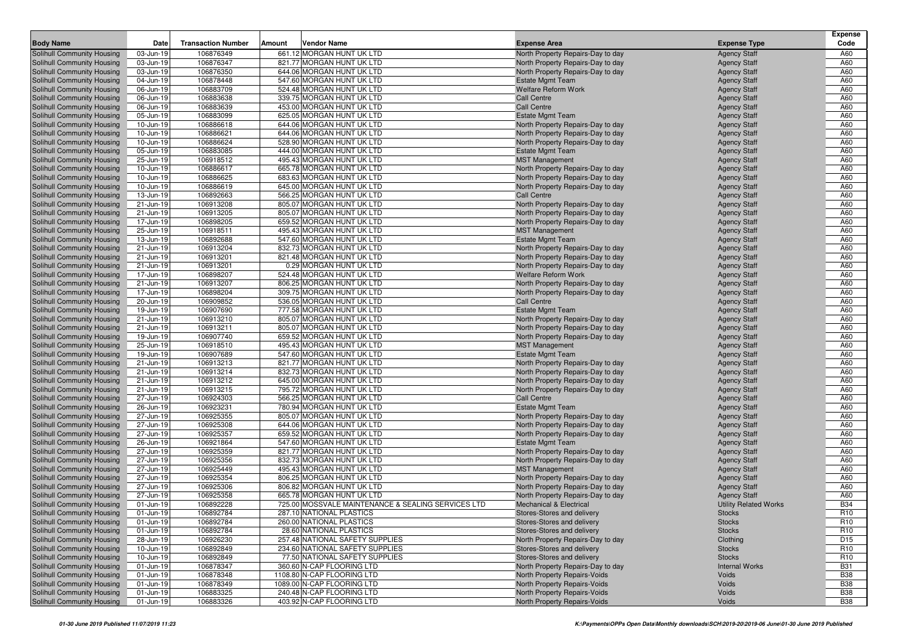| Body Name | Date | Transaction Number | Amount | Vendor Name | Expense Area | Expense Type | Expense Code |
|---|---|---|---|---|---|---|---|
| Solihull Community Housing | 03-Jun-19 | 106876349 | 661.12 | MORGAN HUNT UK LTD | North Property Repairs-Day to day | Agency Staff | A60 |
| Solihull Community Housing | 03-Jun-19 | 106876347 | 821.77 | MORGAN HUNT UK LTD | North Property Repairs-Day to day | Agency Staff | A60 |
| Solihull Community Housing | 03-Jun-19 | 106876350 | 644.06 | MORGAN HUNT UK LTD | North Property Repairs-Day to day | Agency Staff | A60 |
| Solihull Community Housing | 04-Jun-19 | 106878448 | 547.60 | MORGAN HUNT UK LTD | Estate Mgmt Team | Agency Staff | A60 |
| Solihull Community Housing | 06-Jun-19 | 106883709 | 524.48 | MORGAN HUNT UK LTD | Welfare Reform Work | Agency Staff | A60 |
| Solihull Community Housing | 06-Jun-19 | 106883638 | 339.75 | MORGAN HUNT UK LTD | Call Centre | Agency Staff | A60 |
| Solihull Community Housing | 06-Jun-19 | 106883639 | 453.00 | MORGAN HUNT UK LTD | Call Centre | Agency Staff | A60 |
| Solihull Community Housing | 05-Jun-19 | 106883099 | 625.05 | MORGAN HUNT UK LTD | Estate Mgmt Team | Agency Staff | A60 |
| Solihull Community Housing | 10-Jun-19 | 106886618 | 644.06 | MORGAN HUNT UK LTD | North Property Repairs-Day to day | Agency Staff | A60 |
| Solihull Community Housing | 10-Jun-19 | 106886621 | 644.06 | MORGAN HUNT UK LTD | North Property Repairs-Day to day | Agency Staff | A60 |
| Solihull Community Housing | 10-Jun-19 | 106886624 | 528.90 | MORGAN HUNT UK LTD | North Property Repairs-Day to day | Agency Staff | A60 |
| Solihull Community Housing | 05-Jun-19 | 106883085 | 444.00 | MORGAN HUNT UK LTD | Estate Mgmt Team | Agency Staff | A60 |
| Solihull Community Housing | 25-Jun-19 | 106918512 | 495.43 | MORGAN HUNT UK LTD | MST Management | Agency Staff | A60 |
| Solihull Community Housing | 10-Jun-19 | 106886617 | 665.78 | MORGAN HUNT UK LTD | North Property Repairs-Day to day | Agency Staff | A60 |
| Solihull Community Housing | 10-Jun-19 | 106886625 | 683.63 | MORGAN HUNT UK LTD | North Property Repairs-Day to day | Agency Staff | A60 |
| Solihull Community Housing | 10-Jun-19 | 106886619 | 645.00 | MORGAN HUNT UK LTD | North Property Repairs-Day to day | Agency Staff | A60 |
| Solihull Community Housing | 13-Jun-19 | 106892663 | 566.25 | MORGAN HUNT UK LTD | Call Centre | Agency Staff | A60 |
| Solihull Community Housing | 21-Jun-19 | 106913208 | 805.07 | MORGAN HUNT UK LTD | North Property Repairs-Day to day | Agency Staff | A60 |
| Solihull Community Housing | 21-Jun-19 | 106913205 | 805.07 | MORGAN HUNT UK LTD | North Property Repairs-Day to day | Agency Staff | A60 |
| Solihull Community Housing | 17-Jun-19 | 106898205 | 659.52 | MORGAN HUNT UK LTD | North Property Repairs-Day to day | Agency Staff | A60 |
| Solihull Community Housing | 25-Jun-19 | 106918511 | 495.43 | MORGAN HUNT UK LTD | MST Management | Agency Staff | A60 |
| Solihull Community Housing | 13-Jun-19 | 106892688 | 547.60 | MORGAN HUNT UK LTD | Estate Mgmt Team | Agency Staff | A60 |
| Solihull Community Housing | 21-Jun-19 | 106913204 | 832.73 | MORGAN HUNT UK LTD | North Property Repairs-Day to day | Agency Staff | A60 |
| Solihull Community Housing | 21-Jun-19 | 106913201 | 821.48 | MORGAN HUNT UK LTD | North Property Repairs-Day to day | Agency Staff | A60 |
| Solihull Community Housing | 21-Jun-19 | 106913201 | 0.29 | MORGAN HUNT UK LTD | North Property Repairs-Day to day | Agency Staff | A60 |
| Solihull Community Housing | 17-Jun-19 | 106898207 | 524.48 | MORGAN HUNT UK LTD | Welfare Reform Work | Agency Staff | A60 |
| Solihull Community Housing | 21-Jun-19 | 106913207 | 806.25 | MORGAN HUNT UK LTD | North Property Repairs-Day to day | Agency Staff | A60 |
| Solihull Community Housing | 17-Jun-19 | 106898204 | 309.75 | MORGAN HUNT UK LTD | North Property Repairs-Day to day | Agency Staff | A60 |
| Solihull Community Housing | 20-Jun-19 | 106909852 | 536.05 | MORGAN HUNT UK LTD | Call Centre | Agency Staff | A60 |
| Solihull Community Housing | 19-Jun-19 | 106907690 | 777.58 | MORGAN HUNT UK LTD | Estate Mgmt Team | Agency Staff | A60 |
| Solihull Community Housing | 21-Jun-19 | 106913210 | 805.07 | MORGAN HUNT UK LTD | North Property Repairs-Day to day | Agency Staff | A60 |
| Solihull Community Housing | 21-Jun-19 | 106913211 | 805.07 | MORGAN HUNT UK LTD | North Property Repairs-Day to day | Agency Staff | A60 |
| Solihull Community Housing | 19-Jun-19 | 106907740 | 659.52 | MORGAN HUNT UK LTD | North Property Repairs-Day to day | Agency Staff | A60 |
| Solihull Community Housing | 25-Jun-19 | 106918510 | 495.43 | MORGAN HUNT UK LTD | MST Management | Agency Staff | A60 |
| Solihull Community Housing | 19-Jun-19 | 106907689 | 547.60 | MORGAN HUNT UK LTD | Estate Mgmt Team | Agency Staff | A60 |
| Solihull Community Housing | 21-Jun-19 | 106913213 | 821.77 | MORGAN HUNT UK LTD | North Property Repairs-Day to day | Agency Staff | A60 |
| Solihull Community Housing | 21-Jun-19 | 106913214 | 832.73 | MORGAN HUNT UK LTD | North Property Repairs-Day to day | Agency Staff | A60 |
| Solihull Community Housing | 21-Jun-19 | 106913212 | 645.00 | MORGAN HUNT UK LTD | North Property Repairs-Day to day | Agency Staff | A60 |
| Solihull Community Housing | 21-Jun-19 | 106913215 | 795.72 | MORGAN HUNT UK LTD | North Property Repairs-Day to day | Agency Staff | A60 |
| Solihull Community Housing | 27-Jun-19 | 106924303 | 566.25 | MORGAN HUNT UK LTD | Call Centre | Agency Staff | A60 |
| Solihull Community Housing | 26-Jun-19 | 106923231 | 780.94 | MORGAN HUNT UK LTD | Estate Mgmt Team | Agency Staff | A60 |
| Solihull Community Housing | 27-Jun-19 | 106925355 | 805.07 | MORGAN HUNT UK LTD | North Property Repairs-Day to day | Agency Staff | A60 |
| Solihull Community Housing | 27-Jun-19 | 106925308 | 644.06 | MORGAN HUNT UK LTD | North Property Repairs-Day to day | Agency Staff | A60 |
| Solihull Community Housing | 27-Jun-19 | 106925357 | 659.52 | MORGAN HUNT UK LTD | North Property Repairs-Day to day | Agency Staff | A60 |
| Solihull Community Housing | 26-Jun-19 | 106921864 | 547.60 | MORGAN HUNT UK LTD | Estate Mgmt Team | Agency Staff | A60 |
| Solihull Community Housing | 27-Jun-19 | 106925359 | 821.77 | MORGAN HUNT UK LTD | North Property Repairs-Day to day | Agency Staff | A60 |
| Solihull Community Housing | 27-Jun-19 | 106925356 | 832.73 | MORGAN HUNT UK LTD | North Property Repairs-Day to day | Agency Staff | A60 |
| Solihull Community Housing | 27-Jun-19 | 106925449 | 495.43 | MORGAN HUNT UK LTD | MST Management | Agency Staff | A60 |
| Solihull Community Housing | 27-Jun-19 | 106925354 | 806.25 | MORGAN HUNT UK LTD | North Property Repairs-Day to day | Agency Staff | A60 |
| Solihull Community Housing | 27-Jun-19 | 106925306 | 806.82 | MORGAN HUNT UK LTD | North Property Repairs-Day to day | Agency Staff | A60 |
| Solihull Community Housing | 27-Jun-19 | 106925358 | 665.78 | MORGAN HUNT UK LTD | North Property Repairs-Day to day | Agency Staff | A60 |
| Solihull Community Housing | 01-Jun-19 | 106892228 | 725.00 | MOSSVALE MAINTENANCE & SEALING SERVICES LTD | Mechanical & Electrical | Utility Related Works | B34 |
| Solihull Community Housing | 01-Jun-19 | 106892784 | 287.10 | NATIONAL PLASTICS | Stores-Stores and delivery | Stocks | R10 |
| Solihull Community Housing | 01-Jun-19 | 106892784 | 260.00 | NATIONAL PLASTICS | Stores-Stores and delivery | Stocks | R10 |
| Solihull Community Housing | 01-Jun-19 | 106892784 | 28.60 | NATIONAL PLASTICS | Stores-Stores and delivery | Stocks | R10 |
| Solihull Community Housing | 28-Jun-19 | 106926230 | 257.48 | NATIONAL SAFETY SUPPLIES | North Property Repairs-Day to day | Clothing | D15 |
| Solihull Community Housing | 10-Jun-19 | 106892849 | 234.60 | NATIONAL SAFETY SUPPLIES | Stores-Stores and delivery | Stocks | R10 |
| Solihull Community Housing | 10-Jun-19 | 106892849 | 77.50 | NATIONAL SAFETY SUPPLIES | Stores-Stores and delivery | Stocks | R10 |
| Solihull Community Housing | 01-Jun-19 | 106878347 | 360.60 | N-CAP FLOORING LTD | North Property Repairs-Day to day | Internal Works | B31 |
| Solihull Community Housing | 01-Jun-19 | 106878348 | 1108.80 | N-CAP FLOORING LTD | North Property Repairs-Voids | Voids | B38 |
| Solihull Community Housing | 01-Jun-19 | 106878349 | 1089.00 | N-CAP FLOORING LTD | North Property Repairs-Voids | Voids | B38 |
| Solihull Community Housing | 01-Jun-19 | 106883325 | 240.48 | N-CAP FLOORING LTD | North Property Repairs-Voids | Voids | B38 |
| Solihull Community Housing | 01-Jun-19 | 106883326 | 403.92 | N-CAP FLOORING LTD | North Property Repairs-Voids | Voids | B38 |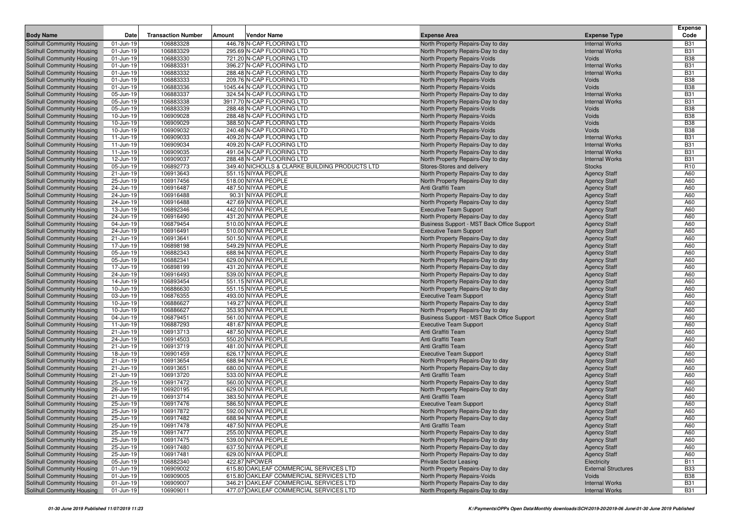| Body Name | Date | Transaction Number | Amount | Vendor Name | Expense Area | Expense Type | Expense Code |
|---|---|---|---|---|---|---|---|
| Solihull Community Housing | 01-Jun-19 | 106883328 | 446.78 | N-CAP FLOORING LTD | North Property Repairs-Day to day | Internal Works | B31 |
| Solihull Community Housing | 01-Jun-19 | 106883329 | 295.69 | N-CAP FLOORING LTD | North Property Repairs-Day to day | Internal Works | B31 |
| Solihull Community Housing | 01-Jun-19 | 106883330 | 721.20 | N-CAP FLOORING LTD | North Property Repairs-Voids | Voids | B38 |
| Solihull Community Housing | 01-Jun-19 | 106883331 | 396.27 | N-CAP FLOORING LTD | North Property Repairs-Day to day | Internal Works | B31 |
| Solihull Community Housing | 01-Jun-19 | 106883332 | 288.48 | N-CAP FLOORING LTD | North Property Repairs-Day to day | Internal Works | B31 |
| Solihull Community Housing | 01-Jun-19 | 106883333 | 209.76 | N-CAP FLOORING LTD | North Property Repairs-Voids | Voids | B38 |
| Solihull Community Housing | 01-Jun-19 | 106883336 | 1045.44 | N-CAP FLOORING LTD | North Property Repairs-Voids | Voids | B38 |
| Solihull Community Housing | 05-Jun-19 | 106883337 | 324.54 | N-CAP FLOORING LTD | North Property Repairs-Day to day | Internal Works | B31 |
| Solihull Community Housing | 05-Jun-19 | 106883338 | 3917.70 | N-CAP FLOORING LTD | North Property Repairs-Day to day | Internal Works | B31 |
| Solihull Community Housing | 05-Jun-19 | 106883339 | 288.48 | N-CAP FLOORING LTD | North Property Repairs-Voids | Voids | B38 |
| Solihull Community Housing | 10-Jun-19 | 106909028 | 288.48 | N-CAP FLOORING LTD | North Property Repairs-Voids | Voids | B38 |
| Solihull Community Housing | 10-Jun-19 | 106909029 | 388.50 | N-CAP FLOORING LTD | North Property Repairs-Voids | Voids | B38 |
| Solihull Community Housing | 10-Jun-19 | 106909032 | 240.48 | N-CAP FLOORING LTD | North Property Repairs-Voids | Voids | B38 |
| Solihull Community Housing | 11-Jun-19 | 106909033 | 409.20 | N-CAP FLOORING LTD | North Property Repairs-Day to day | Internal Works | B31 |
| Solihull Community Housing | 11-Jun-19 | 106909034 | 409.20 | N-CAP FLOORING LTD | North Property Repairs-Day to day | Internal Works | B31 |
| Solihull Community Housing | 11-Jun-19 | 106909035 | 491.04 | N-CAP FLOORING LTD | North Property Repairs-Day to day | Internal Works | B31 |
| Solihull Community Housing | 12-Jun-19 | 106909037 | 288.48 | N-CAP FLOORING LTD | North Property Repairs-Day to day | Internal Works | B31 |
| Solihull Community Housing | 05-Jun-19 | 106892773 | 349.40 | NICHOLLS & CLARKE BUILDING PRODUCTS LTD | Stores-Stores and delivery | Stocks | R10 |
| Solihull Community Housing | 21-Jun-19 | 106913643 | 551.15 | NIYAA PEOPLE | North Property Repairs-Day to day | Agency Staff | A60 |
| Solihull Community Housing | 25-Jun-19 | 106917456 | 518.00 | NIYAA PEOPLE | North Property Repairs-Day to day | Agency Staff | A60 |
| Solihull Community Housing | 24-Jun-19 | 106916487 | 487.50 | NIYAA PEOPLE | Anti Graffiti Team | Agency Staff | A60 |
| Solihull Community Housing | 24-Jun-19 | 106916488 | 90.31 | NIYAA PEOPLE | North Property Repairs-Day to day | Agency Staff | A60 |
| Solihull Community Housing | 24-Jun-19 | 106916488 | 427.69 | NIYAA PEOPLE | North Property Repairs-Day to day | Agency Staff | A60 |
| Solihull Community Housing | 13-Jun-19 | 106892346 | 442.00 | NIYAA PEOPLE | Executive Team Support | Agency Staff | A60 |
| Solihull Community Housing | 24-Jun-19 | 106916490 | 431.20 | NIYAA PEOPLE | North Property Repairs-Day to day | Agency Staff | A60 |
| Solihull Community Housing | 04-Jun-19 | 106879454 | 510.00 | NIYAA PEOPLE | Business Support - MST Back Office Support | Agency Staff | A60 |
| Solihull Community Housing | 24-Jun-19 | 106916491 | 510.00 | NIYAA PEOPLE | Executive Team Support | Agency Staff | A60 |
| Solihull Community Housing | 21-Jun-19 | 106913641 | 501.50 | NIYAA PEOPLE | North Property Repairs-Day to day | Agency Staff | A60 |
| Solihull Community Housing | 17-Jun-19 | 106898198 | 549.29 | NIYAA PEOPLE | North Property Repairs-Day to day | Agency Staff | A60 |
| Solihull Community Housing | 05-Jun-19 | 106882343 | 688.94 | NIYAA PEOPLE | North Property Repairs-Day to day | Agency Staff | A60 |
| Solihull Community Housing | 05-Jun-19 | 106882341 | 629.00 | NIYAA PEOPLE | North Property Repairs-Day to day | Agency Staff | A60 |
| Solihull Community Housing | 17-Jun-19 | 106898199 | 431.20 | NIYAA PEOPLE | North Property Repairs-Day to day | Agency Staff | A60 |
| Solihull Community Housing | 24-Jun-19 | 106916493 | 539.00 | NIYAA PEOPLE | North Property Repairs-Day to day | Agency Staff | A60 |
| Solihull Community Housing | 14-Jun-19 | 106893454 | 551.15 | NIYAA PEOPLE | North Property Repairs-Day to day | Agency Staff | A60 |
| Solihull Community Housing | 10-Jun-19 | 106886630 | 551.15 | NIYAA PEOPLE | North Property Repairs-Day to day | Agency Staff | A60 |
| Solihull Community Housing | 03-Jun-19 | 106876355 | 493.00 | NIYAA PEOPLE | Executive Team Support | Agency Staff | A60 |
| Solihull Community Housing | 10-Jun-19 | 106886627 | 149.27 | NIYAA PEOPLE | North Property Repairs-Day to day | Agency Staff | A60 |
| Solihull Community Housing | 10-Jun-19 | 106886627 | 353.93 | NIYAA PEOPLE | North Property Repairs-Day to day | Agency Staff | A60 |
| Solihull Community Housing | 04-Jun-19 | 106879451 | 561.00 | NIYAA PEOPLE | Business Support - MST Back Office Support | Agency Staff | A60 |
| Solihull Community Housing | 11-Jun-19 | 106887293 | 481.67 | NIYAA PEOPLE | Executive Team Support | Agency Staff | A60 |
| Solihull Community Housing | 21-Jun-19 | 106913713 | 487.50 | NIYAA PEOPLE | Anti Graffiti Team | Agency Staff | A60 |
| Solihull Community Housing | 24-Jun-19 | 106914503 | 550.20 | NIYAA PEOPLE | Anti Graffiti Team | Agency Staff | A60 |
| Solihull Community Housing | 21-Jun-19 | 106913719 | 481.00 | NIYAA PEOPLE | Anti Graffiti Team | Agency Staff | A60 |
| Solihull Community Housing | 18-Jun-19 | 106901459 | 626.17 | NIYAA PEOPLE | Executive Team Support | Agency Staff | A60 |
| Solihull Community Housing | 21-Jun-19 | 106913654 | 688.94 | NIYAA PEOPLE | North Property Repairs-Day to day | Agency Staff | A60 |
| Solihull Community Housing | 21-Jun-19 | 106913651 | 680.00 | NIYAA PEOPLE | North Property Repairs-Day to day | Agency Staff | A60 |
| Solihull Community Housing | 21-Jun-19 | 106913720 | 533.00 | NIYAA PEOPLE | Anti Graffiti Team | Agency Staff | A60 |
| Solihull Community Housing | 25-Jun-19 | 106917472 | 560.00 | NIYAA PEOPLE | North Property Repairs-Day to day | Agency Staff | A60 |
| Solihull Community Housing | 26-Jun-19 | 106920195 | 629.00 | NIYAA PEOPLE | North Property Repairs-Day to day | Agency Staff | A60 |
| Solihull Community Housing | 21-Jun-19 | 106913714 | 383.50 | NIYAA PEOPLE | Anti Graffiti Team | Agency Staff | A60 |
| Solihull Community Housing | 25-Jun-19 | 106917476 | 586.50 | NIYAA PEOPLE | Executive Team Support | Agency Staff | A60 |
| Solihull Community Housing | 25-Jun-19 | 106917872 | 592.00 | NIYAA PEOPLE | North Property Repairs-Day to day | Agency Staff | A60 |
| Solihull Community Housing | 25-Jun-19 | 106917482 | 688.94 | NIYAA PEOPLE | North Property Repairs-Day to day | Agency Staff | A60 |
| Solihull Community Housing | 25-Jun-19 | 106917478 | 487.50 | NIYAA PEOPLE | Anti Graffiti Team | Agency Staff | A60 |
| Solihull Community Housing | 25-Jun-19 | 106917477 | 255.00 | NIYAA PEOPLE | North Property Repairs-Day to day | Agency Staff | A60 |
| Solihull Community Housing | 25-Jun-19 | 106917475 | 539.00 | NIYAA PEOPLE | North Property Repairs-Day to day | Agency Staff | A60 |
| Solihull Community Housing | 25-Jun-19 | 106917480 | 637.50 | NIYAA PEOPLE | North Property Repairs-Day to day | Agency Staff | A60 |
| Solihull Community Housing | 25-Jun-19 | 106917481 | 629.00 | NIYAA PEOPLE | North Property Repairs-Day to day | Agency Staff | A60 |
| Solihull Community Housing | 05-Jun-19 | 106882340 | 422.87 | NPOWER | Private Sector Leasing | Electricity | B11 |
| Solihull Community Housing | 01-Jun-19 | 106909002 | 615.80 | OAKLEAF COMMERCIAL SERVICES LTD | North Property Repairs-Day to day | External Structures | B33 |
| Solihull Community Housing | 01-Jun-19 | 106909005 | 615.80 | OAKLEAF COMMERCIAL SERVICES LTD | North Property Repairs-Voids | Voids | B38 |
| Solihull Community Housing | 01-Jun-19 | 106909007 | 346.21 | OAKLEAF COMMERCIAL SERVICES LTD | North Property Repairs-Day to day | Internal Works | B31 |
| Solihull Community Housing | 01-Jun-19 | 106909011 | 477.07 | OAKLEAF COMMERCIAL SERVICES LTD | North Property Repairs-Day to day | Internal Works | B31 |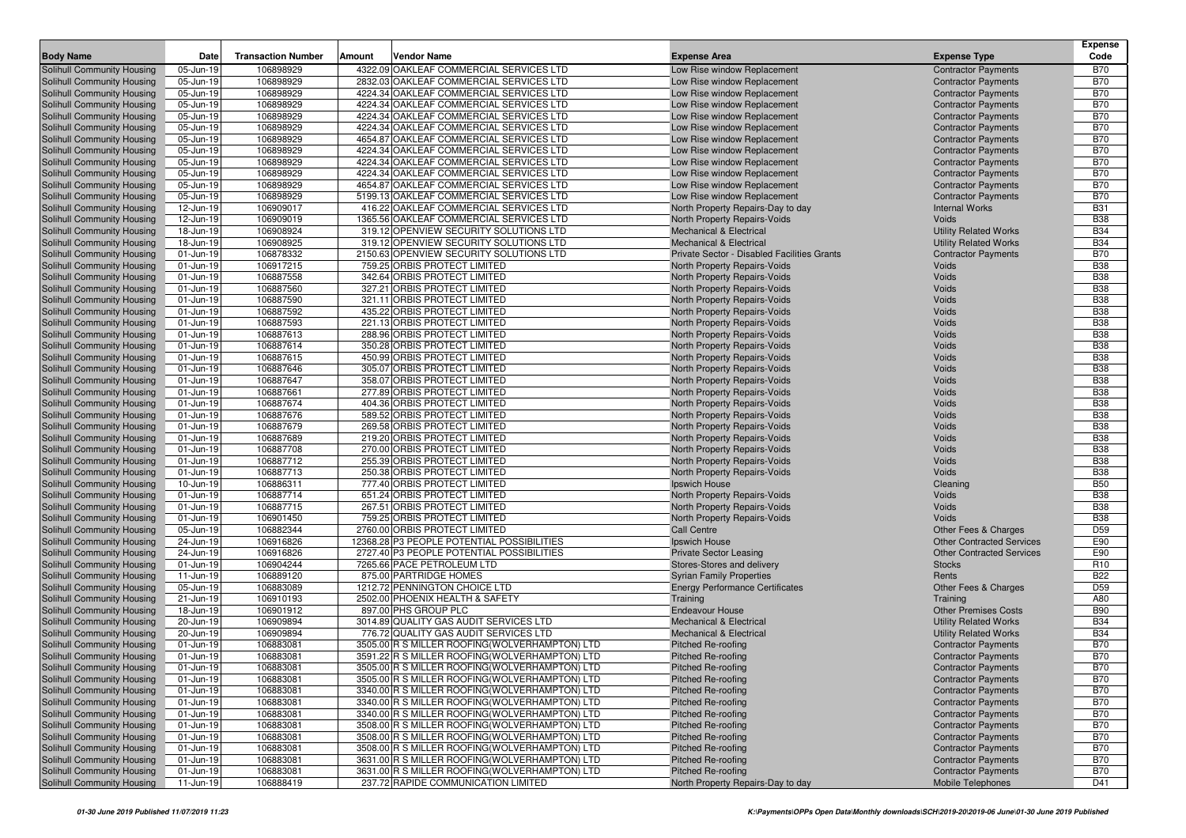| Body Name | Date | Transaction Number | Amount | Vendor Name | Expense Area | Expense Type | Expense Code |
|---|---|---|---|---|---|---|---|
| Solihull Community Housing | 05-Jun-19 | 106898929 | 4322.09 | OAKLEAF COMMERCIAL SERVICES LTD | Low Rise window Replacement | Contractor Payments | B70 |
| Solihull Community Housing | 05-Jun-19 | 106898929 | 2832.03 | OAKLEAF COMMERCIAL SERVICES LTD | Low Rise window Replacement | Contractor Payments | B70 |
| Solihull Community Housing | 05-Jun-19 | 106898929 | 4224.34 | OAKLEAF COMMERCIAL SERVICES LTD | Low Rise window Replacement | Contractor Payments | B70 |
| Solihull Community Housing | 05-Jun-19 | 106898929 | 4224.34 | OAKLEAF COMMERCIAL SERVICES LTD | Low Rise window Replacement | Contractor Payments | B70 |
| Solihull Community Housing | 05-Jun-19 | 106898929 | 4224.34 | OAKLEAF COMMERCIAL SERVICES LTD | Low Rise window Replacement | Contractor Payments | B70 |
| Solihull Community Housing | 05-Jun-19 | 106898929 | 4224.34 | OAKLEAF COMMERCIAL SERVICES LTD | Low Rise window Replacement | Contractor Payments | B70 |
| Solihull Community Housing | 05-Jun-19 | 106898929 | 4654.87 | OAKLEAF COMMERCIAL SERVICES LTD | Low Rise window Replacement | Contractor Payments | B70 |
| Solihull Community Housing | 05-Jun-19 | 106898929 | 4224.34 | OAKLEAF COMMERCIAL SERVICES LTD | Low Rise window Replacement | Contractor Payments | B70 |
| Solihull Community Housing | 05-Jun-19 | 106898929 | 4224.34 | OAKLEAF COMMERCIAL SERVICES LTD | Low Rise window Replacement | Contractor Payments | B70 |
| Solihull Community Housing | 05-Jun-19 | 106898929 | 4224.34 | OAKLEAF COMMERCIAL SERVICES LTD | Low Rise window Replacement | Contractor Payments | B70 |
| Solihull Community Housing | 05-Jun-19 | 106898929 | 4654.87 | OAKLEAF COMMERCIAL SERVICES LTD | Low Rise window Replacement | Contractor Payments | B70 |
| Solihull Community Housing | 05-Jun-19 | 106898929 | 5199.13 | OAKLEAF COMMERCIAL SERVICES LTD | Low Rise window Replacement | Contractor Payments | B70 |
| Solihull Community Housing | 12-Jun-19 | 106909017 | 416.22 | OAKLEAF COMMERCIAL SERVICES LTD | North Property Repairs-Day to day | Internal Works | B31 |
| Solihull Community Housing | 12-Jun-19 | 106909019 | 1365.56 | OAKLEAF COMMERCIAL SERVICES LTD | North Property Repairs-Voids | Voids | B38 |
| Solihull Community Housing | 18-Jun-19 | 106908924 | 319.12 | OPENVIEW SECURITY SOLUTIONS LTD | Mechanical & Electrical | Utility Related Works | B34 |
| Solihull Community Housing | 18-Jun-19 | 106908925 | 319.12 | OPENVIEW SECURITY SOLUTIONS LTD | Mechanical & Electrical | Utility Related Works | B34 |
| Solihull Community Housing | 01-Jun-19 | 106878332 | 2150.63 | OPENVIEW SECURITY SOLUTIONS LTD | Private Sector - Disabled Facilities Grants | Contractor Payments | B70 |
| Solihull Community Housing | 01-Jun-19 | 106917215 | 759.25 | ORBIS PROTECT LIMITED | North Property Repairs-Voids | Voids | B38 |
| Solihull Community Housing | 01-Jun-19 | 106887558 | 342.64 | ORBIS PROTECT LIMITED | North Property Repairs-Voids | Voids | B38 |
| Solihull Community Housing | 01-Jun-19 | 106887560 | 327.21 | ORBIS PROTECT LIMITED | North Property Repairs-Voids | Voids | B38 |
| Solihull Community Housing | 01-Jun-19 | 106887590 | 321.11 | ORBIS PROTECT LIMITED | North Property Repairs-Voids | Voids | B38 |
| Solihull Community Housing | 01-Jun-19 | 106887592 | 435.22 | ORBIS PROTECT LIMITED | North Property Repairs-Voids | Voids | B38 |
| Solihull Community Housing | 01-Jun-19 | 106887593 | 221.13 | ORBIS PROTECT LIMITED | North Property Repairs-Voids | Voids | B38 |
| Solihull Community Housing | 01-Jun-19 | 106887613 | 288.96 | ORBIS PROTECT LIMITED | North Property Repairs-Voids | Voids | B38 |
| Solihull Community Housing | 01-Jun-19 | 106887614 | 350.28 | ORBIS PROTECT LIMITED | North Property Repairs-Voids | Voids | B38 |
| Solihull Community Housing | 01-Jun-19 | 106887615 | 450.99 | ORBIS PROTECT LIMITED | North Property Repairs-Voids | Voids | B38 |
| Solihull Community Housing | 01-Jun-19 | 106887646 | 305.07 | ORBIS PROTECT LIMITED | North Property Repairs-Voids | Voids | B38 |
| Solihull Community Housing | 01-Jun-19 | 106887647 | 358.07 | ORBIS PROTECT LIMITED | North Property Repairs-Voids | Voids | B38 |
| Solihull Community Housing | 01-Jun-19 | 106887661 | 277.89 | ORBIS PROTECT LIMITED | North Property Repairs-Voids | Voids | B38 |
| Solihull Community Housing | 01-Jun-19 | 106887674 | 404.36 | ORBIS PROTECT LIMITED | North Property Repairs-Voids | Voids | B38 |
| Solihull Community Housing | 01-Jun-19 | 106887676 | 589.52 | ORBIS PROTECT LIMITED | North Property Repairs-Voids | Voids | B38 |
| Solihull Community Housing | 01-Jun-19 | 106887679 | 269.58 | ORBIS PROTECT LIMITED | North Property Repairs-Voids | Voids | B38 |
| Solihull Community Housing | 01-Jun-19 | 106887689 | 219.20 | ORBIS PROTECT LIMITED | North Property Repairs-Voids | Voids | B38 |
| Solihull Community Housing | 01-Jun-19 | 106887708 | 270.00 | ORBIS PROTECT LIMITED | North Property Repairs-Voids | Voids | B38 |
| Solihull Community Housing | 01-Jun-19 | 106887712 | 255.39 | ORBIS PROTECT LIMITED | North Property Repairs-Voids | Voids | B38 |
| Solihull Community Housing | 01-Jun-19 | 106887713 | 250.38 | ORBIS PROTECT LIMITED | North Property Repairs-Voids | Voids | B38 |
| Solihull Community Housing | 10-Jun-19 | 106886311 | 777.40 | ORBIS PROTECT LIMITED | Ipswich House | Cleaning | B50 |
| Solihull Community Housing | 01-Jun-19 | 106887714 | 651.24 | ORBIS PROTECT LIMITED | North Property Repairs-Voids | Voids | B38 |
| Solihull Community Housing | 01-Jun-19 | 106887715 | 267.51 | ORBIS PROTECT LIMITED | North Property Repairs-Voids | Voids | B38 |
| Solihull Community Housing | 01-Jun-19 | 106901450 | 759.25 | ORBIS PROTECT LIMITED | North Property Repairs-Voids | Voids | B38 |
| Solihull Community Housing | 05-Jun-19 | 106882344 | 2760.00 | ORBIS PROTECT LIMITED | Call Centre | Other Fees & Charges | D59 |
| Solihull Community Housing | 24-Jun-19 | 106916826 | 12368.28 | P3 PEOPLE POTENTIAL POSSIBILITIES | Ipswich House | Other Contracted Services | E90 |
| Solihull Community Housing | 24-Jun-19 | 106916826 | 2727.40 | P3 PEOPLE POTENTIAL POSSIBILITIES | Private Sector Leasing | Other Contracted Services | E90 |
| Solihull Community Housing | 01-Jun-19 | 106904244 | 7265.66 | PACE PETROLEUM LTD | Stores-Stores and delivery | Stocks | R10 |
| Solihull Community Housing | 11-Jun-19 | 106889120 | 875.00 | PARTRIDGE HOMES | Syrian Family Properties | Rents | B22 |
| Solihull Community Housing | 05-Jun-19 | 106883089 | 1212.72 | PENNINGTON CHOICE LTD | Energy Performance Certificates | Other Fees & Charges | D59 |
| Solihull Community Housing | 21-Jun-19 | 106910193 | 2502.00 | PHOENIX HEALTH & SAFETY | Training | Training | A80 |
| Solihull Community Housing | 18-Jun-19 | 106901912 | 897.00 | PHS GROUP PLC | Endeavour House | Other Premises Costs | B90 |
| Solihull Community Housing | 20-Jun-19 | 106909894 | 3014.89 | QUALITY GAS AUDIT SERVICES LTD | Mechanical & Electrical | Utility Related Works | B34 |
| Solihull Community Housing | 20-Jun-19 | 106909894 | 776.72 | QUALITY GAS AUDIT SERVICES LTD | Mechanical & Electrical | Utility Related Works | B34 |
| Solihull Community Housing | 01-Jun-19 | 106883081 | 3505.00 | R S MILLER ROOFING(WOLVERHAMPTON) LTD | Pitched Re-roofing | Contractor Payments | B70 |
| Solihull Community Housing | 01-Jun-19 | 106883081 | 3591.22 | R S MILLER ROOFING(WOLVERHAMPTON) LTD | Pitched Re-roofing | Contractor Payments | B70 |
| Solihull Community Housing | 01-Jun-19 | 106883081 | 3505.00 | R S MILLER ROOFING(WOLVERHAMPTON) LTD | Pitched Re-roofing | Contractor Payments | B70 |
| Solihull Community Housing | 01-Jun-19 | 106883081 | 3505.00 | R S MILLER ROOFING(WOLVERHAMPTON) LTD | Pitched Re-roofing | Contractor Payments | B70 |
| Solihull Community Housing | 01-Jun-19 | 106883081 | 3340.00 | R S MILLER ROOFING(WOLVERHAMPTON) LTD | Pitched Re-roofing | Contractor Payments | B70 |
| Solihull Community Housing | 01-Jun-19 | 106883081 | 3340.00 | R S MILLER ROOFING(WOLVERHAMPTON) LTD | Pitched Re-roofing | Contractor Payments | B70 |
| Solihull Community Housing | 01-Jun-19 | 106883081 | 3340.00 | R S MILLER ROOFING(WOLVERHAMPTON) LTD | Pitched Re-roofing | Contractor Payments | B70 |
| Solihull Community Housing | 01-Jun-19 | 106883081 | 3508.00 | R S MILLER ROOFING(WOLVERHAMPTON) LTD | Pitched Re-roofing | Contractor Payments | B70 |
| Solihull Community Housing | 01-Jun-19 | 106883081 | 3508.00 | R S MILLER ROOFING(WOLVERHAMPTON) LTD | Pitched Re-roofing | Contractor Payments | B70 |
| Solihull Community Housing | 01-Jun-19 | 106883081 | 3508.00 | R S MILLER ROOFING(WOLVERHAMPTON) LTD | Pitched Re-roofing | Contractor Payments | B70 |
| Solihull Community Housing | 01-Jun-19 | 106883081 | 3631.00 | R S MILLER ROOFING(WOLVERHAMPTON) LTD | Pitched Re-roofing | Contractor Payments | B70 |
| Solihull Community Housing | 01-Jun-19 | 106883081 | 3631.00 | R S MILLER ROOFING(WOLVERHAMPTON) LTD | Pitched Re-roofing | Contractor Payments | B70 |
| Solihull Community Housing | 11-Jun-19 | 106888419 | 237.72 | RAPIDE COMMUNICATION LIMITED | North Property Repairs-Day to day | Mobile Telephones | D41 |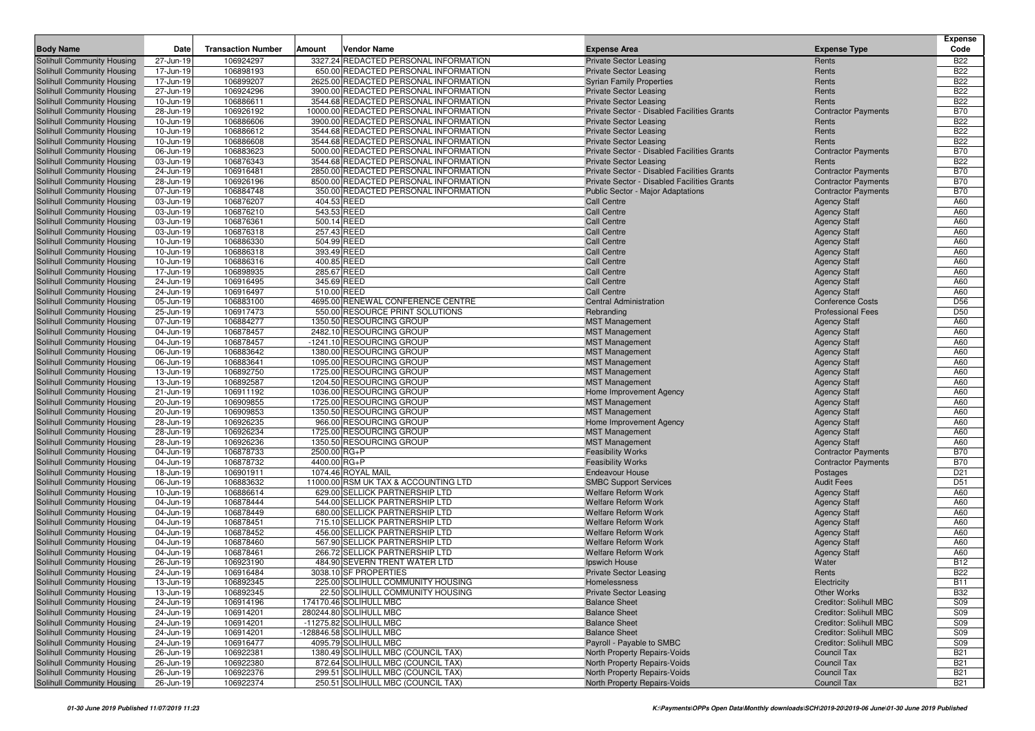| Body Name | Date | Transaction Number | Amount | Vendor Name | Expense Area | Expense Type | Expense Code |
|---|---|---|---|---|---|---|---|
| Solihull Community Housing | 27-Jun-19 | 106924297 | 3327.24 | REDACTED PERSONAL INFORMATION | Private Sector Leasing | Rents | B22 |
| Solihull Community Housing | 17-Jun-19 | 106898193 | 650.00 | REDACTED PERSONAL INFORMATION | Private Sector Leasing | Rents | B22 |
| Solihull Community Housing | 17-Jun-19 | 106899207 | 2625.00 | REDACTED PERSONAL INFORMATION | Syrian Family Properties | Rents | B22 |
| Solihull Community Housing | 27-Jun-19 | 106924296 | 3900.00 | REDACTED PERSONAL INFORMATION | Private Sector Leasing | Rents | B22 |
| Solihull Community Housing | 10-Jun-19 | 106886611 | 3544.68 | REDACTED PERSONAL INFORMATION | Private Sector Leasing | Rents | B22 |
| Solihull Community Housing | 28-Jun-19 | 106926192 | 10000.00 | REDACTED PERSONAL INFORMATION | Private Sector - Disabled Facilities Grants | Contractor Payments | B70 |
| Solihull Community Housing | 10-Jun-19 | 106886606 | 3900.00 | REDACTED PERSONAL INFORMATION | Private Sector Leasing | Rents | B22 |
| Solihull Community Housing | 10-Jun-19 | 106886612 | 3544.68 | REDACTED PERSONAL INFORMATION | Private Sector Leasing | Rents | B22 |
| Solihull Community Housing | 10-Jun-19 | 106886608 | 3544.68 | REDACTED PERSONAL INFORMATION | Private Sector Leasing | Rents | B22 |
| Solihull Community Housing | 06-Jun-19 | 106883623 | 5000.00 | REDACTED PERSONAL INFORMATION | Private Sector - Disabled Facilities Grants | Contractor Payments | B70 |
| Solihull Community Housing | 03-Jun-19 | 106876343 | 3544.68 | REDACTED PERSONAL INFORMATION | Private Sector Leasing | Rents | B22 |
| Solihull Community Housing | 24-Jun-19 | 106916481 | 2850.00 | REDACTED PERSONAL INFORMATION | Private Sector - Disabled Facilities Grants | Contractor Payments | B70 |
| Solihull Community Housing | 28-Jun-19 | 106926196 | 8500.00 | REDACTED PERSONAL INFORMATION | Private Sector - Disabled Facilities Grants | Contractor Payments | B70 |
| Solihull Community Housing | 07-Jun-19 | 106884748 | 350.00 | REDACTED PERSONAL INFORMATION | Public Sector - Major Adaptations | Contractor Payments | B70 |
| Solihull Community Housing | 03-Jun-19 | 106876207 | 404.53 | REED | Call Centre | Agency Staff | A60 |
| Solihull Community Housing | 03-Jun-19 | 106876210 | 543.53 | REED | Call Centre | Agency Staff | A60 |
| Solihull Community Housing | 03-Jun-19 | 106876361 | 500.14 | REED | Call Centre | Agency Staff | A60 |
| Solihull Community Housing | 03-Jun-19 | 106876318 | 257.43 | REED | Call Centre | Agency Staff | A60 |
| Solihull Community Housing | 10-Jun-19 | 106886330 | 504.99 | REED | Call Centre | Agency Staff | A60 |
| Solihull Community Housing | 10-Jun-19 | 106886318 | 393.49 | REED | Call Centre | Agency Staff | A60 |
| Solihull Community Housing | 10-Jun-19 | 106886316 | 400.85 | REED | Call Centre | Agency Staff | A60 |
| Solihull Community Housing | 17-Jun-19 | 106898935 | 285.67 | REED | Call Centre | Agency Staff | A60 |
| Solihull Community Housing | 24-Jun-19 | 106916495 | 345.69 | REED | Call Centre | Agency Staff | A60 |
| Solihull Community Housing | 24-Jun-19 | 106916497 | 510.00 | REED | Call Centre | Agency Staff | A60 |
| Solihull Community Housing | 05-Jun-19 | 106883100 | 4695.00 | RENEWAL CONFERENCE CENTRE | Central Administration | Conference Costs | D56 |
| Solihull Community Housing | 25-Jun-19 | 106917473 | 550.00 | RESOURCE PRINT SOLUTIONS | Rebranding | Professional Fees | D50 |
| Solihull Community Housing | 07-Jun-19 | 106884277 | 1350.50 | RESOURCING GROUP | MST Management | Agency Staff | A60 |
| Solihull Community Housing | 04-Jun-19 | 106878457 | 2482.10 | RESOURCING GROUP | MST Management | Agency Staff | A60 |
| Solihull Community Housing | 04-Jun-19 | 106878457 | -1241.10 | RESOURCING GROUP | MST Management | Agency Staff | A60 |
| Solihull Community Housing | 06-Jun-19 | 106883642 | 1380.00 | RESOURCING GROUP | MST Management | Agency Staff | A60 |
| Solihull Community Housing | 06-Jun-19 | 106883641 | 1095.00 | RESOURCING GROUP | MST Management | Agency Staff | A60 |
| Solihull Community Housing | 13-Jun-19 | 106892750 | 1725.00 | RESOURCING GROUP | MST Management | Agency Staff | A60 |
| Solihull Community Housing | 13-Jun-19 | 106892587 | 1204.50 | RESOURCING GROUP | MST Management | Agency Staff | A60 |
| Solihull Community Housing | 21-Jun-19 | 106911192 | 1036.00 | RESOURCING GROUP | Home Improvement Agency | Agency Staff | A60 |
| Solihull Community Housing | 20-Jun-19 | 106909855 | 1725.00 | RESOURCING GROUP | MST Management | Agency Staff | A60 |
| Solihull Community Housing | 20-Jun-19 | 106909853 | 1350.50 | RESOURCING GROUP | MST Management | Agency Staff | A60 |
| Solihull Community Housing | 28-Jun-19 | 106926235 | 966.00 | RESOURCING GROUP | Home Improvement Agency | Agency Staff | A60 |
| Solihull Community Housing | 28-Jun-19 | 106926234 | 1725.00 | RESOURCING GROUP | MST Management | Agency Staff | A60 |
| Solihull Community Housing | 28-Jun-19 | 106926236 | 1350.50 | RESOURCING GROUP | MST Management | Agency Staff | A60 |
| Solihull Community Housing | 04-Jun-19 | 106878733 | 2500.00 | RG+P | Feasibility Works | Contractor Payments | B70 |
| Solihull Community Housing | 04-Jun-19 | 106878732 | 4400.00 | RG+P | Feasibility Works | Contractor Payments | B70 |
| Solihull Community Housing | 18-Jun-19 | 106901911 | 1074.46 | ROYAL MAIL | Endeavour House | Postages | D21 |
| Solihull Community Housing | 06-Jun-19 | 106883632 | 11000.00 | RSM UK TAX & ACCOUNTING LTD | SMBC Support Services | Audit Fees | D51 |
| Solihull Community Housing | 10-Jun-19 | 106886614 | 629.00 | SELLICK PARTNERSHIP LTD | Welfare Reform Work | Agency Staff | A60 |
| Solihull Community Housing | 04-Jun-19 | 106878444 | 544.00 | SELLICK PARTNERSHIP LTD | Welfare Reform Work | Agency Staff | A60 |
| Solihull Community Housing | 04-Jun-19 | 106878449 | 680.00 | SELLICK PARTNERSHIP LTD | Welfare Reform Work | Agency Staff | A60 |
| Solihull Community Housing | 04-Jun-19 | 106878451 | 715.10 | SELLICK PARTNERSHIP LTD | Welfare Reform Work | Agency Staff | A60 |
| Solihull Community Housing | 04-Jun-19 | 106878452 | 456.00 | SELLICK PARTNERSHIP LTD | Welfare Reform Work | Agency Staff | A60 |
| Solihull Community Housing | 04-Jun-19 | 106878460 | 567.90 | SELLICK PARTNERSHIP LTD | Welfare Reform Work | Agency Staff | A60 |
| Solihull Community Housing | 04-Jun-19 | 106878461 | 266.72 | SELLICK PARTNERSHIP LTD | Welfare Reform Work | Agency Staff | A60 |
| Solihull Community Housing | 26-Jun-19 | 106923190 | 484.90 | SEVERN TRENT WATER LTD | Ipswich House | Water | B12 |
| Solihull Community Housing | 24-Jun-19 | 106916484 | 3038.10 | SF PROPERTIES | Private Sector Leasing | Rents | B22 |
| Solihull Community Housing | 13-Jun-19 | 106892345 | 225.00 | SOLIHULL COMMUNITY HOUSING | Homelessness | Electricity | B11 |
| Solihull Community Housing | 13-Jun-19 | 106892345 | 22.50 | SOLIHULL COMMUNITY HOUSING | Private Sector Leasing | Other Works | B32 |
| Solihull Community Housing | 24-Jun-19 | 106914196 | 174170.46 | SOLIHULL MBC | Balance Sheet | Creditor: Solihull MBC | S09 |
| Solihull Community Housing | 24-Jun-19 | 106914201 | 280244.80 | SOLIHULL MBC | Balance Sheet | Creditor: Solihull MBC | S09 |
| Solihull Community Housing | 24-Jun-19 | 106914201 | -11275.82 | SOLIHULL MBC | Balance Sheet | Creditor: Solihull MBC | S09 |
| Solihull Community Housing | 24-Jun-19 | 106914201 | -128846.58 | SOLIHULL MBC | Balance Sheet | Creditor: Solihull MBC | S09 |
| Solihull Community Housing | 24-Jun-19 | 106916477 | 4095.79 | SOLIHULL MBC | Payroll - Payable to SMBC | Creditor: Solihull MBC | S09 |
| Solihull Community Housing | 26-Jun-19 | 106922381 | 1380.49 | SOLIHULL MBC (COUNCIL TAX) | North Property Repairs-Voids | Council Tax | B21 |
| Solihull Community Housing | 26-Jun-19 | 106922380 | 872.64 | SOLIHULL MBC (COUNCIL TAX) | North Property Repairs-Voids | Council Tax | B21 |
| Solihull Community Housing | 26-Jun-19 | 106922376 | 299.51 | SOLIHULL MBC (COUNCIL TAX) | North Property Repairs-Voids | Council Tax | B21 |
| Solihull Community Housing | 26-Jun-19 | 106922374 | 250.51 | SOLIHULL MBC (COUNCIL TAX) | North Property Repairs-Voids | Council Tax | B21 |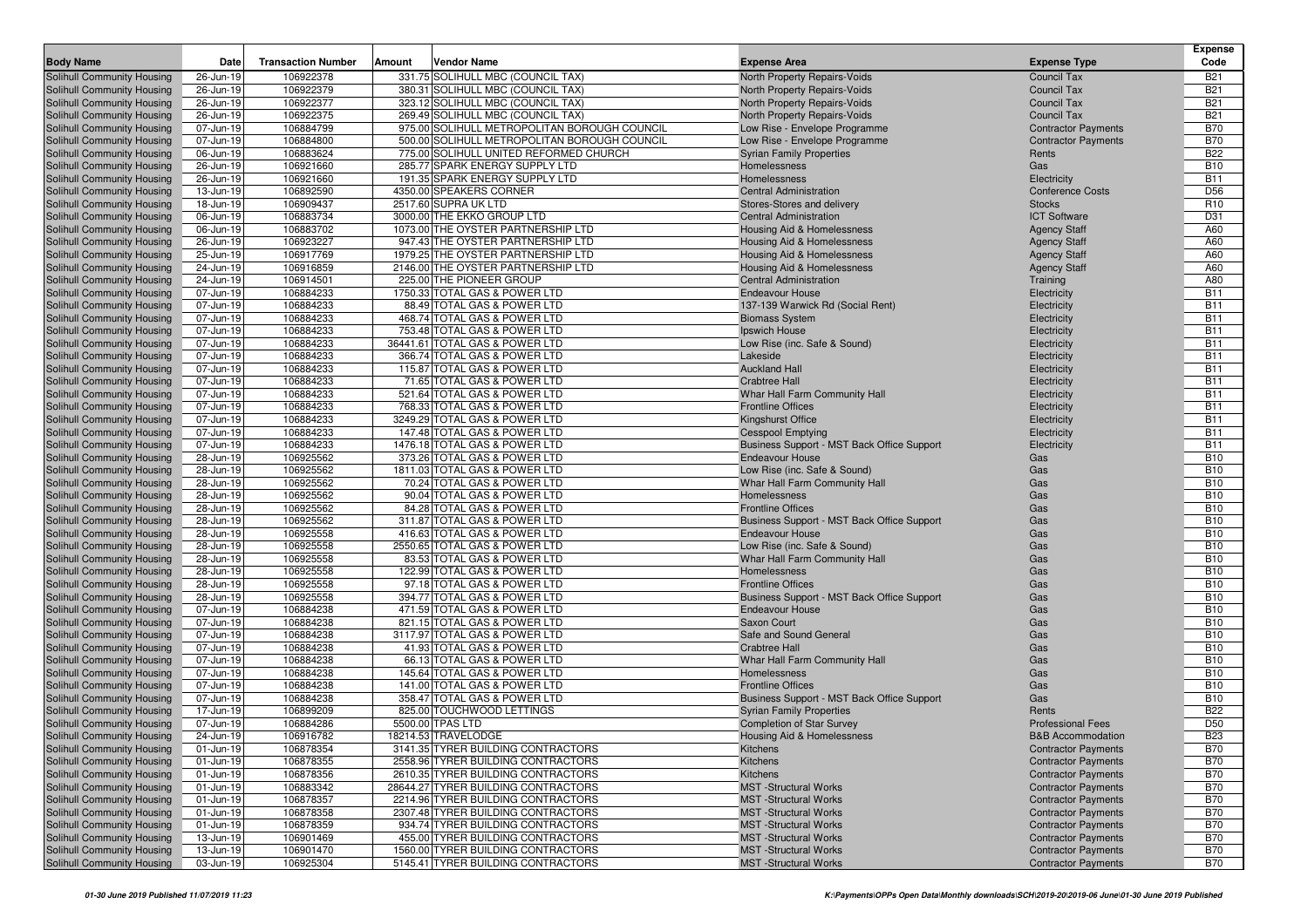| Body Name | Date | Transaction Number | Amount | Vendor Name | Expense Area | Expense Type | Expense Code |
|---|---|---|---|---|---|---|---|
| Solihull Community Housing | 26-Jun-19 | 106922378 | 331.75 | SOLIHULL MBC (COUNCIL TAX) | North Property Repairs-Voids | Council Tax | B21 |
| Solihull Community Housing | 26-Jun-19 | 106922379 | 380.31 | SOLIHULL MBC (COUNCIL TAX) | North Property Repairs-Voids | Council Tax | B21 |
| Solihull Community Housing | 26-Jun-19 | 106922377 | 323.12 | SOLIHULL MBC (COUNCIL TAX) | North Property Repairs-Voids | Council Tax | B21 |
| Solihull Community Housing | 26-Jun-19 | 106922375 | 269.49 | SOLIHULL MBC (COUNCIL TAX) | North Property Repairs-Voids | Council Tax | B21 |
| Solihull Community Housing | 07-Jun-19 | 106884799 | 975.00 | SOLIHULL METROPOLITAN BOROUGH COUNCIL | Low Rise - Envelope Programme | Contractor Payments | B70 |
| Solihull Community Housing | 07-Jun-19 | 106884800 | 500.00 | SOLIHULL METROPOLITAN BOROUGH COUNCIL | Low Rise - Envelope Programme | Contractor Payments | B70 |
| Solihull Community Housing | 06-Jun-19 | 106883624 | 775.00 | SOLIHULL UNITED REFORMED CHURCH | Syrian Family Properties | Rents | B22 |
| Solihull Community Housing | 26-Jun-19 | 106921660 | 285.77 | SPARK ENERGY SUPPLY LTD | Homelessness | Gas | B10 |
| Solihull Community Housing | 26-Jun-19 | 106921660 | 191.35 | SPARK ENERGY SUPPLY LTD | Homelessness | Electricity | B11 |
| Solihull Community Housing | 13-Jun-19 | 106892590 | 4350.00 | SPEAKERS CORNER | Central Administration | Conference Costs | D56 |
| Solihull Community Housing | 18-Jun-19 | 106909437 | 2517.60 | SUPRA UK LTD | Stores-Stores and delivery | Stocks | R10 |
| Solihull Community Housing | 06-Jun-19 | 106883734 | 3000.00 | THE EKKO GROUP LTD | Central Administration | ICT Software | D31 |
| Solihull Community Housing | 06-Jun-19 | 106883702 | 1073.00 | THE OYSTER PARTNERSHIP LTD | Housing Aid & Homelessness | Agency Staff | A60 |
| Solihull Community Housing | 26-Jun-19 | 106923227 | 947.43 | THE OYSTER PARTNERSHIP LTD | Housing Aid & Homelessness | Agency Staff | A60 |
| Solihull Community Housing | 25-Jun-19 | 106917769 | 1979.25 | THE OYSTER PARTNERSHIP LTD | Housing Aid & Homelessness | Agency Staff | A60 |
| Solihull Community Housing | 24-Jun-19 | 106916859 | 2146.00 | THE OYSTER PARTNERSHIP LTD | Housing Aid & Homelessness | Agency Staff | A60 |
| Solihull Community Housing | 24-Jun-19 | 106914501 | 225.00 | THE PIONEER GROUP | Central Administration | Training | A80 |
| Solihull Community Housing | 07-Jun-19 | 106884233 | 1750.33 | TOTAL GAS & POWER LTD | Endeavour House | Electricity | B11 |
| Solihull Community Housing | 07-Jun-19 | 106884233 | 88.49 | TOTAL GAS & POWER LTD | 137-139 Warwick Rd (Social Rent) | Electricity | B11 |
| Solihull Community Housing | 07-Jun-19 | 106884233 | 468.74 | TOTAL GAS & POWER LTD | Biomass System | Electricity | B11 |
| Solihull Community Housing | 07-Jun-19 | 106884233 | 753.48 | TOTAL GAS & POWER LTD | Ipswich House | Electricity | B11 |
| Solihull Community Housing | 07-Jun-19 | 106884233 | 36441.61 | TOTAL GAS & POWER LTD | Low Rise (inc. Safe & Sound) | Electricity | B11 |
| Solihull Community Housing | 07-Jun-19 | 106884233 | 366.74 | TOTAL GAS & POWER LTD | Lakeside | Electricity | B11 |
| Solihull Community Housing | 07-Jun-19 | 106884233 | 115.87 | TOTAL GAS & POWER LTD | Auckland Hall | Electricity | B11 |
| Solihull Community Housing | 07-Jun-19 | 106884233 | 71.65 | TOTAL GAS & POWER LTD | Crabtree Hall | Electricity | B11 |
| Solihull Community Housing | 07-Jun-19 | 106884233 | 521.64 | TOTAL GAS & POWER LTD | Whar Hall Farm Community Hall | Electricity | B11 |
| Solihull Community Housing | 07-Jun-19 | 106884233 | 768.33 | TOTAL GAS & POWER LTD | Frontline Offices | Electricity | B11 |
| Solihull Community Housing | 07-Jun-19 | 106884233 | 3249.29 | TOTAL GAS & POWER LTD | Kingshurst Office | Electricity | B11 |
| Solihull Community Housing | 07-Jun-19 | 106884233 | 147.48 | TOTAL GAS & POWER LTD | Cesspool Emptying | Electricity | B11 |
| Solihull Community Housing | 07-Jun-19 | 106884233 | 1476.18 | TOTAL GAS & POWER LTD | Business Support - MST Back Office Support | Electricity | B11 |
| Solihull Community Housing | 28-Jun-19 | 106925562 | 373.26 | TOTAL GAS & POWER LTD | Endeavour House | Gas | B10 |
| Solihull Community Housing | 28-Jun-19 | 106925562 | 1811.03 | TOTAL GAS & POWER LTD | Low Rise (inc. Safe & Sound) | Gas | B10 |
| Solihull Community Housing | 28-Jun-19 | 106925562 | 70.24 | TOTAL GAS & POWER LTD | Whar Hall Farm Community Hall | Gas | B10 |
| Solihull Community Housing | 28-Jun-19 | 106925562 | 90.04 | TOTAL GAS & POWER LTD | Homelessness | Gas | B10 |
| Solihull Community Housing | 28-Jun-19 | 106925562 | 84.28 | TOTAL GAS & POWER LTD | Frontline Offices | Gas | B10 |
| Solihull Community Housing | 28-Jun-19 | 106925562 | 311.87 | TOTAL GAS & POWER LTD | Business Support - MST Back Office Support | Gas | B10 |
| Solihull Community Housing | 28-Jun-19 | 106925558 | 416.63 | TOTAL GAS & POWER LTD | Endeavour House | Gas | B10 |
| Solihull Community Housing | 28-Jun-19 | 106925558 | 2550.65 | TOTAL GAS & POWER LTD | Low Rise (inc. Safe & Sound) | Gas | B10 |
| Solihull Community Housing | 28-Jun-19 | 106925558 | 83.53 | TOTAL GAS & POWER LTD | Whar Hall Farm Community Hall | Gas | B10 |
| Solihull Community Housing | 28-Jun-19 | 106925558 | 122.99 | TOTAL GAS & POWER LTD | Homelessness | Gas | B10 |
| Solihull Community Housing | 28-Jun-19 | 106925558 | 97.18 | TOTAL GAS & POWER LTD | Frontline Offices | Gas | B10 |
| Solihull Community Housing | 28-Jun-19 | 106925558 | 394.77 | TOTAL GAS & POWER LTD | Business Support - MST Back Office Support | Gas | B10 |
| Solihull Community Housing | 07-Jun-19 | 106884238 | 471.59 | TOTAL GAS & POWER LTD | Endeavour House | Gas | B10 |
| Solihull Community Housing | 07-Jun-19 | 106884238 | 821.15 | TOTAL GAS & POWER LTD | Saxon Court | Gas | B10 |
| Solihull Community Housing | 07-Jun-19 | 106884238 | 3117.97 | TOTAL GAS & POWER LTD | Safe and Sound General | Gas | B10 |
| Solihull Community Housing | 07-Jun-19 | 106884238 | 41.93 | TOTAL GAS & POWER LTD | Crabtree Hall | Gas | B10 |
| Solihull Community Housing | 07-Jun-19 | 106884238 | 66.13 | TOTAL GAS & POWER LTD | Whar Hall Farm Community Hall | Gas | B10 |
| Solihull Community Housing | 07-Jun-19 | 106884238 | 145.64 | TOTAL GAS & POWER LTD | Homelessness | Gas | B10 |
| Solihull Community Housing | 07-Jun-19 | 106884238 | 141.00 | TOTAL GAS & POWER LTD | Frontline Offices | Gas | B10 |
| Solihull Community Housing | 07-Jun-19 | 106884238 | 358.47 | TOTAL GAS & POWER LTD | Business Support - MST Back Office Support | Gas | B10 |
| Solihull Community Housing | 17-Jun-19 | 106899209 | 825.00 | TOUCHWOOD LETTINGS | Syrian Family Properties | Rents | B22 |
| Solihull Community Housing | 07-Jun-19 | 106884286 | 5500.00 | TPAS LTD | Completion of Star Survey | Professional Fees | D50 |
| Solihull Community Housing | 24-Jun-19 | 106916782 | 18214.53 | TRAVELODGE | Housing Aid & Homelessness | B&B Accommodation | B23 |
| Solihull Community Housing | 01-Jun-19 | 106878354 | 3141.35 | TYRER BUILDING CONTRACTORS | Kitchens | Contractor Payments | B70 |
| Solihull Community Housing | 01-Jun-19 | 106878355 | 2558.96 | TYRER BUILDING CONTRACTORS | Kitchens | Contractor Payments | B70 |
| Solihull Community Housing | 01-Jun-19 | 106878356 | 2610.35 | TYRER BUILDING CONTRACTORS | Kitchens | Contractor Payments | B70 |
| Solihull Community Housing | 01-Jun-19 | 106883342 | 28644.27 | TYRER BUILDING CONTRACTORS | MST -Structural Works | Contractor Payments | B70 |
| Solihull Community Housing | 01-Jun-19 | 106878357 | 2214.96 | TYRER BUILDING CONTRACTORS | MST -Structural Works | Contractor Payments | B70 |
| Solihull Community Housing | 01-Jun-19 | 106878358 | 2307.48 | TYRER BUILDING CONTRACTORS | MST -Structural Works | Contractor Payments | B70 |
| Solihull Community Housing | 01-Jun-19 | 106878359 | 934.74 | TYRER BUILDING CONTRACTORS | MST -Structural Works | Contractor Payments | B70 |
| Solihull Community Housing | 13-Jun-19 | 106901469 | 455.00 | TYRER BUILDING CONTRACTORS | MST -Structural Works | Contractor Payments | B70 |
| Solihull Community Housing | 13-Jun-19 | 106901470 | 1560.00 | TYRER BUILDING CONTRACTORS | MST -Structural Works | Contractor Payments | B70 |
| Solihull Community Housing | 03-Jun-19 | 106925304 | 5145.41 | TYRER BUILDING CONTRACTORS | MST -Structural Works | Contractor Payments | B70 |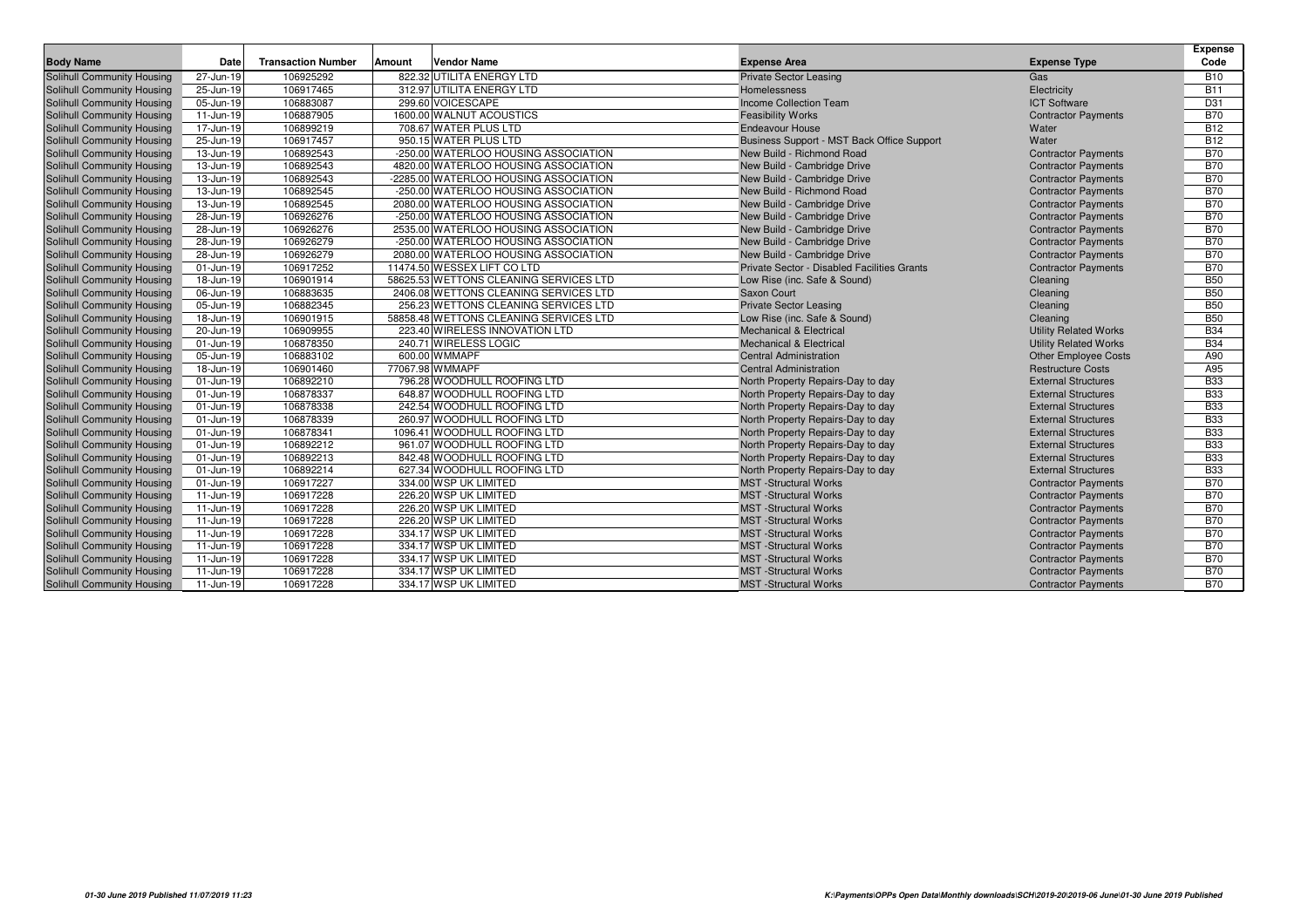| Body Name | Date | Transaction Number | Amount | Vendor Name | Expense Area | Expense Type | Expense Code |
|---|---|---|---|---|---|---|---|
| Solihull Community Housing | 27-Jun-19 | 106925292 | 822.32 | UTILITA ENERGY LTD | Private Sector Leasing | Gas | B10 |
| Solihull Community Housing | 25-Jun-19 | 106917465 | 312.97 | UTILITA ENERGY LTD | Homelessness | Electricity | B11 |
| Solihull Community Housing | 05-Jun-19 | 106883087 | 299.60 | VOICESCAPE | Income Collection Team | ICT Software | D31 |
| Solihull Community Housing | 11-Jun-19 | 106887905 | 1600.00 | WALNUT ACOUSTICS | Feasibility Works | Contractor Payments | B70 |
| Solihull Community Housing | 17-Jun-19 | 106899219 | 708.67 | WATER PLUS LTD | Endeavour House | Water | B12 |
| Solihull Community Housing | 25-Jun-19 | 106917457 | 950.15 | WATER PLUS LTD | Business Support - MST Back Office Support | Water | B12 |
| Solihull Community Housing | 13-Jun-19 | 106892543 | -250.00 | WATERLOO HOUSING ASSOCIATION | New Build - Richmond Road | Contractor Payments | B70 |
| Solihull Community Housing | 13-Jun-19 | 106892543 | 4820.00 | WATERLOO HOUSING ASSOCIATION | New Build - Cambridge Drive | Contractor Payments | B70 |
| Solihull Community Housing | 13-Jun-19 | 106892543 | -2285.00 | WATERLOO HOUSING ASSOCIATION | New Build - Cambridge Drive | Contractor Payments | B70 |
| Solihull Community Housing | 13-Jun-19 | 106892545 | -250.00 | WATERLOO HOUSING ASSOCIATION | New Build - Richmond Road | Contractor Payments | B70 |
| Solihull Community Housing | 13-Jun-19 | 106892545 | 2080.00 | WATERLOO HOUSING ASSOCIATION | New Build - Cambridge Drive | Contractor Payments | B70 |
| Solihull Community Housing | 28-Jun-19 | 106926276 | -250.00 | WATERLOO HOUSING ASSOCIATION | New Build - Cambridge Drive | Contractor Payments | B70 |
| Solihull Community Housing | 28-Jun-19 | 106926276 | 2535.00 | WATERLOO HOUSING ASSOCIATION | New Build - Cambridge Drive | Contractor Payments | B70 |
| Solihull Community Housing | 28-Jun-19 | 106926279 | -250.00 | WATERLOO HOUSING ASSOCIATION | New Build - Cambridge Drive | Contractor Payments | B70 |
| Solihull Community Housing | 28-Jun-19 | 106926279 | 2080.00 | WATERLOO HOUSING ASSOCIATION | New Build - Cambridge Drive | Contractor Payments | B70 |
| Solihull Community Housing | 01-Jun-19 | 106917252 | 11474.50 | WESSEX LIFT CO LTD | Private Sector - Disabled Facilities Grants | Contractor Payments | B70 |
| Solihull Community Housing | 18-Jun-19 | 106901914 | 58625.53 | WETTONS CLEANING SERVICES LTD | Low Rise (inc. Safe & Sound) | Cleaning | B50 |
| Solihull Community Housing | 06-Jun-19 | 106883635 | 2406.08 | WETTONS CLEANING SERVICES LTD | Saxon Court | Cleaning | B50 |
| Solihull Community Housing | 05-Jun-19 | 106882345 | 256.23 | WETTONS CLEANING SERVICES LTD | Private Sector Leasing | Cleaning | B50 |
| Solihull Community Housing | 18-Jun-19 | 106901915 | 58858.48 | WETTONS CLEANING SERVICES LTD | Low Rise (inc. Safe & Sound) | Cleaning | B50 |
| Solihull Community Housing | 20-Jun-19 | 106909955 | 223.40 | WIRELESS INNOVATION LTD | Mechanical & Electrical | Utility Related Works | B34 |
| Solihull Community Housing | 01-Jun-19 | 106878350 | 240.71 | WIRELESS LOGIC | Mechanical & Electrical | Utility Related Works | B34 |
| Solihull Community Housing | 05-Jun-19 | 106883102 | 600.00 | WMMAPF | Central Administration | Other Employee Costs | A90 |
| Solihull Community Housing | 18-Jun-19 | 106901460 | 77067.98 | WMMAPF | Central Administration | Restructure Costs | A95 |
| Solihull Community Housing | 01-Jun-19 | 106892210 | 796.28 | WOODHULL ROOFING LTD | North Property Repairs-Day to day | External Structures | B33 |
| Solihull Community Housing | 01-Jun-19 | 106878337 | 648.87 | WOODHULL ROOFING LTD | North Property Repairs-Day to day | External Structures | B33 |
| Solihull Community Housing | 01-Jun-19 | 106878338 | 242.54 | WOODHULL ROOFING LTD | North Property Repairs-Day to day | External Structures | B33 |
| Solihull Community Housing | 01-Jun-19 | 106878339 | 260.97 | WOODHULL ROOFING LTD | North Property Repairs-Day to day | External Structures | B33 |
| Solihull Community Housing | 01-Jun-19 | 106878341 | 1096.41 | WOODHULL ROOFING LTD | North Property Repairs-Day to day | External Structures | B33 |
| Solihull Community Housing | 01-Jun-19 | 106892212 | 961.07 | WOODHULL ROOFING LTD | North Property Repairs-Day to day | External Structures | B33 |
| Solihull Community Housing | 01-Jun-19 | 106892213 | 842.48 | WOODHULL ROOFING LTD | North Property Repairs-Day to day | External Structures | B33 |
| Solihull Community Housing | 01-Jun-19 | 106892214 | 627.34 | WOODHULL ROOFING LTD | North Property Repairs-Day to day | External Structures | B33 |
| Solihull Community Housing | 01-Jun-19 | 106917227 | 334.00 | WSP UK LIMITED | MST -Structural Works | Contractor Payments | B70 |
| Solihull Community Housing | 11-Jun-19 | 106917228 | 226.20 | WSP UK LIMITED | MST -Structural Works | Contractor Payments | B70 |
| Solihull Community Housing | 11-Jun-19 | 106917228 | 226.20 | WSP UK LIMITED | MST -Structural Works | Contractor Payments | B70 |
| Solihull Community Housing | 11-Jun-19 | 106917228 | 226.20 | WSP UK LIMITED | MST -Structural Works | Contractor Payments | B70 |
| Solihull Community Housing | 11-Jun-19 | 106917228 | 334.17 | WSP UK LIMITED | MST -Structural Works | Contractor Payments | B70 |
| Solihull Community Housing | 11-Jun-19 | 106917228 | 334.17 | WSP UK LIMITED | MST -Structural Works | Contractor Payments | B70 |
| Solihull Community Housing | 11-Jun-19 | 106917228 | 334.17 | WSP UK LIMITED | MST -Structural Works | Contractor Payments | B70 |
| Solihull Community Housing | 11-Jun-19 | 106917228 | 334.17 | WSP UK LIMITED | MST -Structural Works | Contractor Payments | B70 |
| Solihull Community Housing | 11-Jun-19 | 106917228 | 334.17 | WSP UK LIMITED | MST -Structural Works | Contractor Payments | B70 |